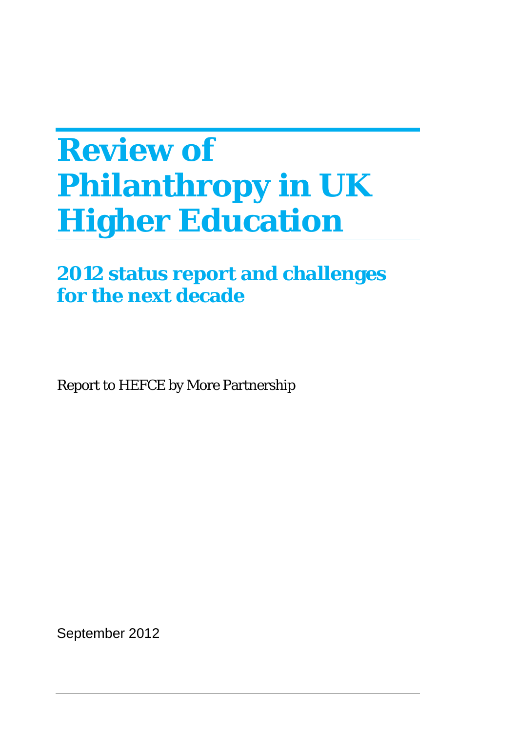# Review of Philanthropy in UK Higher Education

## 2012 status report and challenges for the next decade

Report to HEFCE by More Partnership

September 2012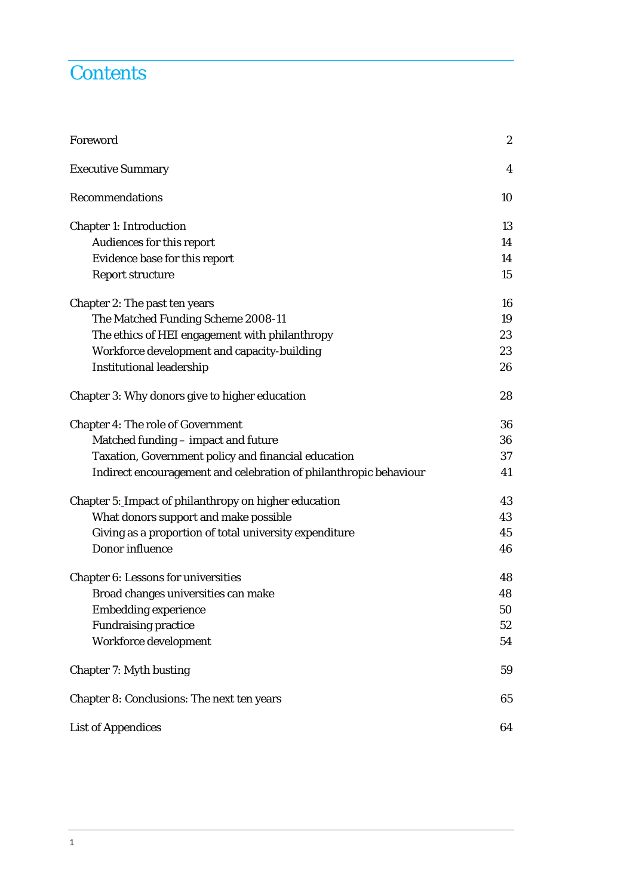# Contents

| | |
|---|---|
| Foreword | 2 |
| Executive Summary | 4 |
| Recommendations | 10 |
| Chapter 1: Introduction | 13 |
| Audiences for this report | 14 |
| Evidence base for this report | 14 |
| Report structure | 15 |
| Chapter 2: The past ten years | 16 |
| The Matched Funding Scheme 2008-11 | 19 |
| The ethics of HEI engagement with philanthropy | 23 |
| Workforce development and capacity-building | 23 |
| Institutional leadership | 26 |
| Chapter 3: Why donors give to higher education | 28 |
| Chapter 4: The role of Government | 36 |
| Matched funding – impact and future | 36 |
| Taxation, Government policy and financial education | 37 |
| Indirect encouragement and celebration of philanthropic behaviour | 41 |
| Chapter 5: Impact of philanthropy on higher education | 43 |
| What donors support and make possible | 43 |
| Giving as a proportion of total university expenditure | 45 |
| Donor influence | 46 |
| Chapter 6: Lessons for universities | 48 |
| Broad changes universities can make | 48 |
| Embedding experience | 50 |
| Fundraising practice | 52 |
| Workforce development | 54 |
| Chapter 7: Myth busting | 59 |
| Chapter 8: Conclusions: The next ten years | 65 |
| List of Appendices | 64 |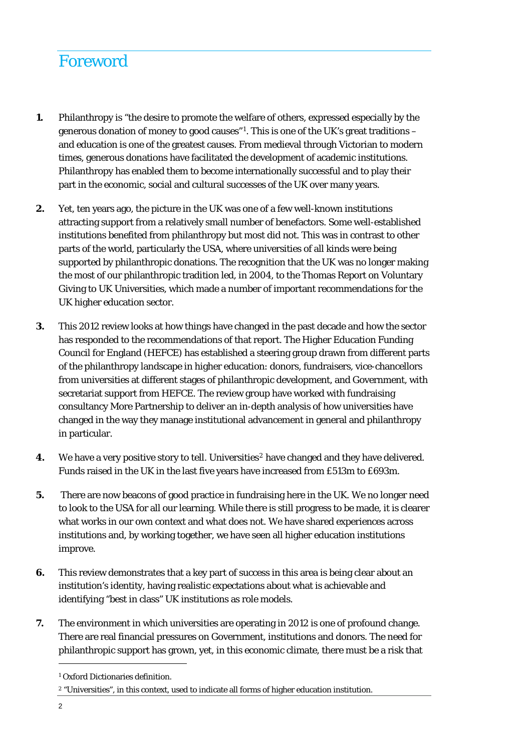# Foreword

**1.** Philanthropy is "the desire to promote the welfare of others, expressed especially by the generous donation of money to good causes"[1]. This is one of the UK's great traditions – and education is one of the greatest causes. From medieval through Victorian to modern times, generous donations have facilitated the development of academic institutions. Philanthropy has enabled them to become internationally successful and to play their part in the economic, social and cultural successes of the UK over many years.

**2.** Yet, ten years ago, the picture in the UK was one of a few well-known institutions attracting support from a relatively small number of benefactors. Some well-established institutions benefited from philanthropy but most did not. This was in contrast to other parts of the world, particularly the USA, where universities of all kinds were being supported by philanthropic donations. The recognition that the UK was no longer making the most of our philanthropic tradition led, in 2004, to the Thomas Report on Voluntary Giving to UK Universities, which made a number of important recommendations for the UK higher education sector.

**3.** This 2012 review looks at how things have changed in the past decade and how the sector has responded to the recommendations of that report. The Higher Education Funding Council for England (HEFCE) has established a steering group drawn from different parts of the philanthropy landscape in higher education: donors, fundraisers, vice-chancellors from universities at different stages of philanthropic development, and Government, with secretariat support from HEFCE. The review group have worked with fundraising consultancy More Partnership to deliver an in-depth analysis of how universities have changed in the way they manage institutional advancement in general and philanthropy in particular.

**4.** We have a very positive story to tell. Universities[2] have changed and they have delivered. Funds raised in the UK in the last five years have increased from £513m to £693m.

**5.** There are now beacons of good practice in fundraising here in the UK. We no longer need to look to the USA for all our learning. While there is still progress to be made, it is clearer what works in our own context and what does not. We have shared experiences across institutions and, by working together, we have seen all higher education institutions improve.

**6.** This review demonstrates that a key part of success in this area is being clear about an institution's identity, having realistic expectations about what is achievable and identifying "best in class" UK institutions as role models.

**7.** The environment in which universities are operating in 2012 is one of profound change. There are real financial pressures on Government, institutions and donors. The need for philanthropic support has grown, yet, in this economic climate, there must be a risk that

---

[1] Oxford Dictionaries definition.

[2] "Universities", in this context, used to indicate all forms of higher education institution.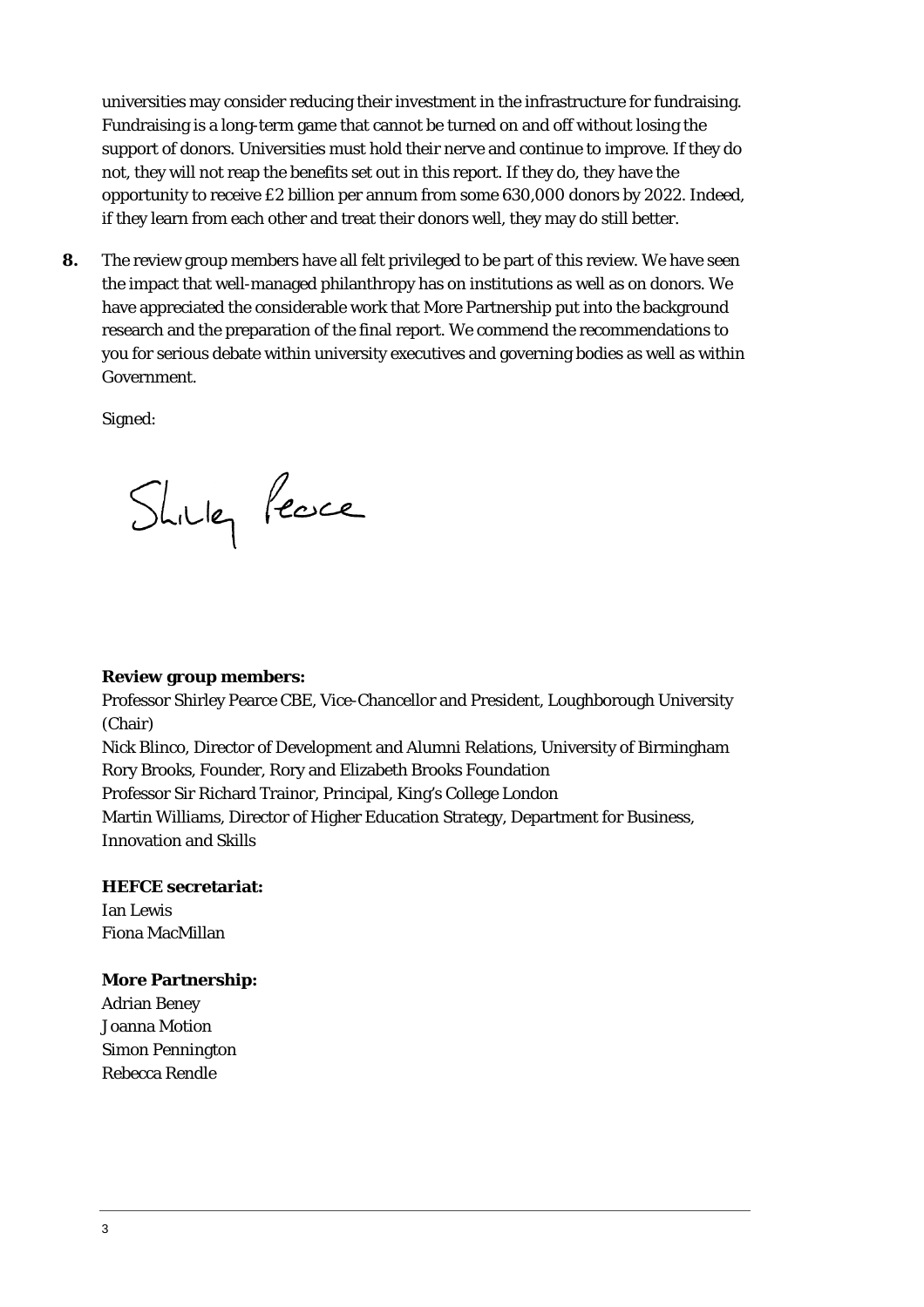universities may consider reducing their investment in the infrastructure for fundraising. Fundraising is a long-term game that cannot be turned on and off without losing the support of donors. Universities must hold their nerve and continue to improve. If they do not, they will not reap the benefits set out in this report. If they do, they have the opportunity to receive £2 billion per annum from some 630,000 donors by 2022. Indeed, if they learn from each other and treat their donors well, they may do still better.

**8.** The review group members have all felt privileged to be part of this review. We have seen the impact that well-managed philanthropy has on institutions as well as on donors. We have appreciated the considerable work that More Partnership put into the background research and the preparation of the final report. We commend the recommendations to you for serious debate within university executives and governing bodies as well as within Government.

Signed:

Shirley Pearce

**Review group members:**

Professor Shirley Pearce CBE, Vice-Chancellor and President, Loughborough University (Chair)
Nick Blinco, Director of Development and Alumni Relations, University of Birmingham
Rory Brooks, Founder, Rory and Elizabeth Brooks Foundation
Professor Sir Richard Trainor, Principal, King's College London
Martin Williams, Director of Higher Education Strategy, Department for Business, Innovation and Skills

**HEFCE secretariat:**

Ian Lewis
Fiona MacMillan

**More Partnership:**

Adrian Beney
Joanna Motion
Simon Pennington
Rebecca Rendle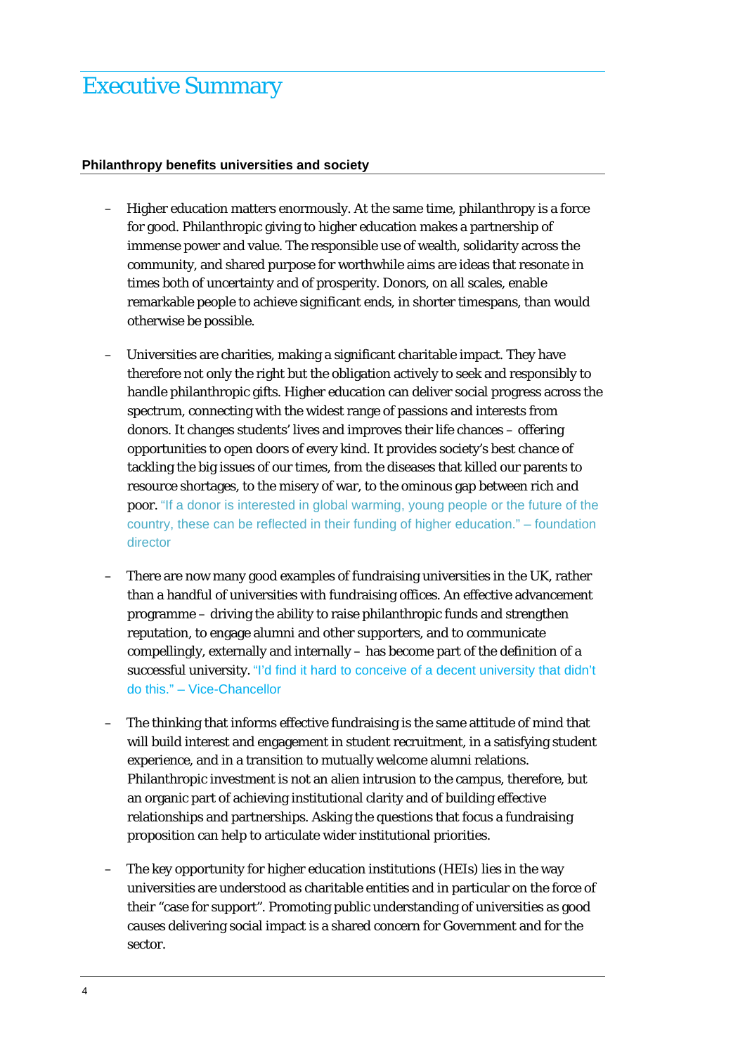# Executive Summary

**Philanthropy benefits universities and society**

- Higher education matters enormously. At the same time, philanthropy is a force for good. Philanthropic giving to higher education makes a partnership of immense power and value. The responsible use of wealth, solidarity across the community, and shared purpose for worthwhile aims are ideas that resonate in times both of uncertainty and of prosperity. Donors, on all scales, enable remarkable people to achieve significant ends, in shorter timespans, than would otherwise be possible.

- Universities are charities, making a significant charitable impact. They have therefore not only the right but the obligation actively to seek and responsibly to handle philanthropic gifts. Higher education can deliver social progress across the spectrum, connecting with the widest range of passions and interests from donors. It changes students' lives and improves their life chances – offering opportunities to open doors of every kind. It provides society's best chance of tackling the big issues of our times, from the diseases that killed our parents to resource shortages, to the misery of war, to the ominous gap between rich and poor. "If a donor is interested in global warming, young people or the future of the country, these can be reflected in their funding of higher education." – foundation director

- There are now many good examples of fundraising universities in the UK, rather than a handful of universities with fundraising offices. An effective advancement programme – driving the ability to raise philanthropic funds and strengthen reputation, to engage alumni and other supporters, and to communicate compellingly, externally and internally – has become part of the definition of a successful university. "I'd find it hard to conceive of a decent university that didn't do this." – Vice-Chancellor

- The thinking that informs effective fundraising is the same attitude of mind that will build interest and engagement in student recruitment, in a satisfying student experience, and in a transition to mutually welcome alumni relations. Philanthropic investment is not an alien intrusion to the campus, therefore, but an organic part of achieving institutional clarity and of building effective relationships and partnerships. Asking the questions that focus a fundraising proposition can help to articulate wider institutional priorities.

- The key opportunity for higher education institutions (HEIs) lies in the way universities are understood as charitable entities and in particular on the force of their "case for support". Promoting public understanding of universities as good causes delivering social impact is a shared concern for Government and for the sector.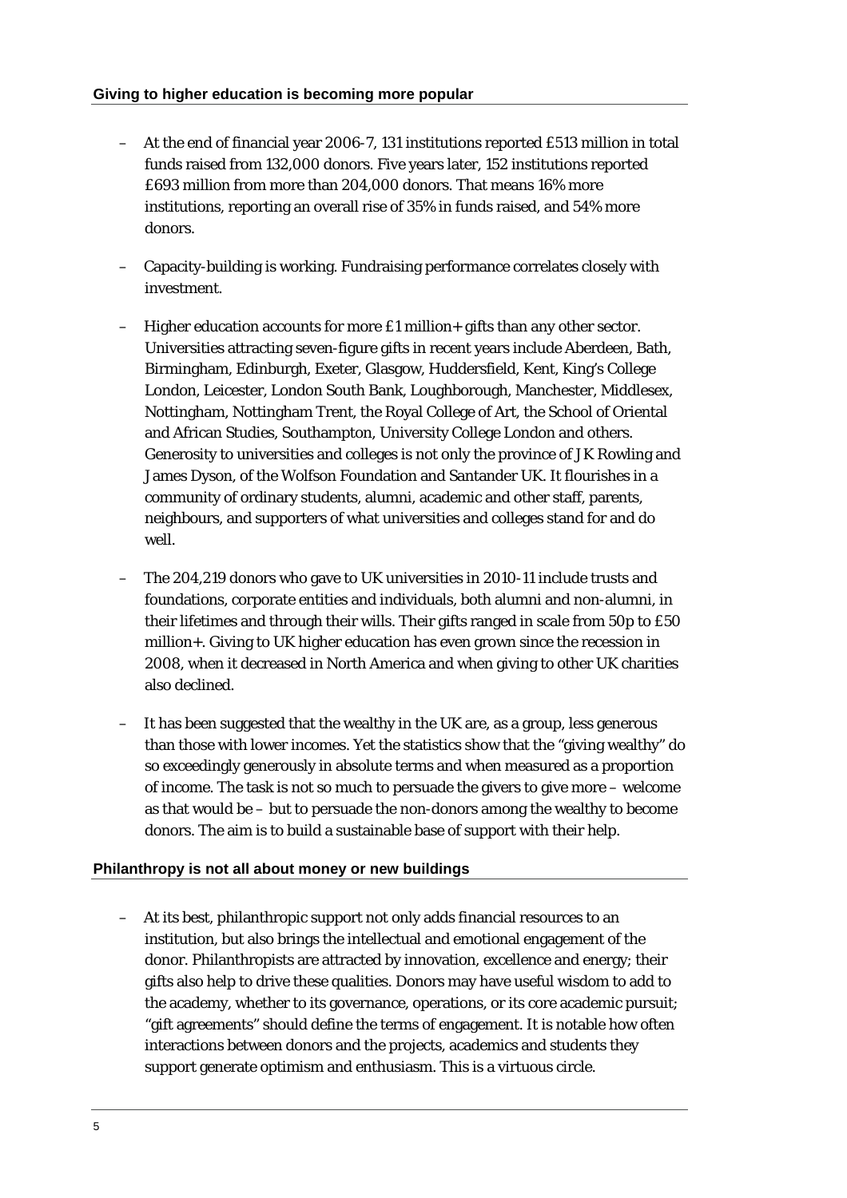### Giving to higher education is becoming more popular

- At the end of financial year 2006-7, 131 institutions reported £513 million in total funds raised from 132,000 donors. Five years later, 152 institutions reported £693 million from more than 204,000 donors. That means 16% more institutions, reporting an overall rise of 35% in funds raised, and 54% more donors.

- Capacity-building is working. Fundraising performance correlates closely with investment.

- Higher education accounts for more £1 million+ gifts than any other sector. Universities attracting seven-figure gifts in recent years include Aberdeen, Bath, Birmingham, Edinburgh, Exeter, Glasgow, Huddersfield, Kent, King's College London, Leicester, London South Bank, Loughborough, Manchester, Middlesex, Nottingham, Nottingham Trent, the Royal College of Art, the School of Oriental and African Studies, Southampton, University College London and others. Generosity to universities and colleges is not only the province of JK Rowling and James Dyson, of the Wolfson Foundation and Santander UK. It flourishes in a community of ordinary students, alumni, academic and other staff, parents, neighbours, and supporters of what universities and colleges stand for and do well.

- The 204,219 donors who gave to UK universities in 2010-11 include trusts and foundations, corporate entities and individuals, both alumni and non-alumni, in their lifetimes and through their wills. Their gifts ranged in scale from 50p to £50 million+. Giving to UK higher education has even grown since the recession in 2008, when it decreased in North America and when giving to other UK charities also declined.

- It has been suggested that the wealthy in the UK are, as a group, less generous than those with lower incomes. Yet the statistics show that the "giving wealthy" do so exceedingly generously in absolute terms and when measured as a proportion of income. The task is not so much to persuade the givers to give more – welcome as that would be – but to persuade the non-donors among the wealthy to become donors. The aim is to build a sustainable base of support with their help.

### Philanthropy is not all about money or new buildings

- At its best, philanthropic support not only adds financial resources to an institution, but also brings the intellectual and emotional engagement of the donor. Philanthropists are attracted by innovation, excellence and energy; their gifts also help to drive these qualities. Donors may have useful wisdom to add to the academy, whether to its governance, operations, or its core academic pursuit; "gift agreements" should define the terms of engagement. It is notable how often interactions between donors and the projects, academics and students they support generate optimism and enthusiasm. This is a virtuous circle.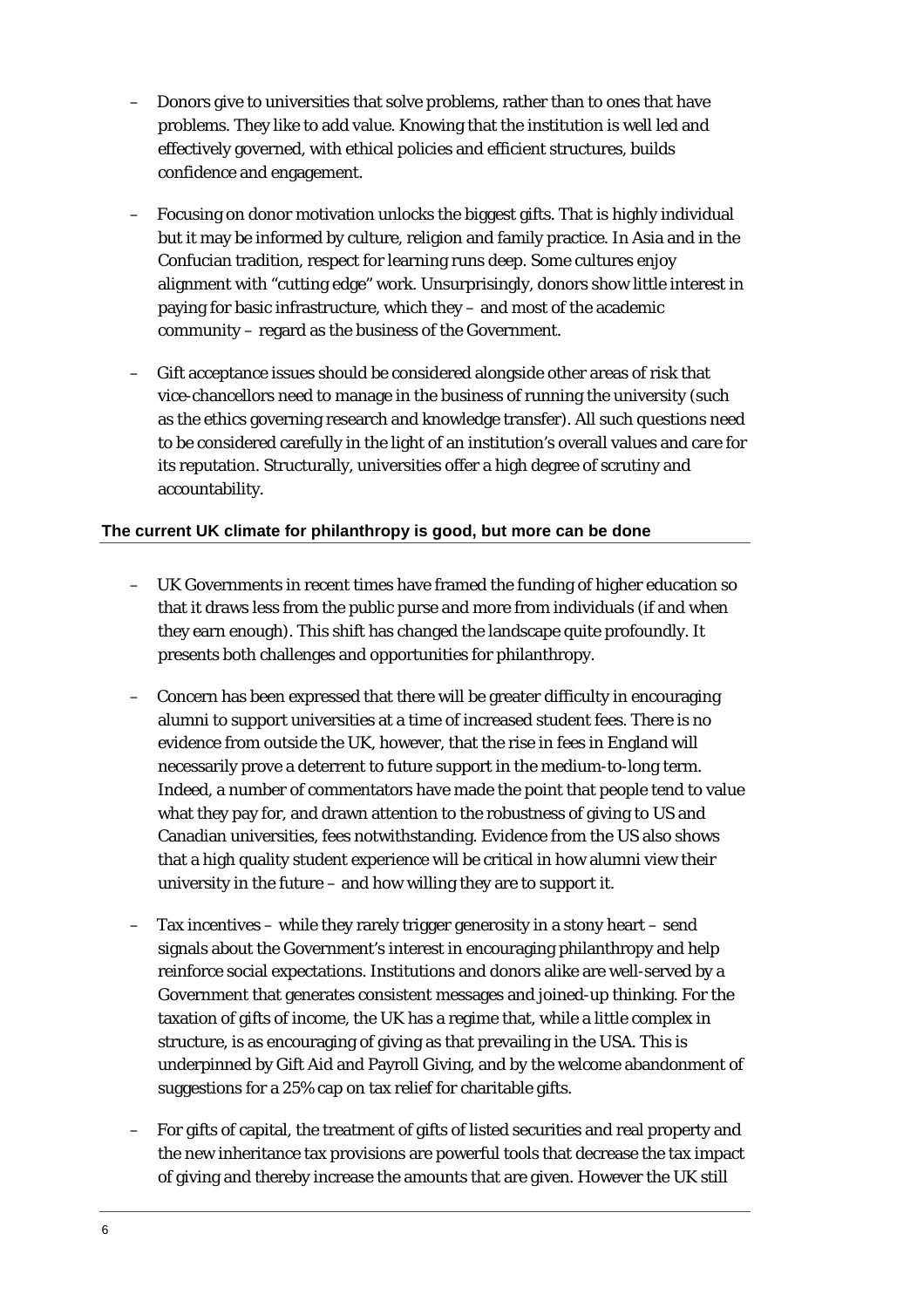- Donors give to universities that solve problems, rather than to ones that have problems. They like to add value. Knowing that the institution is well led and effectively governed, with ethical policies and efficient structures, builds confidence and engagement.

- Focusing on donor motivation unlocks the biggest gifts. That is highly individual but it may be informed by culture, religion and family practice. In Asia and in the Confucian tradition, respect for learning runs deep. Some cultures enjoy alignment with "cutting edge" work. Unsurprisingly, donors show little interest in paying for basic infrastructure, which they – and most of the academic community – regard as the business of the Government.

- Gift acceptance issues should be considered alongside other areas of risk that vice-chancellors need to manage in the business of running the university (such as the ethics governing research and knowledge transfer). All such questions need to be considered carefully in the light of an institution's overall values and care for its reputation. Structurally, universities offer a high degree of scrutiny and accountability.

### The current UK climate for philanthropy is good, but more can be done

- UK Governments in recent times have framed the funding of higher education so that it draws less from the public purse and more from individuals (if and when they earn enough). This shift has changed the landscape quite profoundly. It presents both challenges and opportunities for philanthropy.

- Concern has been expressed that there will be greater difficulty in encouraging alumni to support universities at a time of increased student fees. There is no evidence from outside the UK, however, that the rise in fees in England will necessarily prove a deterrent to future support in the medium-to-long term. Indeed, a number of commentators have made the point that people tend to value what they pay for, and drawn attention to the robustness of giving to US and Canadian universities, fees notwithstanding. Evidence from the US also shows that a high quality student experience will be critical in how alumni view their university in the future – and how willing they are to support it.

- Tax incentives – while they rarely trigger generosity in a stony heart – send signals about the Government's interest in encouraging philanthropy and help reinforce social expectations. Institutions and donors alike are well-served by a Government that generates consistent messages and joined-up thinking. For the taxation of gifts of income, the UK has a regime that, while a little complex in structure, is as encouraging of giving as that prevailing in the USA. This is underpinned by Gift Aid and Payroll Giving, and by the welcome abandonment of suggestions for a 25% cap on tax relief for charitable gifts.

- For gifts of capital, the treatment of gifts of listed securities and real property and the new inheritance tax provisions are powerful tools that decrease the tax impact of giving and thereby increase the amounts that are given. However the UK still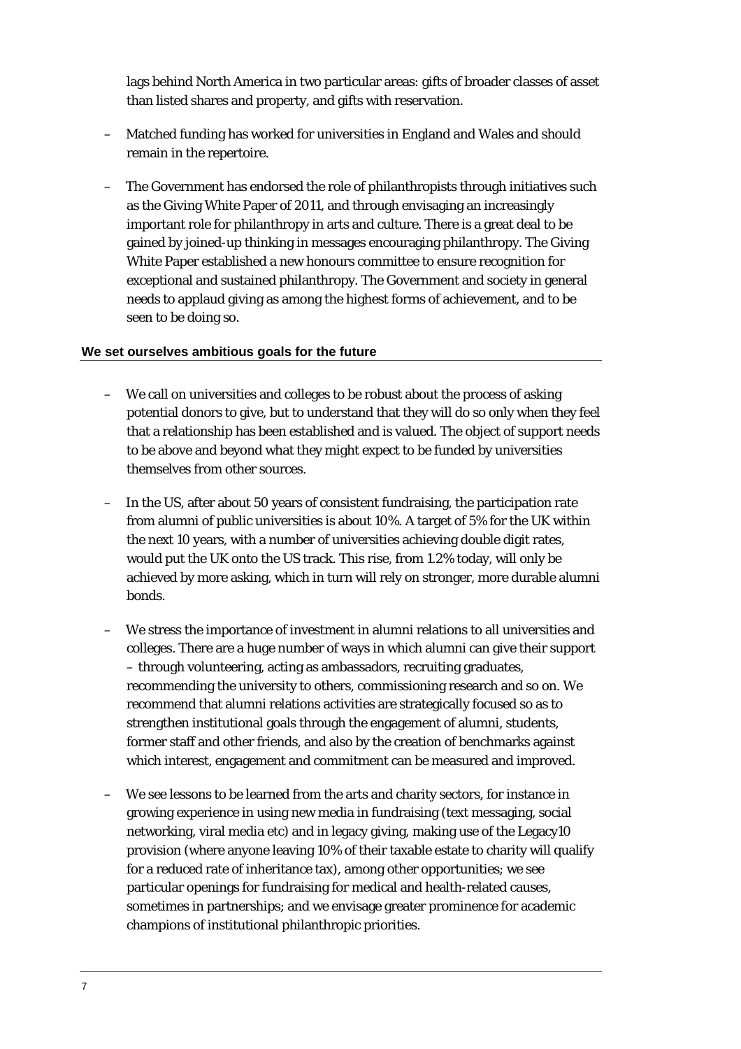lags behind North America in two particular areas: gifts of broader classes of asset than listed shares and property, and gifts with reservation.

- Matched funding has worked for universities in England and Wales and should remain in the repertoire.
- The Government has endorsed the role of philanthropists through initiatives such as the Giving White Paper of 2011, and through envisaging an increasingly important role for philanthropy in arts and culture. There is a great deal to be gained by joined-up thinking in messages encouraging philanthropy. The Giving White Paper established a new honours committee to ensure recognition for exceptional and sustained philanthropy. The Government and society in general needs to applaud giving as among the highest forms of achievement, and to be seen to be doing so.

### We set ourselves ambitious goals for the future

- We call on universities and colleges to be robust about the process of asking potential donors to give, but to understand that they will do so only when they feel that a relationship has been established and is valued. The object of support needs to be above and beyond what they might expect to be funded by universities themselves from other sources.
- In the US, after about 50 years of consistent fundraising, the participation rate from alumni of public universities is about 10%. A target of 5% for the UK within the next 10 years, with a number of universities achieving double digit rates, would put the UK onto the US track. This rise, from 1.2% today, will only be achieved by more asking, which in turn will rely on stronger, more durable alumni bonds.
- We stress the importance of investment in alumni relations to all universities and colleges. There are a huge number of ways in which alumni can give their support – through volunteering, acting as ambassadors, recruiting graduates, recommending the university to others, commissioning research and so on. We recommend that alumni relations activities are strategically focused so as to strengthen institutional goals through the engagement of alumni, students, former staff and other friends, and also by the creation of benchmarks against which interest, engagement and commitment can be measured and improved.
- We see lessons to be learned from the arts and charity sectors, for instance in growing experience in using new media in fundraising (text messaging, social networking, viral media etc) and in legacy giving, making use of the Legacy10 provision (where anyone leaving 10% of their taxable estate to charity will qualify for a reduced rate of inheritance tax), among other opportunities; we see particular openings for fundraising for medical and health-related causes, sometimes in partnerships; and we envisage greater prominence for academic champions of institutional philanthropic priorities.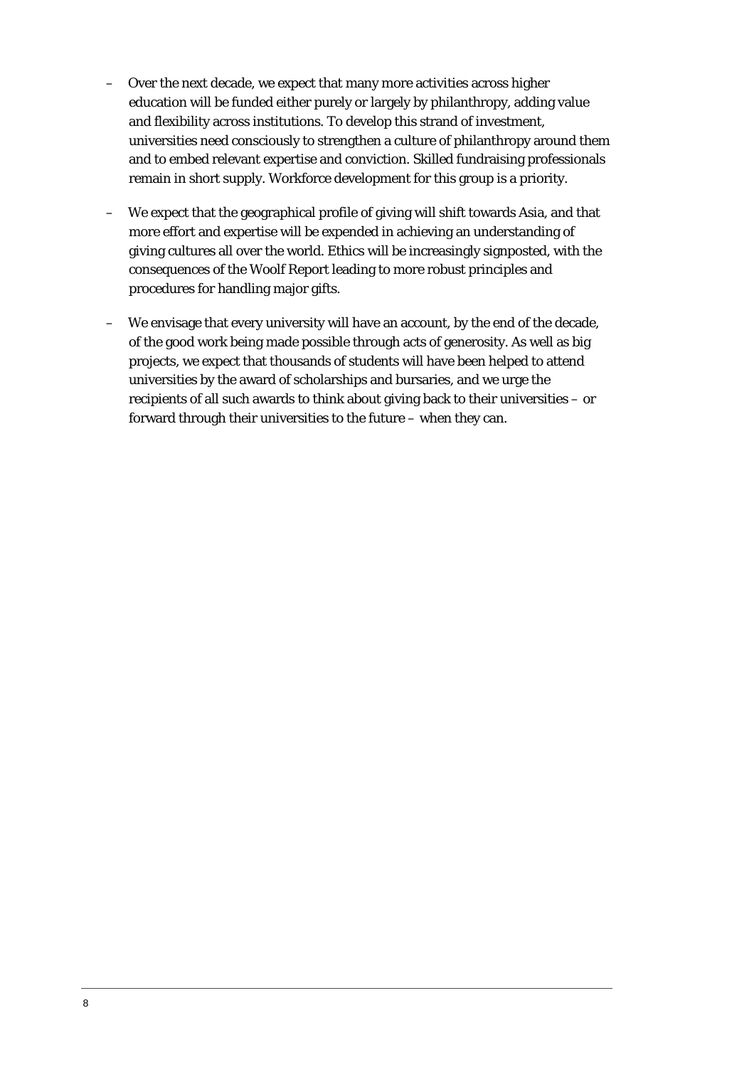- Over the next decade, we expect that many more activities across higher education will be funded either purely or largely by philanthropy, adding value and flexibility across institutions. To develop this strand of investment, universities need consciously to strengthen a culture of philanthropy around them and to embed relevant expertise and conviction. Skilled fundraising professionals remain in short supply. Workforce development for this group is a priority.

- We expect that the geographical profile of giving will shift towards Asia, and that more effort and expertise will be expended in achieving an understanding of giving cultures all over the world. Ethics will be increasingly signposted, with the consequences of the Woolf Report leading to more robust principles and procedures for handling major gifts.

- We envisage that every university will have an account, by the end of the decade, of the good work being made possible through acts of generosity. As well as big projects, we expect that thousands of students will have been helped to attend universities by the award of scholarships and bursaries, and we urge the recipients of all such awards to think about giving back to their universities – or forward through their universities to the future – when they can.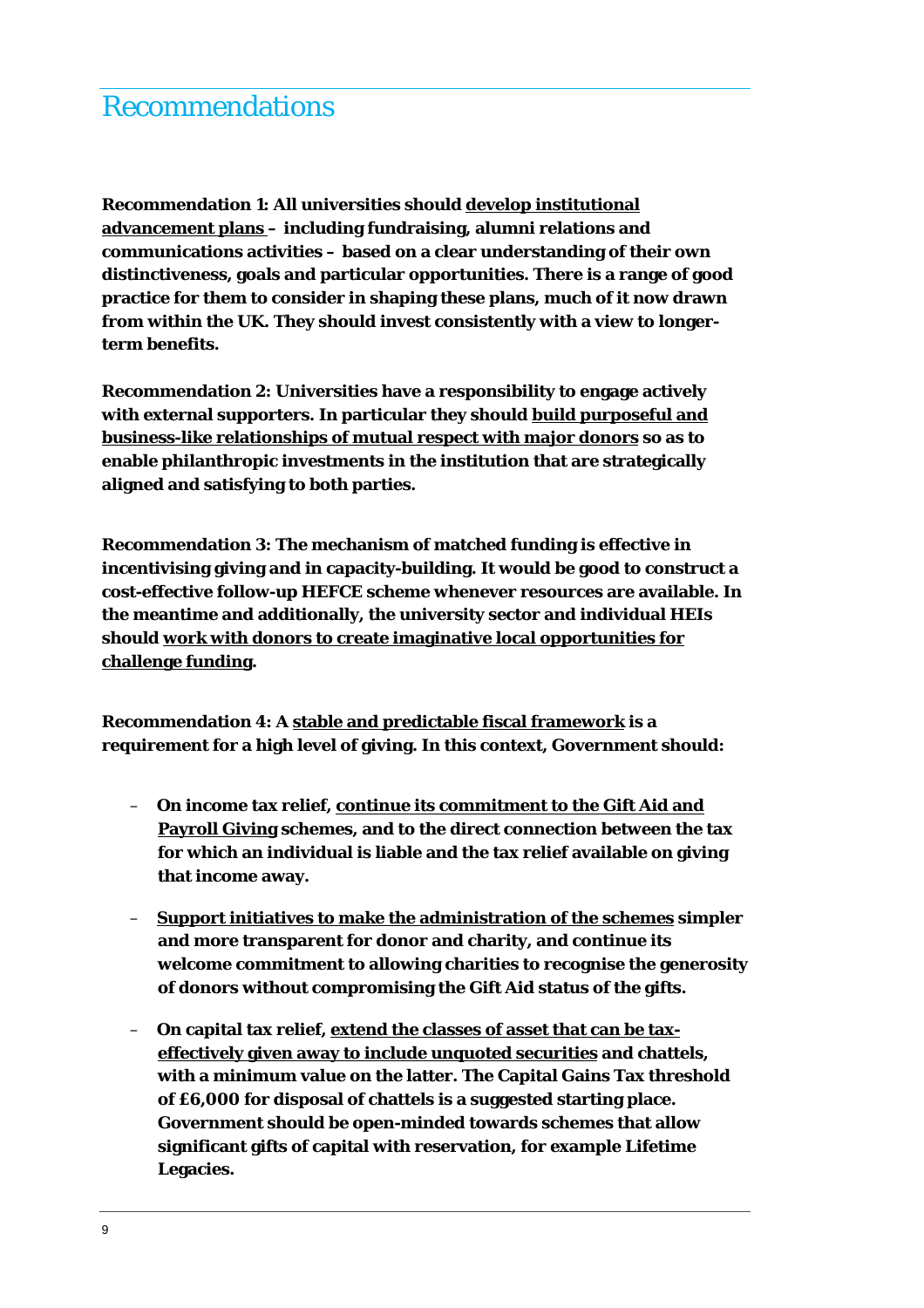# Recommendations

**Recommendation 1: All universities should <u>develop institutional advancement plans</u> – including fundraising, alumni relations and communications activities – based on a clear understanding of their own distinctiveness, goals and particular opportunities. There is a range of good practice for them to consider in shaping these plans, much of it now drawn from within the UK. They should invest consistently with a view to longer-term benefits.**

**Recommendation 2: Universities have a responsibility to engage actively with external supporters. In particular they should <u>build purposeful and business-like relationships of mutual respect with major donors</u> so as to enable philanthropic investments in the institution that are strategically aligned and satisfying to both parties.**

**Recommendation 3: The mechanism of matched funding is effective in incentivising giving and in capacity-building. It would be good to construct a cost-effective follow-up HEFCE scheme whenever resources are available. In the meantime and additionally, the university sector and individual HEIs should <u>work with donors to create imaginative local opportunities for challenge funding</u>.**

**Recommendation 4: A <u>stable and predictable fiscal framework</u> is a requirement for a high level of giving. In this context, Government should:**

- **On income tax relief, <u>continue its commitment to the Gift Aid and Payroll Giving</u> schemes, and to the direct connection between the tax for which an individual is liable and the tax relief available on giving that income away.**

- **<u>Support initiatives to make the administration of the schemes</u> simpler and more transparent for donor and charity, and continue its welcome commitment to allowing charities to recognise the generosity of donors without compromising the Gift Aid status of the gifts.**

- **On capital tax relief, <u>extend the classes of asset that can be tax-effectively given away to include unquoted securities</u> and chattels, with a minimum value on the latter. The Capital Gains Tax threshold of £6,000 for disposal of chattels is a suggested starting place. Government should be open-minded towards schemes that allow significant gifts of capital with reservation, for example Lifetime Legacies.**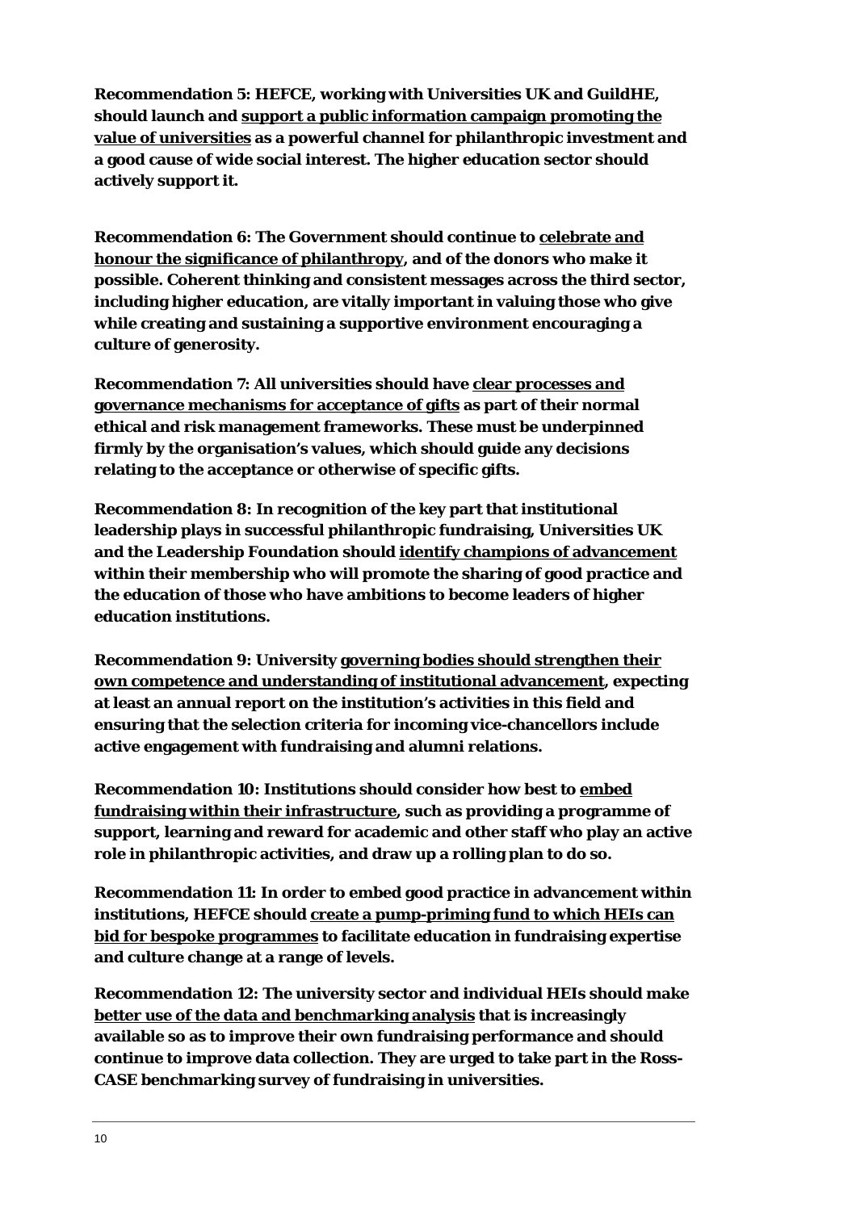**Recommendation 5: HEFCE, working with Universities UK and GuildHE, should launch and <u>support a public information campaign promoting the value of universities</u> as a powerful channel for philanthropic investment and a good cause of wide social interest. The higher education sector should actively support it.**

**Recommendation 6: The Government should continue to <u>celebrate and honour the significance of philanthropy</u>, and of the donors who make it possible. Coherent thinking and consistent messages across the third sector, including higher education, are vitally important in valuing those who give while creating and sustaining a supportive environment encouraging a culture of generosity.**

**Recommendation 7: All universities should have <u>clear processes and governance mechanisms for acceptance of gifts</u> as part of their normal ethical and risk management frameworks. These must be underpinned firmly by the organisation's values, which should guide any decisions relating to the acceptance or otherwise of specific gifts.**

**Recommendation 8: In recognition of the key part that institutional leadership plays in successful philanthropic fundraising, Universities UK and the Leadership Foundation should <u>identify champions of advancement</u> within their membership who will promote the sharing of good practice and the education of those who have ambitions to become leaders of higher education institutions.**

**Recommendation 9: University <u>governing bodies should strengthen their own competence and understanding of institutional advancement</u>, expecting at least an annual report on the institution's activities in this field and ensuring that the selection criteria for incoming vice-chancellors include active engagement with fundraising and alumni relations.**

**Recommendation 10: Institutions should consider how best to <u>embed fundraising within their infrastructure</u>, such as providing a programme of support, learning and reward for academic and other staff who play an active role in philanthropic activities, and draw up a rolling plan to do so.**

**Recommendation 11: In order to embed good practice in advancement within institutions, HEFCE should <u>create a pump-priming fund to which HEIs can bid for bespoke programmes</u> to facilitate education in fundraising expertise and culture change at a range of levels.**

**Recommendation 12: The university sector and individual HEIs should make <u>better use of the data and benchmarking analysis</u> that is increasingly available so as to improve their own fundraising performance and should continue to improve data collection. They are urged to take part in the Ross-CASE benchmarking survey of fundraising in universities.**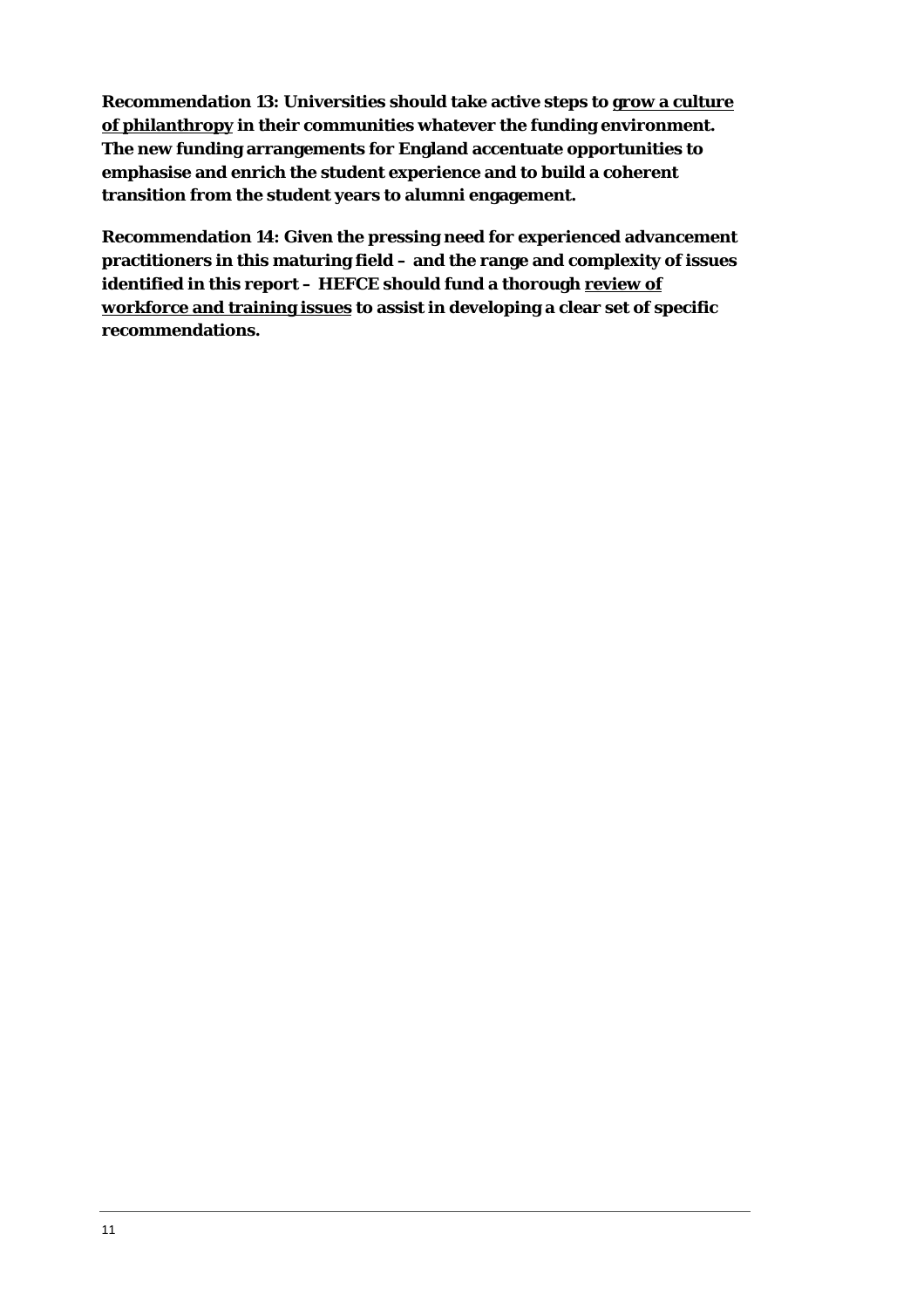**Recommendation 13: Universities should take active steps to <u>grow a culture of philanthropy</u> in their communities whatever the funding environment. The new funding arrangements for England accentuate opportunities to emphasise and enrich the student experience and to build a coherent transition from the student years to alumni engagement.**

**Recommendation 14: Given the pressing need for experienced advancement practitioners in this maturing field – and the range and complexity of issues identified in this report – HEFCE should fund a thorough <u>review of workforce and training issues</u> to assist in developing a clear set of specific recommendations.**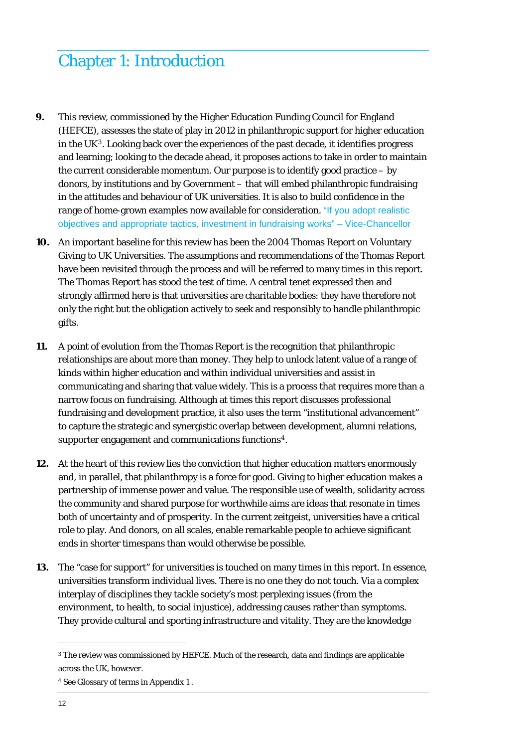# Chapter 1: Introduction

**9.** This review, commissioned by the Higher Education Funding Council for England (HEFCE), assesses the state of play in 2012 in philanthropic support for higher education in the UK[3]. Looking back over the experiences of the past decade, it identifies progress and learning; looking to the decade ahead, it proposes actions to take in order to maintain the current considerable momentum. Our purpose is to identify good practice – by donors, by institutions and by Government – that will embed philanthropic fundraising in the attitudes and behaviour of UK universities. It is also to build confidence in the range of home-grown examples now available for consideration. "If you adopt realistic objectives and appropriate tactics, investment in fundraising works" – Vice-Chancellor

**10.** An important baseline for this review has been the 2004 Thomas Report on Voluntary Giving to UK Universities. The assumptions and recommendations of the Thomas Report have been revisited through the process and will be referred to many times in this report. The Thomas Report has stood the test of time. A central tenet expressed then and strongly affirmed here is that universities are charitable bodies: they have therefore not only the right but the obligation actively to seek and responsibly to handle philanthropic gifts.

**11.** A point of evolution from the Thomas Report is the recognition that philanthropic relationships are about more than money. They help to unlock latent value of a range of kinds within higher education and within individual universities and assist in communicating and sharing that value widely. This is a process that requires more than a narrow focus on fundraising. Although at times this report discusses professional fundraising and development practice, it also uses the term "institutional advancement" to capture the strategic and synergistic overlap between development, alumni relations, supporter engagement and communications functions[4].

**12.** At the heart of this review lies the conviction that higher education matters enormously and, in parallel, that philanthropy is a force for good. Giving to higher education makes a partnership of immense power and value. The responsible use of wealth, solidarity across the community and shared purpose for worthwhile aims are ideas that resonate in times both of uncertainty and of prosperity. In the current zeitgeist, universities have a critical role to play. And donors, on all scales, enable remarkable people to achieve significant ends in shorter timespans than would otherwise be possible.

**13.** The "case for support" for universities is touched on many times in this report. In essence, universities transform individual lives. There is no one they do not touch. Via a complex interplay of disciplines they tackle society's most perplexing issues (from the environment, to health, to social injustice), addressing causes rather than symptoms. They provide cultural and sporting infrastructure and vitality. They are the knowledge

---

[3] The review was commissioned by HEFCE. Much of the research, data and findings are applicable across the UK, however.

[4] See Glossary of terms in Appendix 1 .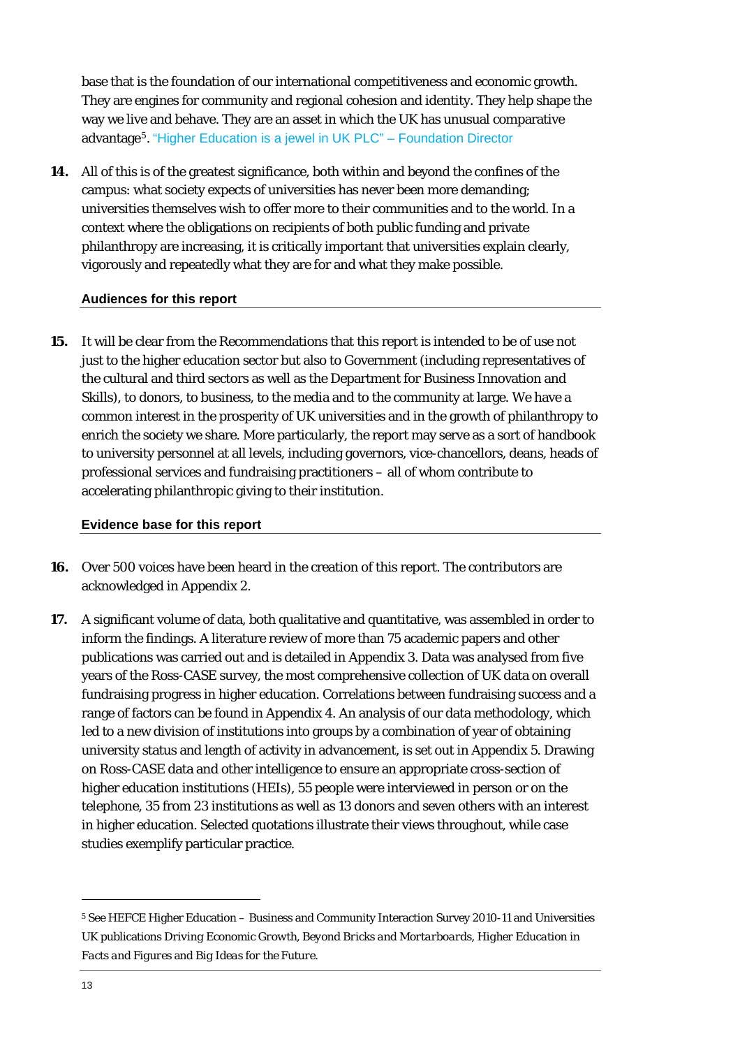base that is the foundation of our international competitiveness and economic growth. They are engines for community and regional cohesion and identity. They help shape the way we live and behave. They are an asset in which the UK has unusual comparative advantage[5]. "Higher Education is a jewel in UK PLC" – Foundation Director

**14.** All of this is of the greatest significance, both within and beyond the confines of the campus: what society expects of universities has never been more demanding; universities themselves wish to offer more to their communities and to the world. In a context where the obligations on recipients of both public funding and private philanthropy are increasing, it is critically important that universities explain clearly, vigorously and repeatedly what they are for and what they make possible.

### Audiences for this report

**15.** It will be clear from the Recommendations that this report is intended to be of use not just to the higher education sector but also to Government (including representatives of the cultural and third sectors as well as the Department for Business Innovation and Skills), to donors, to business, to the media and to the community at large. We have a common interest in the prosperity of UK universities and in the growth of philanthropy to enrich the society we share. More particularly, the report may serve as a sort of handbook to university personnel at all levels, including governors, vice-chancellors, deans, heads of professional services and fundraising practitioners – all of whom contribute to accelerating philanthropic giving to their institution.

### Evidence base for this report

**16.** Over 500 voices have been heard in the creation of this report. The contributors are acknowledged in Appendix 2.

**17.** A significant volume of data, both qualitative and quantitative, was assembled in order to inform the findings. A literature review of more than 75 academic papers and other publications was carried out and is detailed in Appendix 3. Data was analysed from five years of the Ross-CASE survey, the most comprehensive collection of UK data on overall fundraising progress in higher education. Correlations between fundraising success and a range of factors can be found in Appendix 4. An analysis of our data methodology, which led to a new division of institutions into groups by a combination of year of obtaining university status and length of activity in advancement, is set out in Appendix 5. Drawing on Ross-CASE data and other intelligence to ensure an appropriate cross-section of higher education institutions (HEIs), 55 people were interviewed in person or on the telephone, 35 from 23 institutions as well as 13 donors and seven others with an interest in higher education. Selected quotations illustrate their views throughout, while case studies exemplify particular practice.

---

[5] See HEFCE Higher Education – Business and Community Interaction Survey 2010-11 and Universities UK publications *Driving Economic Growth*, *Beyond Bricks and Mortarboards*, *Higher Education in Facts and Figures* and *Big Ideas for the Future*.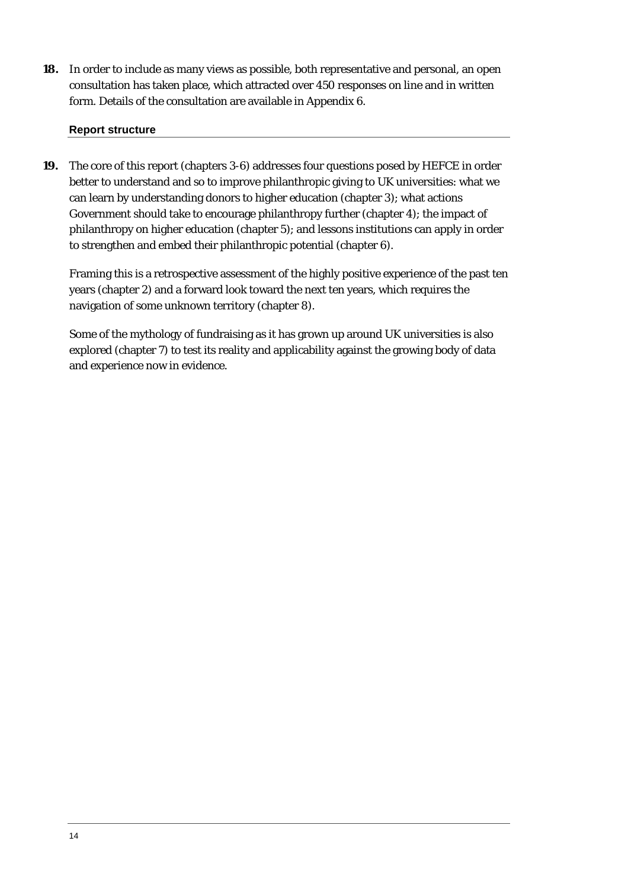**18.** In order to include as many views as possible, both representative and personal, an open consultation has taken place, which attracted over 450 responses on line and in written form. Details of the consultation are available in Appendix 6.

### Report structure

**19.** The core of this report (chapters 3-6) addresses four questions posed by HEFCE in order better to understand and so to improve philanthropic giving to UK universities: what we can learn by understanding donors to higher education (chapter 3); what actions Government should take to encourage philanthropy further (chapter 4); the impact of philanthropy on higher education (chapter 5); and lessons institutions can apply in order to strengthen and embed their philanthropic potential (chapter 6).

Framing this is a retrospective assessment of the highly positive experience of the past ten years (chapter 2) and a forward look toward the next ten years, which requires the navigation of some unknown territory (chapter 8).

Some of the mythology of fundraising as it has grown up around UK universities is also explored (chapter 7) to test its reality and applicability against the growing body of data and experience now in evidence.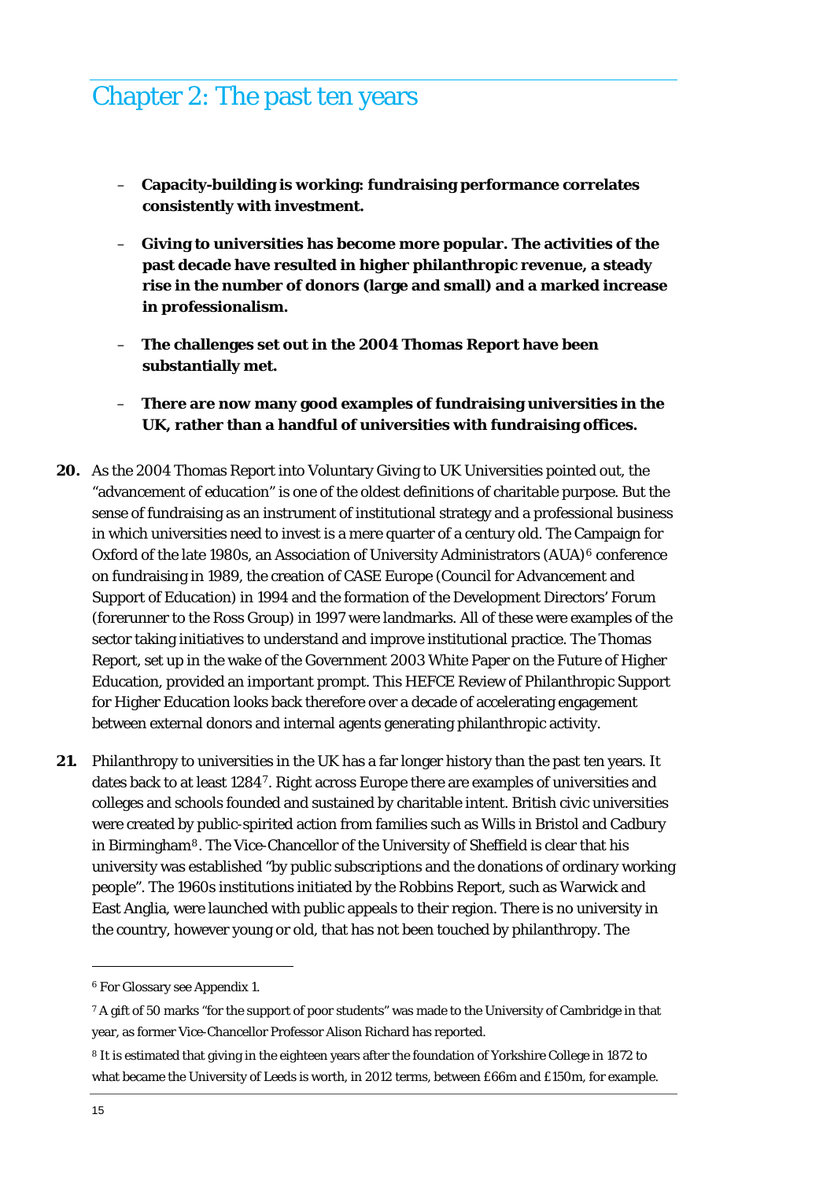# Chapter 2: The past ten years

- **Capacity-building is working: fundraising performance correlates consistently with investment.**
- **Giving to universities has become more popular. The activities of the past decade have resulted in higher philanthropic revenue, a steady rise in the number of donors (large and small) and a marked increase in professionalism.**
- **The challenges set out in the 2004 Thomas Report have been substantially met.**
- **There are now many good examples of fundraising universities in the UK, rather than a handful of universities with fundraising offices.**

**20.** As the 2004 Thomas Report into Voluntary Giving to UK Universities pointed out, the "advancement of education" is one of the oldest definitions of charitable purpose. But the sense of fundraising as an instrument of institutional strategy and a professional business in which universities need to invest is a mere quarter of a century old. The Campaign for Oxford of the late 1980s, an Association of University Administrators (AUA)[6] conference on fundraising in 1989, the creation of CASE Europe (Council for Advancement and Support of Education) in 1994 and the formation of the Development Directors' Forum (forerunner to the Ross Group) in 1997 were landmarks. All of these were examples of the sector taking initiatives to understand and improve institutional practice. The Thomas Report, set up in the wake of the Government 2003 White Paper on the Future of Higher Education, provided an important prompt. This HEFCE Review of Philanthropic Support for Higher Education looks back therefore over a decade of accelerating engagement between external donors and internal agents generating philanthropic activity.

**21.** Philanthropy to universities in the UK has a far longer history than the past ten years. It dates back to at least 1284[7]. Right across Europe there are examples of universities and colleges and schools founded and sustained by charitable intent. British civic universities were created by public-spirited action from families such as Wills in Bristol and Cadbury in Birmingham[8]. The Vice-Chancellor of the University of Sheffield is clear that his university was established "by public subscriptions and the donations of ordinary working people". The 1960s institutions initiated by the Robbins Report, such as Warwick and East Anglia, were launched with public appeals to their region. There is no university in the country, however young or old, that has not been touched by philanthropy. The

---

[6] For Glossary see Appendix 1.

[7] A gift of 50 marks "for the support of poor students" was made to the University of Cambridge in that year, as former Vice-Chancellor Professor Alison Richard has reported.

[8] It is estimated that giving in the eighteen years after the foundation of Yorkshire College in 1872 to what became the University of Leeds is worth, in 2012 terms, between £66m and £150m, for example.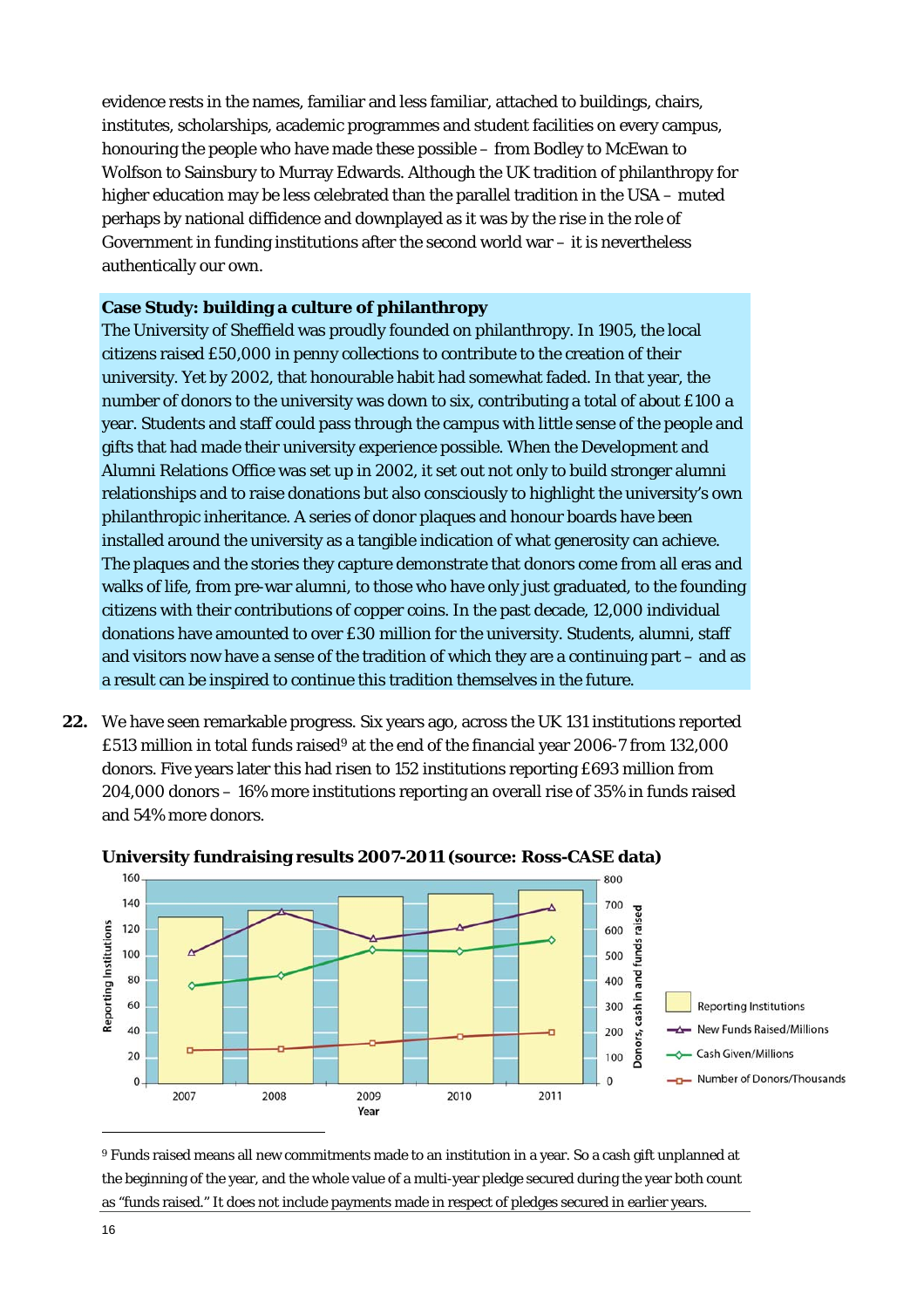evidence rests in the names, familiar and less familiar, attached to buildings, chairs, institutes, scholarships, academic programmes and student facilities on every campus, honouring the people who have made these possible – from Bodley to McEwan to Wolfson to Sainsbury to Murray Edwards. Although the UK tradition of philanthropy for higher education may be less celebrated than the parallel tradition in the USA – muted perhaps by national diffidence and downplayed as it was by the rise in the role of Government in funding institutions after the second world war – it is nevertheless authentically our own.

**Case Study: building a culture of philanthropy**

The University of Sheffield was proudly founded on philanthropy. In 1905, the local citizens raised £50,000 in penny collections to contribute to the creation of their university. Yet by 2002, that honourable habit had somewhat faded. In that year, the number of donors to the university was down to six, contributing a total of about £100 a year. Students and staff could pass through the campus with little sense of the people and gifts that had made their university experience possible. When the Development and Alumni Relations Office was set up in 2002, it set out not only to build stronger alumni relationships and to raise donations but also consciously to highlight the university's own philanthropic inheritance. A series of donor plaques and honour boards have been installed around the university as a tangible indication of what generosity can achieve. The plaques and the stories they capture demonstrate that donors come from all eras and walks of life, from pre-war alumni, to those who have only just graduated, to the founding citizens with their contributions of copper coins. In the past decade, 12,000 individual donations have amounted to over £30 million for the university. Students, alumni, staff and visitors now have a sense of the tradition of which they are a continuing part – and as a result can be inspired to continue this tradition themselves in the future.

**22.** We have seen remarkable progress. Six years ago, across the UK 131 institutions reported £513 million in total funds raised[9] at the end of the financial year 2006-7 from 132,000 donors. Five years later this had risen to 152 institutions reporting £693 million from 204,000 donors – 16% more institutions reporting an overall rise of 35% in funds raised and 54% more donors.

**University fundraising results 2007-2011 (source: Ross-CASE data)**

[9] Funds raised means all new commitments made to an institution in a year. So a cash gift unplanned at the beginning of the year, and the whole value of a multi-year pledge secured during the year both count as "funds raised." It does not include payments made in respect of pledges secured in earlier years.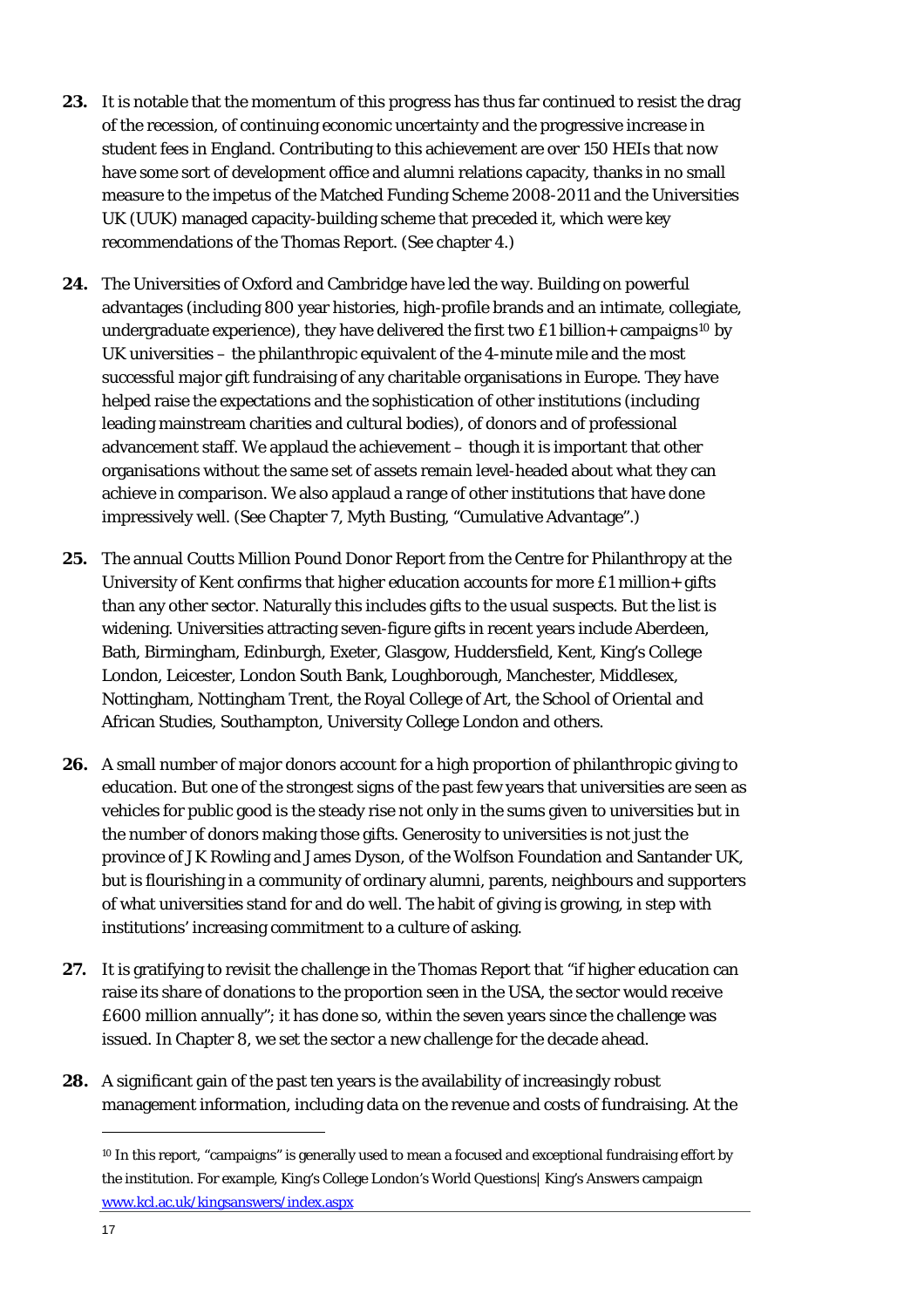**23.** It is notable that the momentum of this progress has thus far continued to resist the drag of the recession, of continuing economic uncertainty and the progressive increase in student fees in England. Contributing to this achievement are over 150 HEIs that now have some sort of development office and alumni relations capacity, thanks in no small measure to the impetus of the Matched Funding Scheme 2008-2011 and the Universities UK (UUK) managed capacity-building scheme that preceded it, which were key recommendations of the Thomas Report. (See chapter 4.)

**24.** The Universities of Oxford and Cambridge have led the way. Building on powerful advantages (including 800 year histories, high-profile brands and an intimate, collegiate, undergraduate experience), they have delivered the first two £1 billion+ campaigns[10] by UK universities – the philanthropic equivalent of the 4-minute mile and the most successful major gift fundraising of any charitable organisations in Europe. They have helped raise the expectations and the sophistication of other institutions (including leading mainstream charities and cultural bodies), of donors and of professional advancement staff. We applaud the achievement – though it is important that other organisations without the same set of assets remain level-headed about what they can achieve in comparison. We also applaud a range of other institutions that have done impressively well. (See Chapter 7, Myth Busting, "Cumulative Advantage".)

**25.** The annual Coutts Million Pound Donor Report from the Centre for Philanthropy at the University of Kent confirms that higher education accounts for more £1 million+ gifts than any other sector. Naturally this includes gifts to the usual suspects. But the list is widening. Universities attracting seven-figure gifts in recent years include Aberdeen, Bath, Birmingham, Edinburgh, Exeter, Glasgow, Huddersfield, Kent, King's College London, Leicester, London South Bank, Loughborough, Manchester, Middlesex, Nottingham, Nottingham Trent, the Royal College of Art, the School of Oriental and African Studies, Southampton, University College London and others.

**26.** A small number of major donors account for a high proportion of philanthropic giving to education. But one of the strongest signs of the past few years that universities are seen as vehicles for public good is the steady rise not only in the sums given to universities but in the number of donors making those gifts. Generosity to universities is not just the province of JK Rowling and James Dyson, of the Wolfson Foundation and Santander UK, but is flourishing in a community of ordinary alumni, parents, neighbours and supporters of what universities stand for and do well. The habit of giving is growing, in step with institutions' increasing commitment to a culture of asking.

**27.** It is gratifying to revisit the challenge in the Thomas Report that "if higher education can raise its share of donations to the proportion seen in the USA, the sector would receive £600 million annually"; it has done so, within the seven years since the challenge was issued. In Chapter 8, we set the sector a new challenge for the decade ahead.

**28.** A significant gain of the past ten years is the availability of increasingly robust management information, including data on the revenue and costs of fundraising. At the

---

[10] In this report, "campaigns" is generally used to mean a focused and exceptional fundraising effort by the institution. For example, King's College London's World Questions| King's Answers campaign www.kcl.ac.uk/kingsanswers/index.aspx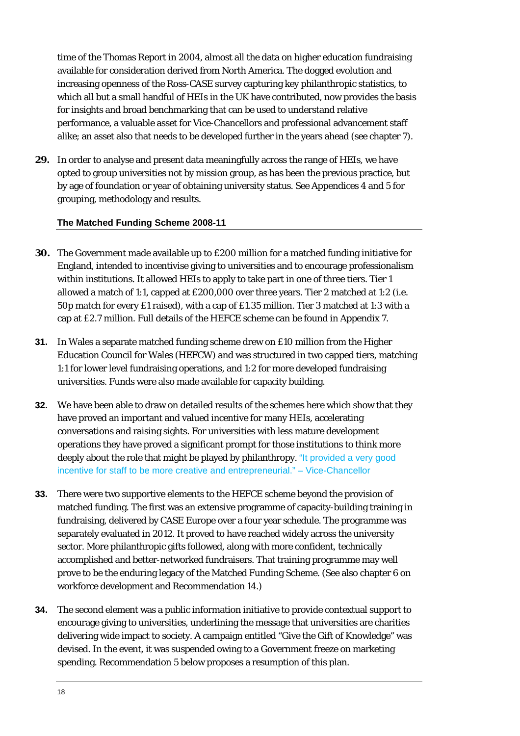time of the Thomas Report in 2004, almost all the data on higher education fundraising available for consideration derived from North America. The dogged evolution and increasing openness of the Ross-CASE survey capturing key philanthropic statistics, to which all but a small handful of HEIs in the UK have contributed, now provides the basis for insights and broad benchmarking that can be used to understand relative performance, a valuable asset for Vice-Chancellors and professional advancement staff alike; an asset also that needs to be developed further in the years ahead (see chapter 7).

**29.** In order to analyse and present data meaningfully across the range of HEIs, we have opted to group universities not by mission group, as has been the previous practice, but by age of foundation or year of obtaining university status. See Appendices 4 and 5 for grouping, methodology and results.

#### The Matched Funding Scheme 2008-11

**30.** The Government made available up to £200 million for a matched funding initiative for England, intended to incentivise giving to universities and to encourage professionalism within institutions. It allowed HEIs to apply to take part in one of three tiers. Tier 1 allowed a match of 1:1, capped at £200,000 over three years. Tier 2 matched at 1:2 (i.e. 50p match for every £1 raised), with a cap of £1.35 million. Tier 3 matched at 1:3 with a cap at £2.7 million. Full details of the HEFCE scheme can be found in Appendix 7.

**31.** In Wales a separate matched funding scheme drew on £10 million from the Higher Education Council for Wales (HEFCW) and was structured in two capped tiers, matching 1:1 for lower level fundraising operations, and 1:2 for more developed fundraising universities. Funds were also made available for capacity building.

**32.** We have been able to draw on detailed results of the schemes here which show that they have proved an important and valued incentive for many HEIs, accelerating conversations and raising sights. For universities with less mature development operations they have proved a significant prompt for those institutions to think more deeply about the role that might be played by philanthropy. "It provided a very good incentive for staff to be more creative and entrepreneurial." – Vice-Chancellor

**33.** There were two supportive elements to the HEFCE scheme beyond the provision of matched funding. The first was an extensive programme of capacity-building training in fundraising, delivered by CASE Europe over a four year schedule. The programme was separately evaluated in 2012. It proved to have reached widely across the university sector. More philanthropic gifts followed, along with more confident, technically accomplished and better-networked fundraisers. That training programme may well prove to be the enduring legacy of the Matched Funding Scheme. (See also chapter 6 on workforce development and Recommendation 14.)

**34.** The second element was a public information initiative to provide contextual support to encourage giving to universities, underlining the message that universities are charities delivering wide impact to society. A campaign entitled "Give the Gift of Knowledge" was devised. In the event, it was suspended owing to a Government freeze on marketing spending. Recommendation 5 below proposes a resumption of this plan.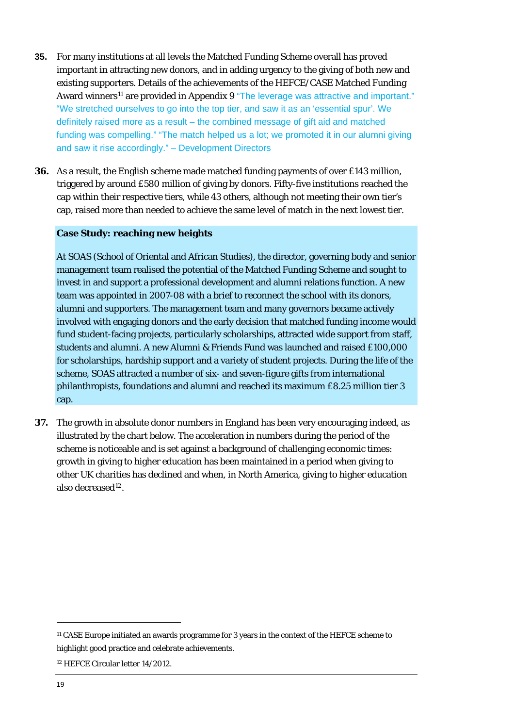**35.** For many institutions at all levels the Matched Funding Scheme overall has proved important in attracting new donors, and in adding urgency to the giving of both new and existing supporters. Details of the achievements of the HEFCE/CASE Matched Funding Award winners[11] are provided in Appendix 9 "The leverage was attractive and important." "We stretched ourselves to go into the top tier, and saw it as an 'essential spur'. We definitely raised more as a result – the combined message of gift aid and matched funding was compelling." "The match helped us a lot; we promoted it in our alumni giving and saw it rise accordingly." – Development Directors

**36.** As a result, the English scheme made matched funding payments of over £143 million, triggered by around £580 million of giving by donors. Fifty-five institutions reached the cap within their respective tiers, while 43 others, although not meeting their own tier's cap, raised more than needed to achieve the same level of match in the next lowest tier.

**Case Study: reaching new heights**

At SOAS (School of Oriental and African Studies), the director, governing body and senior management team realised the potential of the Matched Funding Scheme and sought to invest in and support a professional development and alumni relations function. A new team was appointed in 2007-08 with a brief to reconnect the school with its donors, alumni and supporters. The management team and many governors became actively involved with engaging donors and the early decision that matched funding income would fund student-facing projects, particularly scholarships, attracted wide support from staff, students and alumni. A new Alumni & Friends Fund was launched and raised £100,000 for scholarships, hardship support and a variety of student projects. During the life of the scheme, SOAS attracted a number of six- and seven-figure gifts from international philanthropists, foundations and alumni and reached its maximum £8.25 million tier 3 cap.

**37.** The growth in absolute donor numbers in England has been very encouraging indeed, as illustrated by the chart below. The acceleration in numbers during the period of the scheme is noticeable and is set against a background of challenging economic times: growth in giving to higher education has been maintained in a period when giving to other UK charities has declined and when, in North America, giving to higher education also decreased[12].

---

[11] CASE Europe initiated an awards programme for 3 years in the context of the HEFCE scheme to highlight good practice and celebrate achievements.

[12] HEFCE Circular letter 14/2012.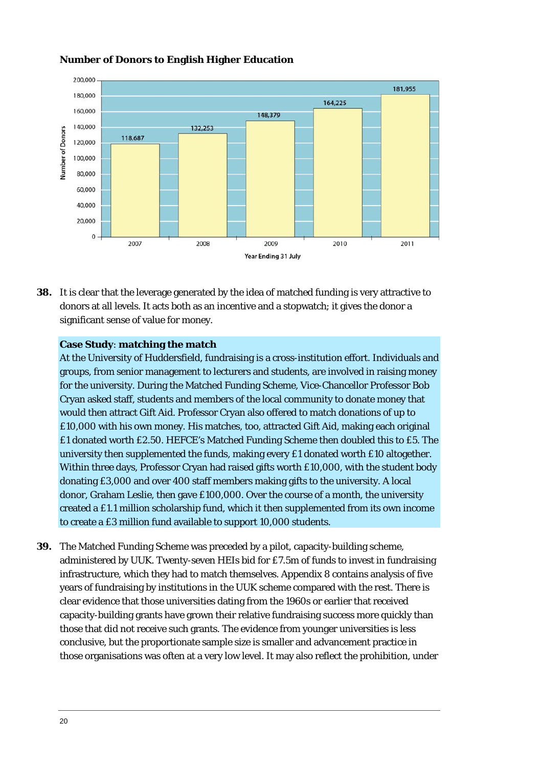**Number of Donors to English Higher Education**

| Year Ending 31 July | Number of Donors |
|---|---|
| 2007 | 118,687 |
| 2008 | 132,253 |
| 2009 | 148,379 |
| 2010 | 164,225 |
| 2011 | 181,955 |

**38.** It is clear that the leverage generated by the idea of matched funding is very attractive to donors at all levels. It acts both as an incentive and a stopwatch; it gives the donor a significant sense of value for money.

**Case Study**: **matching the match**

At the University of Huddersfield, fundraising is a cross-institution effort. Individuals and groups, from senior management to lecturers and students, are involved in raising money for the university. During the Matched Funding Scheme, Vice-Chancellor Professor Bob Cryan asked staff, students and members of the local community to donate money that would then attract Gift Aid. Professor Cryan also offered to match donations of up to £10,000 with his own money. His matches, too, attracted Gift Aid, making each original £1 donated worth £2.50. HEFCE's Matched Funding Scheme then doubled this to £5. The university then supplemented the funds, making every £1 donated worth £10 altogether. Within three days, Professor Cryan had raised gifts worth £10,000, with the student body donating £3,000 and over 400 staff members making gifts to the university. A local donor, Graham Leslie, then gave £100,000. Over the course of a month, the university created a £1.1 million scholarship fund, which it then supplemented from its own income to create a £3 million fund available to support 10,000 students.

**39.** The Matched Funding Scheme was preceded by a pilot, capacity-building scheme, administered by UUK. Twenty-seven HEIs bid for £7.5m of funds to invest in fundraising infrastructure, which they had to match themselves. Appendix 8 contains analysis of five years of fundraising by institutions in the UUK scheme compared with the rest. There is clear evidence that those universities dating from the 1960s or earlier that received capacity-building grants have grown their relative fundraising success more quickly than those that did not receive such grants. The evidence from younger universities is less conclusive, but the proportionate sample size is smaller and advancement practice in those organisations was often at a very low level. It may also reflect the prohibition, under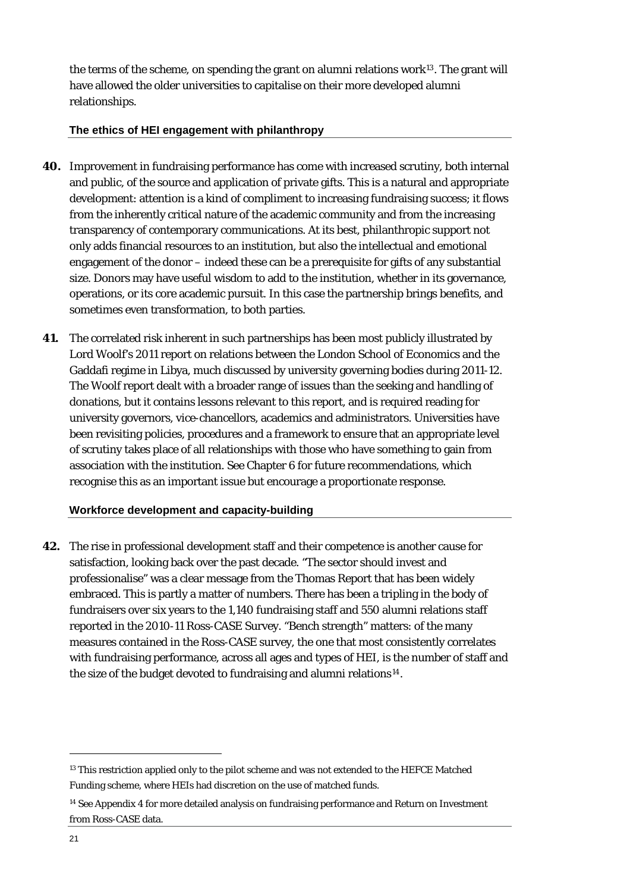the terms of the scheme, on spending the grant on alumni relations work[13]. The grant will have allowed the older universities to capitalise on their more developed alumni relationships.

### The ethics of HEI engagement with philanthropy

**40.** Improvement in fundraising performance has come with increased scrutiny, both internal and public, of the source and application of private gifts. This is a natural and appropriate development: attention is a kind of compliment to increasing fundraising success; it flows from the inherently critical nature of the academic community and from the increasing transparency of contemporary communications. At its best, philanthropic support not only adds financial resources to an institution, but also the intellectual and emotional engagement of the donor – indeed these can be a prerequisite for gifts of any substantial size. Donors may have useful wisdom to add to the institution, whether in its governance, operations, or its core academic pursuit. In this case the partnership brings benefits, and sometimes even transformation, to both parties.

**41.** The correlated risk inherent in such partnerships has been most publicly illustrated by Lord Woolf's 2011 report on relations between the London School of Economics and the Gaddafi regime in Libya, much discussed by university governing bodies during 2011-12. The Woolf report dealt with a broader range of issues than the seeking and handling of donations, but it contains lessons relevant to this report, and is required reading for university governors, vice-chancellors, academics and administrators. Universities have been revisiting policies, procedures and a framework to ensure that an appropriate level of scrutiny takes place of all relationships with those who have something to gain from association with the institution. See Chapter 6 for future recommendations, which recognise this as an important issue but encourage a proportionate response.

### Workforce development and capacity-building

**42.** The rise in professional development staff and their competence is another cause for satisfaction, looking back over the past decade. "The sector should invest and professionalise" was a clear message from the Thomas Report that has been widely embraced. This is partly a matter of numbers. There has been a tripling in the body of fundraisers over six years to the 1,140 fundraising staff and 550 alumni relations staff reported in the 2010-11 Ross-CASE Survey. "Bench strength" matters: of the many measures contained in the Ross-CASE survey, the one that most consistently correlates with fundraising performance, across all ages and types of HEI, is the number of staff and the size of the budget devoted to fundraising and alumni relations[14].

---

[13] This restriction applied only to the pilot scheme and was not extended to the HEFCE Matched Funding scheme, where HEIs had discretion on the use of matched funds.

[14] See Appendix 4 for more detailed analysis on fundraising performance and Return on Investment from Ross-CASE data.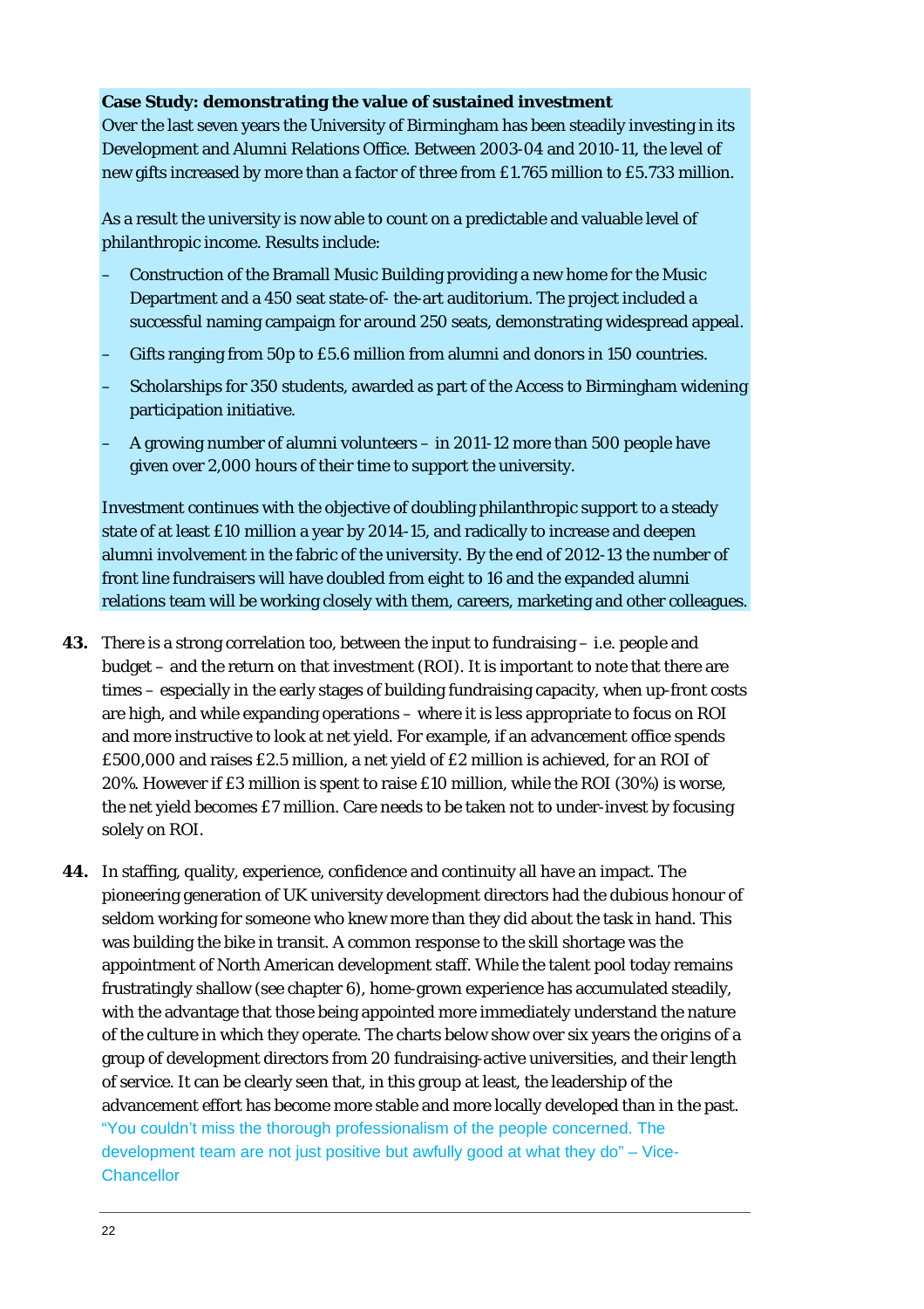**Case Study: demonstrating the value of sustained investment**

Over the last seven years the University of Birmingham has been steadily investing in its Development and Alumni Relations Office. Between 2003-04 and 2010-11, the level of new gifts increased by more than a factor of three from £1.765 million to £5.733 million.

As a result the university is now able to count on a predictable and valuable level of philanthropic income. Results include:

- Construction of the Bramall Music Building providing a new home for the Music Department and a 450 seat state-of- the-art auditorium. The project included a successful naming campaign for around 250 seats, demonstrating widespread appeal.
- Gifts ranging from 50p to £5.6 million from alumni and donors in 150 countries.
- Scholarships for 350 students, awarded as part of the Access to Birmingham widening participation initiative.
- A growing number of alumni volunteers – in 2011-12 more than 500 people have given over 2,000 hours of their time to support the university.

Investment continues with the objective of doubling philanthropic support to a steady state of at least £10 million a year by 2014-15, and radically to increase and deepen alumni involvement in the fabric of the university. By the end of 2012-13 the number of front line fundraisers will have doubled from eight to 16 and the expanded alumni relations team will be working closely with them, careers, marketing and other colleagues.

**43.** There is a strong correlation too, between the input to fundraising – i.e. people and budget – and the return on that investment (ROI). It is important to note that there are times – especially in the early stages of building fundraising capacity, when up-front costs are high, and while expanding operations – where it is less appropriate to focus on ROI and more instructive to look at net yield. For example, if an advancement office spends £500,000 and raises £2.5 million, a net yield of £2 million is achieved, for an ROI of 20%. However if £3 million is spent to raise £10 million, while the ROI (30%) is worse, the net yield becomes £7 million. Care needs to be taken not to under-invest by focusing solely on ROI.

**44.** In staffing, quality, experience, confidence and continuity all have an impact. The pioneering generation of UK university development directors had the dubious honour of seldom working for someone who knew more than they did about the task in hand. This was building the bike in transit. A common response to the skill shortage was the appointment of North American development staff. While the talent pool today remains frustratingly shallow (see chapter 6), home-grown experience has accumulated steadily, with the advantage that those being appointed more immediately understand the nature of the culture in which they operate. The charts below show over six years the origins of a group of development directors from 20 fundraising-active universities, and their length of service. It can be clearly seen that, in this group at least, the leadership of the advancement effort has become more stable and more locally developed than in the past.

"You couldn't miss the thorough professionalism of the people concerned. The development team are not just positive but awfully good at what they do" – Vice-Chancellor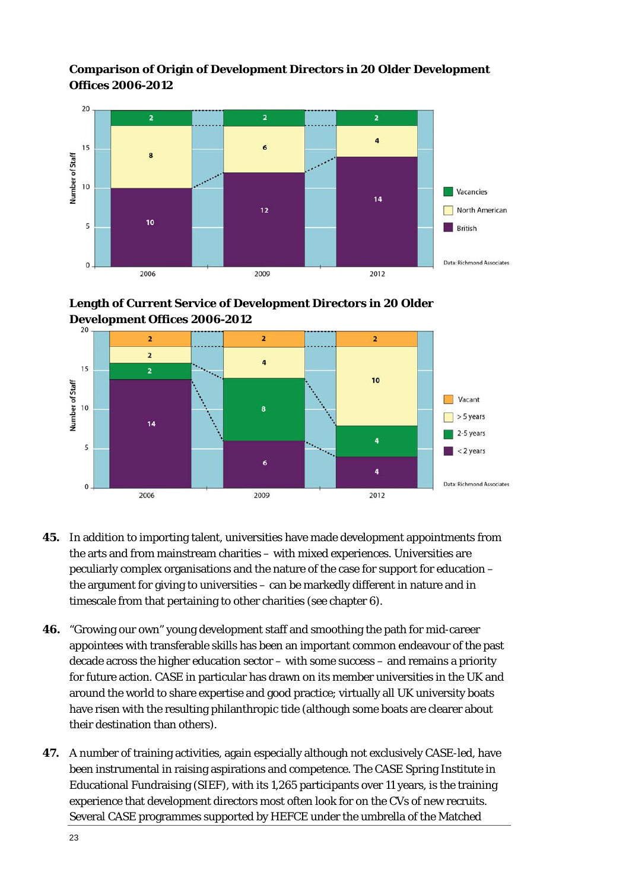**Comparison of Origin of Development Directors in 20 Older Development Offices 2006-2012**

| Year | British | North American | Vacancies |
| --- | --- | --- | --- |
| 2006 | 10 | 8 | 2 |
| 2009 | 12 | 6 | 2 |
| 2012 | 14 | 4 | 2 |

Data: Richmond Associates

**Length of Current Service of Development Directors in 20 Older Development Offices 2006-2012**

| Year | < 2 years | 2-5 years | > 5 years | Vacant |
| --- | --- | --- | --- | --- |
| 2006 | 14 | 2 | 2 | 2 |
| 2009 | 6 | 8 | 4 | 2 |
| 2012 | 4 | 4 | 10 | 2 |

Data: Richmond Associates

**45.** In addition to importing talent, universities have made development appointments from the arts and from mainstream charities – with mixed experiences. Universities are peculiarly complex organisations and the nature of the case for support for education – the argument for giving to universities – can be markedly different in nature and in timescale from that pertaining to other charities (see chapter 6).

**46.** "Growing our own" young development staff and smoothing the path for mid-career appointees with transferable skills has been an important common endeavour of the past decade across the higher education sector – with some success – and remains a priority for future action. CASE in particular has drawn on its member universities in the UK and around the world to share expertise and good practice; virtually all UK university boats have risen with the resulting philanthropic tide (although some boats are clearer about their destination than others).

**47.** A number of training activities, again especially although not exclusively CASE-led, have been instrumental in raising aspirations and competence. The CASE Spring Institute in Educational Fundraising (SIEF), with its 1,265 participants over 11 years, is the training experience that development directors most often look for on the CVs of new recruits. Several CASE programmes supported by HEFCE under the umbrella of the Matched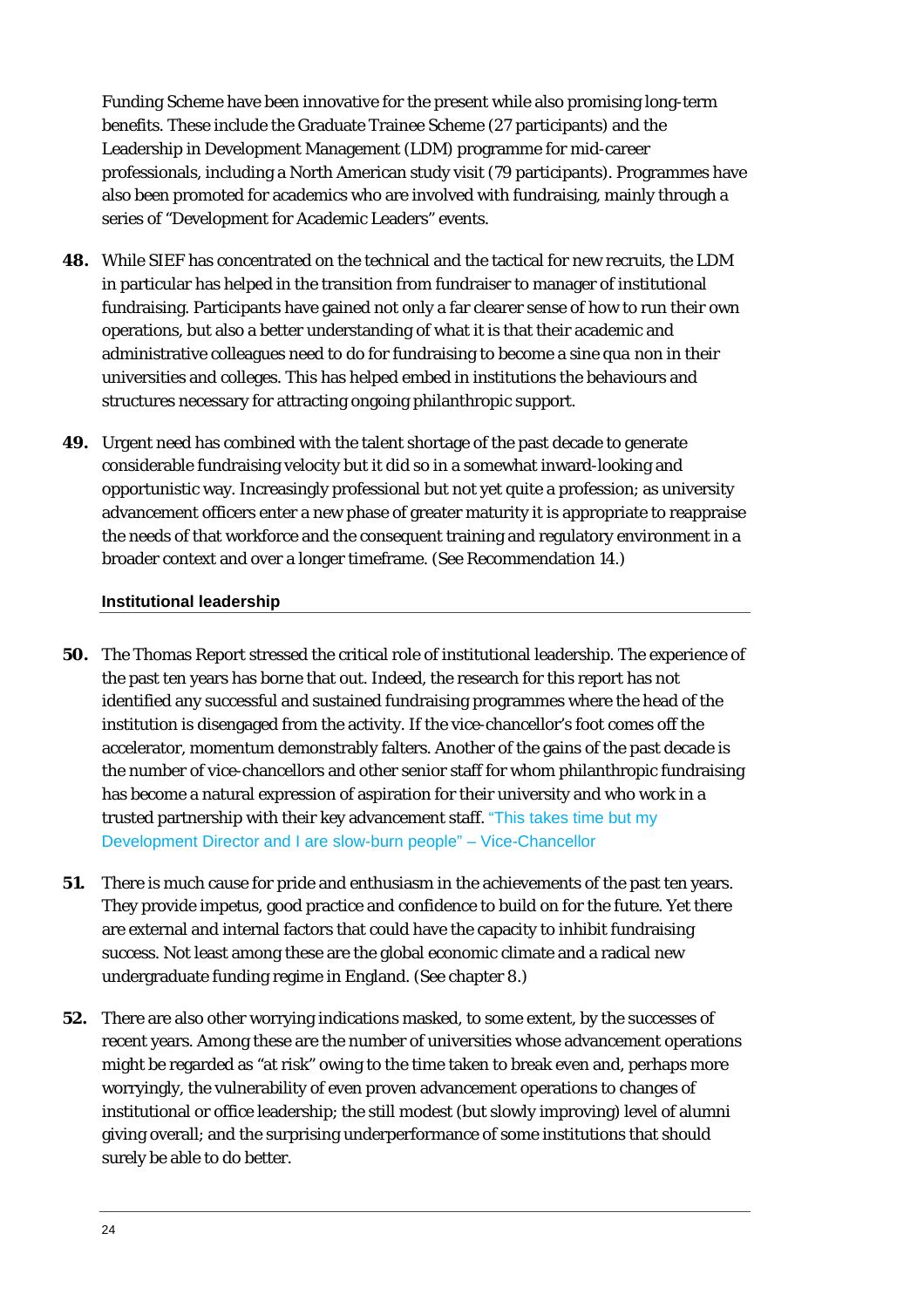Funding Scheme have been innovative for the present while also promising long-term benefits. These include the Graduate Trainee Scheme (27 participants) and the Leadership in Development Management (LDM) programme for mid-career professionals, including a North American study visit (79 participants). Programmes have also been promoted for academics who are involved with fundraising, mainly through a series of "Development for Academic Leaders" events.

**48.** While SIEF has concentrated on the technical and the tactical for new recruits, the LDM in particular has helped in the transition from fundraiser to manager of institutional fundraising. Participants have gained not only a far clearer sense of how to run their own operations, but also a better understanding of what it is that their academic and administrative colleagues need to do for fundraising to become a sine qua non in their universities and colleges. This has helped embed in institutions the behaviours and structures necessary for attracting ongoing philanthropic support.

**49.** Urgent need has combined with the talent shortage of the past decade to generate considerable fundraising velocity but it did so in a somewhat inward-looking and opportunistic way. Increasingly professional but not yet quite a profession; as university advancement officers enter a new phase of greater maturity it is appropriate to reappraise the needs of that workforce and the consequent training and regulatory environment in a broader context and over a longer timeframe. (See Recommendation 14.)

### Institutional leadership

**50.** The Thomas Report stressed the critical role of institutional leadership. The experience of the past ten years has borne that out. Indeed, the research for this report has not identified any successful and sustained fundraising programmes where the head of the institution is disengaged from the activity. If the vice-chancellor's foot comes off the accelerator, momentum demonstrably falters. Another of the gains of the past decade is the number of vice-chancellors and other senior staff for whom philanthropic fundraising has become a natural expression of aspiration for their university and who work in a trusted partnership with their key advancement staff. "This takes time but my Development Director and I are slow-burn people" – Vice-Chancellor

**51.** There is much cause for pride and enthusiasm in the achievements of the past ten years. They provide impetus, good practice and confidence to build on for the future. Yet there are external and internal factors that could have the capacity to inhibit fundraising success. Not least among these are the global economic climate and a radical new undergraduate funding regime in England. (See chapter 8.)

**52.** There are also other worrying indications masked, to some extent, by the successes of recent years. Among these are the number of universities whose advancement operations might be regarded as "at risk" owing to the time taken to break even and, perhaps more worryingly, the vulnerability of even proven advancement operations to changes of institutional or office leadership; the still modest (but slowly improving) level of alumni giving overall; and the surprising underperformance of some institutions that should surely be able to do better.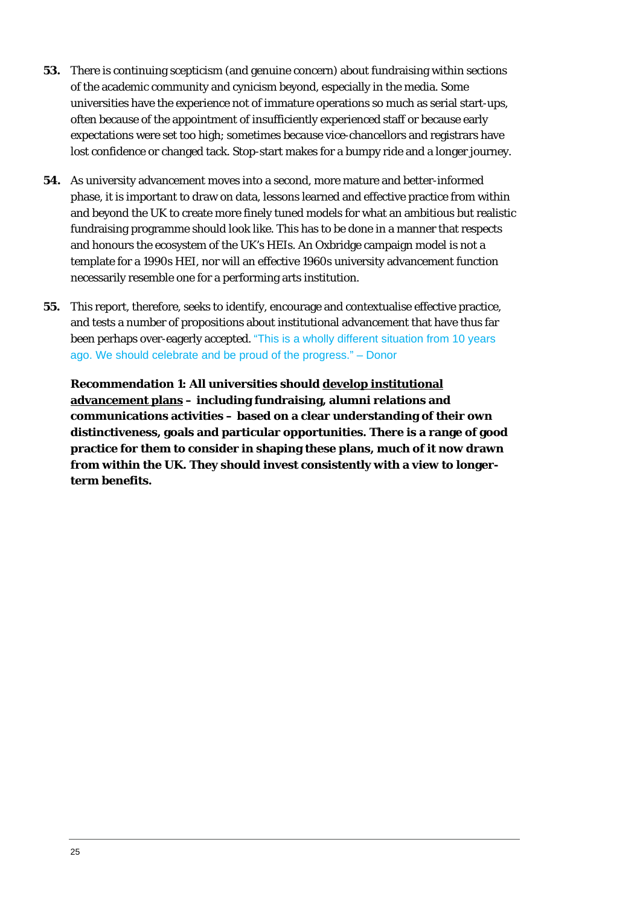**53.** There is continuing scepticism (and genuine concern) about fundraising within sections of the academic community and cynicism beyond, especially in the media. Some universities have the experience not of immature operations so much as serial start-ups, often because of the appointment of insufficiently experienced staff or because early expectations were set too high; sometimes because vice-chancellors and registrars have lost confidence or changed tack. Stop-start makes for a bumpy ride and a longer journey.

**54.** As university advancement moves into a second, more mature and better-informed phase, it is important to draw on data, lessons learned and effective practice from within and beyond the UK to create more finely tuned models for what an ambitious but realistic fundraising programme should look like. This has to be done in a manner that respects and honours the ecosystem of the UK's HEIs. An Oxbridge campaign model is not a template for a 1990s HEI, nor will an effective 1960s university advancement function necessarily resemble one for a performing arts institution.

**55.** This report, therefore, seeks to identify, encourage and contextualise effective practice, and tests a number of propositions about institutional advancement that have thus far been perhaps over-eagerly accepted. "This is a wholly different situation from 10 years ago. We should celebrate and be proud of the progress." – Donor

**Recommendation 1: All universities should <u>develop institutional advancement plans</u> – including fundraising, alumni relations and communications activities – based on a clear understanding of their own distinctiveness, goals and particular opportunities. There is a range of good practice for them to consider in shaping these plans, much of it now drawn from within the UK. They should invest consistently with a view to longer-term benefits.**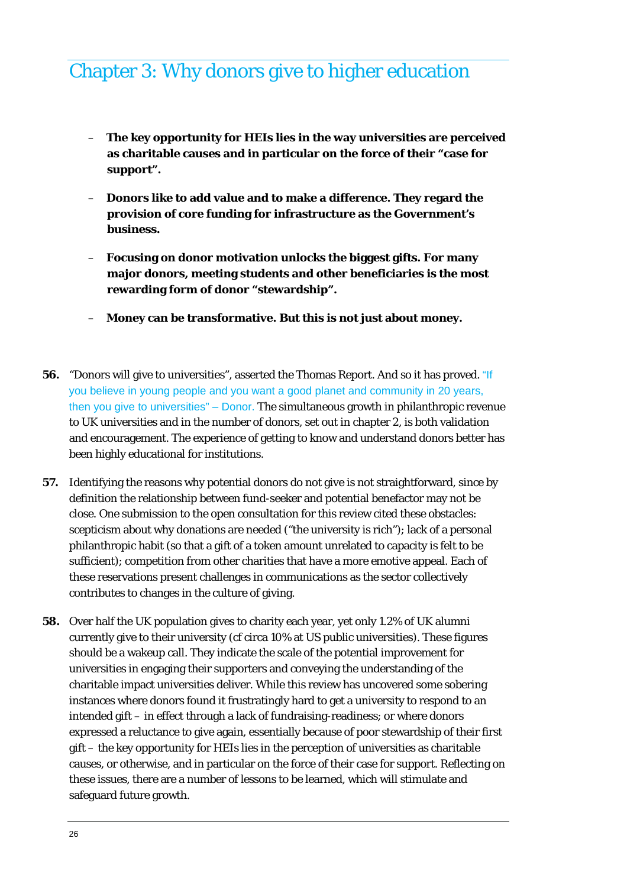# Chapter 3: Why donors give to higher education

- **The key opportunity for HEIs lies in the way universities are perceived as charitable causes and in particular on the force of their "case for support".**
- **Donors like to add value and to make a difference. They regard the provision of core funding for infrastructure as the Government's business.**
- **Focusing on donor motivation unlocks the biggest gifts. For many major donors, meeting students and other beneficiaries is the most rewarding form of donor "stewardship".**
- **Money can be transformative. But this is not just about money.**

**56.** "Donors will give to universities", asserted the Thomas Report. And so it has proved. "If you believe in young people and you want a good planet and community in 20 years, then you give to universities" – Donor. The simultaneous growth in philanthropic revenue to UK universities and in the number of donors, set out in chapter 2, is both validation and encouragement. The experience of getting to know and understand donors better has been highly educational for institutions.

**57.** Identifying the reasons why potential donors do not give is not straightforward, since by definition the relationship between fund-seeker and potential benefactor may not be close. One submission to the open consultation for this review cited these obstacles: scepticism about why donations are needed ("the university is rich"); lack of a personal philanthropic habit (so that a gift of a token amount unrelated to capacity is felt to be sufficient); competition from other charities that have a more emotive appeal. Each of these reservations present challenges in communications as the sector collectively contributes to changes in the culture of giving.

**58.** Over half the UK population gives to charity each year, yet only 1.2% of UK alumni currently give to their university (cf circa 10% at US public universities). These figures should be a wakeup call. They indicate the scale of the potential improvement for universities in engaging their supporters and conveying the understanding of the charitable impact universities deliver. While this review has uncovered some sobering instances where donors found it frustratingly hard to get a university to respond to an intended gift – in effect through a lack of fundraising-readiness; or where donors expressed a reluctance to give again, essentially because of poor stewardship of their first gift – the key opportunity for HEIs lies in the perception of universities as charitable causes, or otherwise, and in particular on the force of their case for support. Reflecting on these issues, there are a number of lessons to be learned, which will stimulate and safeguard future growth.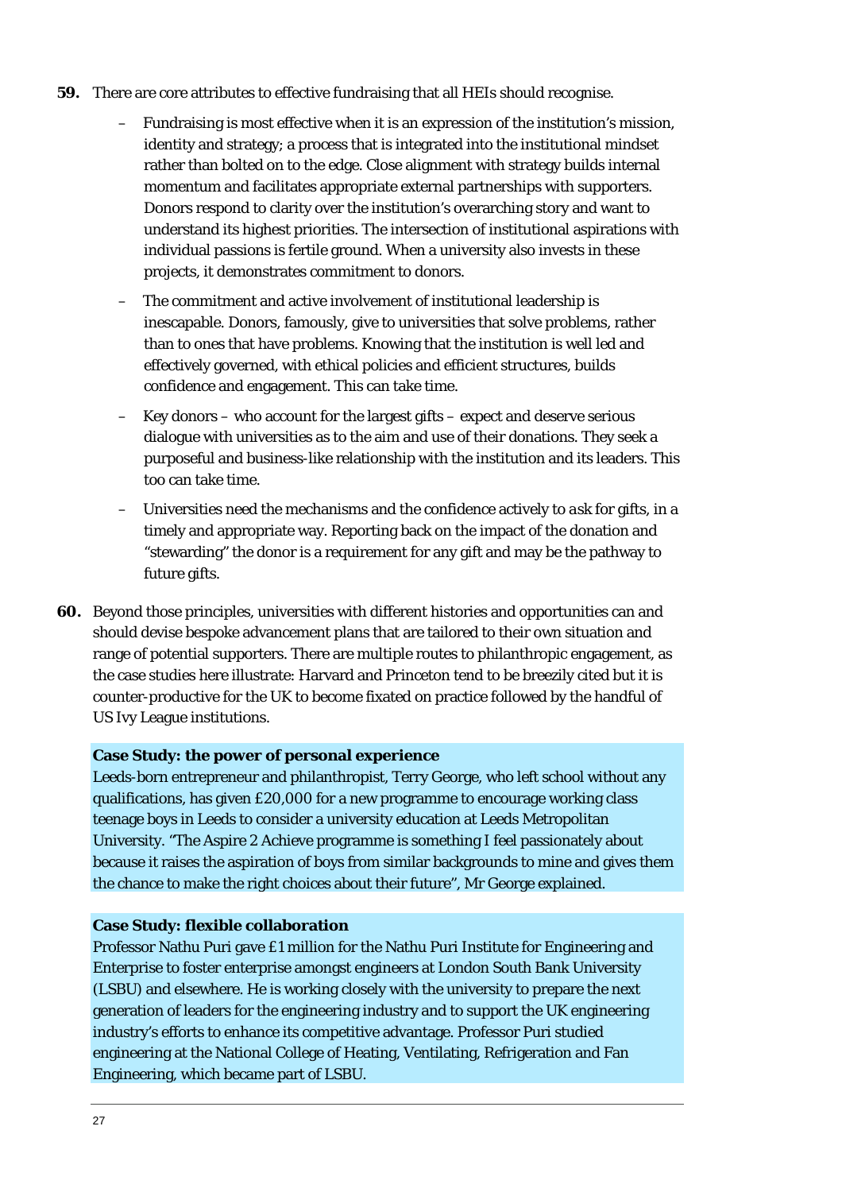**59.** There are core attributes to effective fundraising that all HEIs should recognise.

- Fundraising is most effective when it is an expression of the institution's mission, identity and strategy; a process that is integrated into the institutional mindset rather than bolted on to the edge. Close alignment with strategy builds internal momentum and facilitates appropriate external partnerships with supporters. Donors respond to clarity over the institution's overarching story and want to understand its highest priorities. The intersection of institutional aspirations with individual passions is fertile ground. When a university also invests in these projects, it demonstrates commitment to donors.
- The commitment and active involvement of institutional leadership is inescapable. Donors, famously, give to universities that solve problems, rather than to ones that have problems. Knowing that the institution is well led and effectively governed, with ethical policies and efficient structures, builds confidence and engagement. This can take time.
- Key donors – who account for the largest gifts – expect and deserve serious dialogue with universities as to the aim and use of their donations. They seek a purposeful and business-like relationship with the institution and its leaders. This too can take time.
- Universities need the mechanisms and the confidence actively to *ask* for gifts, in a timely and appropriate way. Reporting back on the impact of the donation and "stewarding" the donor is a requirement for any gift and may be the pathway to future gifts.

**60.** Beyond those principles, universities with different histories and opportunities can and should devise bespoke advancement plans that are tailored to their own situation and range of potential supporters. There are multiple routes to philanthropic engagement, as the case studies here illustrate: Harvard and Princeton tend to be breezily cited but it is counter-productive for the UK to become fixated on practice followed by the handful of US Ivy League institutions.

**Case Study: the power of personal experience**

Leeds-born entrepreneur and philanthropist, Terry George, who left school without any qualifications, has given £20,000 for a new programme to encourage working class teenage boys in Leeds to consider a university education at Leeds Metropolitan University. "The Aspire 2 Achieve programme is something I feel passionately about because it raises the aspiration of boys from similar backgrounds to mine and gives them the chance to make the right choices about their future", Mr George explained.

**Case Study: flexible collaboration**

Professor Nathu Puri gave £1 million for the Nathu Puri Institute for Engineering and Enterprise to foster enterprise amongst engineers at London South Bank University (LSBU) and elsewhere. He is working closely with the university to prepare the next generation of leaders for the engineering industry and to support the UK engineering industry's efforts to enhance its competitive advantage. Professor Puri studied engineering at the National College of Heating, Ventilating, Refrigeration and Fan Engineering, which became part of LSBU.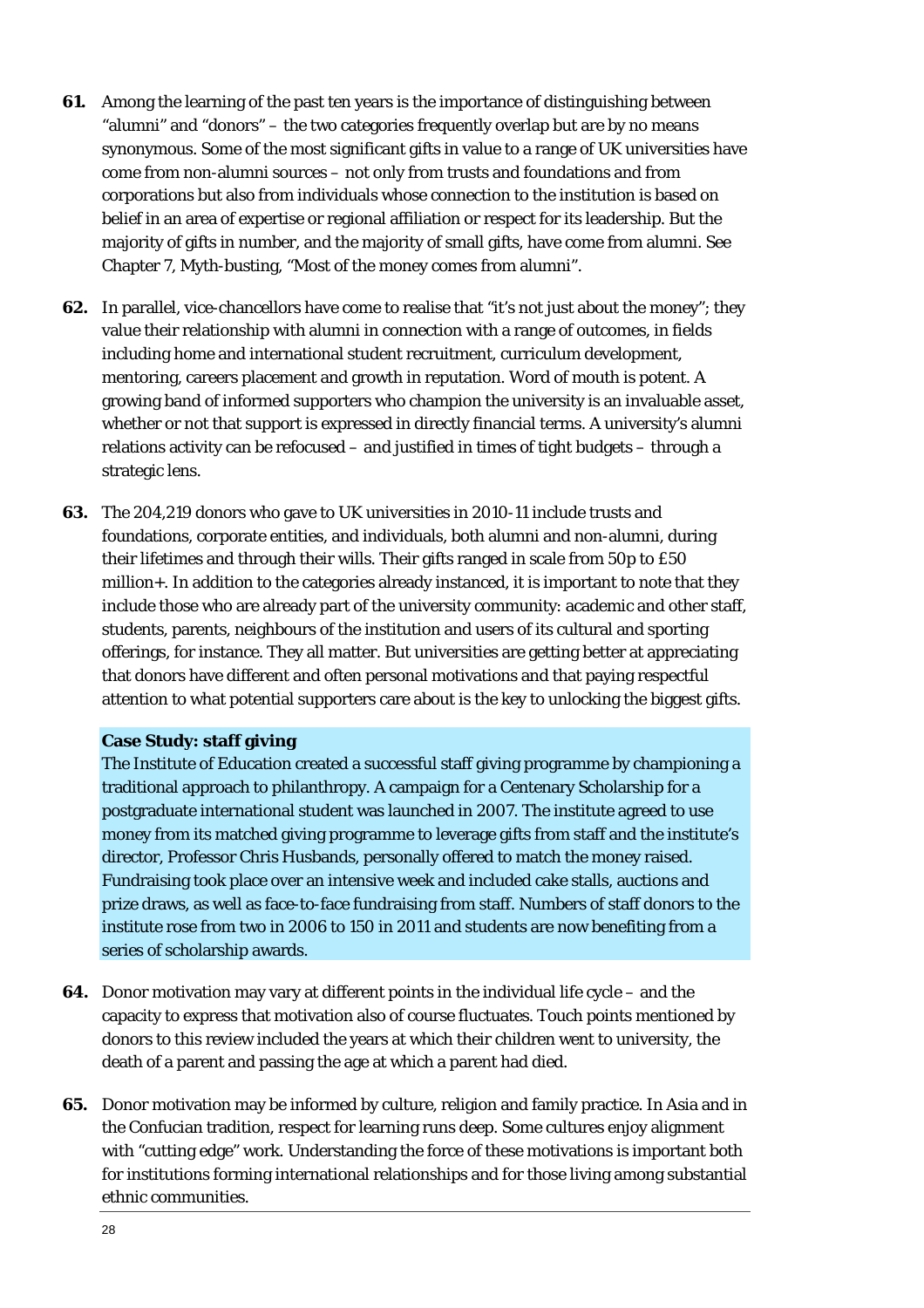**61.** Among the learning of the past ten years is the importance of distinguishing between "alumni" and "donors" – the two categories frequently overlap but are by no means synonymous. Some of the most significant gifts in value to a range of UK universities have come from non-alumni sources – not only from trusts and foundations and from corporations but also from individuals whose connection to the institution is based on belief in an area of expertise or regional affiliation or respect for its leadership. But the majority of gifts in number, and the majority of small gifts, have come from alumni. See Chapter 7, Myth-busting, "Most of the money comes from alumni".

**62.** In parallel, vice-chancellors have come to realise that "it's not just about the money"; they value their relationship with alumni in connection with a range of outcomes, in fields including home and international student recruitment, curriculum development, mentoring, careers placement and growth in reputation. Word of mouth is potent. A growing band of informed supporters who champion the university is an invaluable asset, whether or not that support is expressed in directly financial terms. A university's alumni relations activity can be refocused – and justified in times of tight budgets – through a strategic lens.

**63.** The 204,219 donors who gave to UK universities in 2010-11 include trusts and foundations, corporate entities, and individuals, both alumni and non-alumni, during their lifetimes and through their wills. Their gifts ranged in scale from 50p to £50 million+. In addition to the categories already instanced, it is important to note that they include those who are already part of the university community: academic and other staff, students, parents, neighbours of the institution and users of its cultural and sporting offerings, for instance. They all matter. But universities are getting better at appreciating that donors have different and often personal motivations and that paying respectful attention to what potential supporters care about is the key to unlocking the biggest gifts.

**Case Study: staff giving**

The Institute of Education created a successful staff giving programme by championing a traditional approach to philanthropy. A campaign for a Centenary Scholarship for a postgraduate international student was launched in 2007. The institute agreed to use money from its matched giving programme to leverage gifts from staff and the institute's director, Professor Chris Husbands, personally offered to match the money raised. Fundraising took place over an intensive week and included cake stalls, auctions and prize draws, as well as face-to-face fundraising from staff. Numbers of staff donors to the institute rose from two in 2006 to 150 in 2011 and students are now benefiting from a series of scholarship awards.

**64.** Donor motivation may vary at different points in the individual life cycle – and the capacity to express that motivation also of course fluctuates. Touch points mentioned by donors to this review included the years at which their children went to university, the death of a parent and passing the age at which a parent had died.

**65.** Donor motivation may be informed by culture, religion and family practice. In Asia and in the Confucian tradition, respect for learning runs deep. Some cultures enjoy alignment with "cutting edge" work. Understanding the force of these motivations is important both for institutions forming international relationships and for those living among substantial ethnic communities.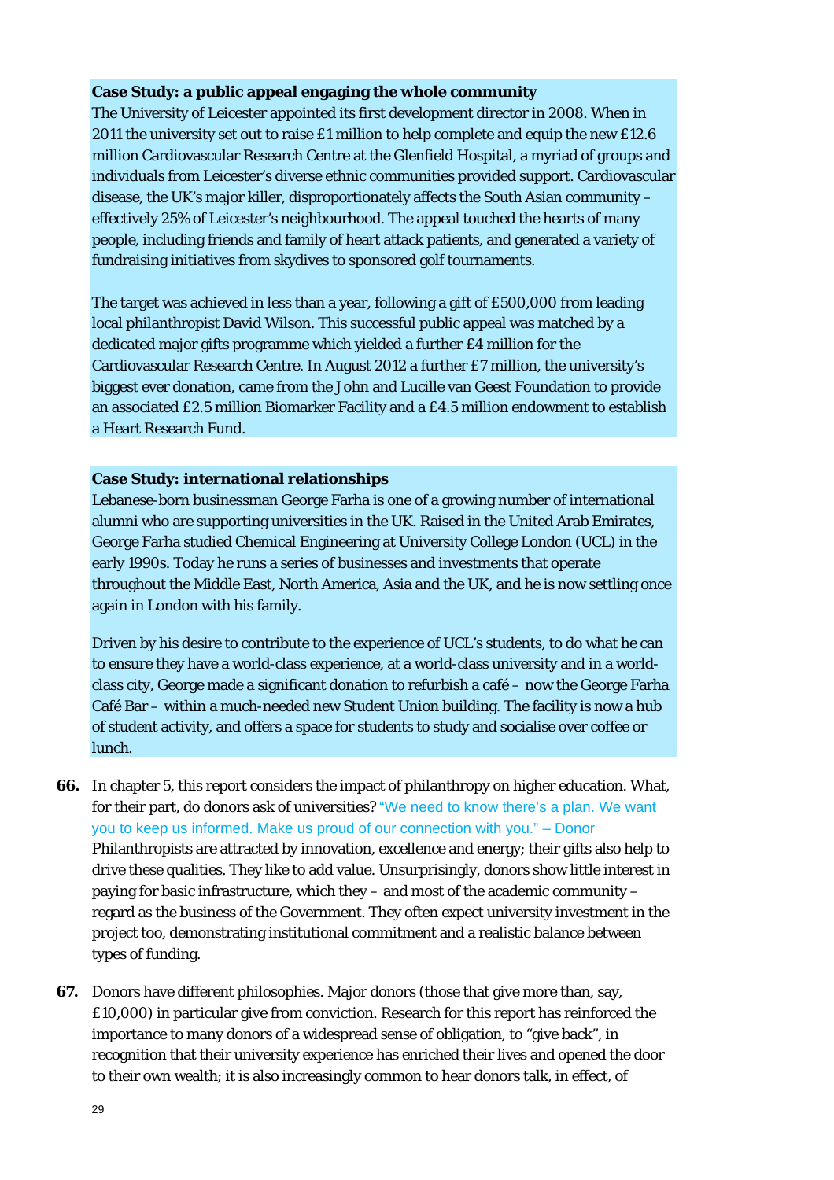**Case Study: a public appeal engaging the whole community**

The University of Leicester appointed its first development director in 2008. When in 2011 the university set out to raise £1 million to help complete and equip the new £12.6 million Cardiovascular Research Centre at the Glenfield Hospital, a myriad of groups and individuals from Leicester's diverse ethnic communities provided support. Cardiovascular disease, the UK's major killer, disproportionately affects the South Asian community – effectively 25% of Leicester's neighbourhood. The appeal touched the hearts of many people, including friends and family of heart attack patients, and generated a variety of fundraising initiatives from skydives to sponsored golf tournaments.

The target was achieved in less than a year, following a gift of £500,000 from leading local philanthropist David Wilson. This successful public appeal was matched by a dedicated major gifts programme which yielded a further £4 million for the Cardiovascular Research Centre. In August 2012 a further £7 million, the university's biggest ever donation, came from the John and Lucille van Geest Foundation to provide an associated £2.5 million Biomarker Facility and a £4.5 million endowment to establish a Heart Research Fund.

**Case Study: international relationships**

Lebanese-born businessman George Farha is one of a growing number of international alumni who are supporting universities in the UK. Raised in the United Arab Emirates, George Farha studied Chemical Engineering at University College London (UCL) in the early 1990s. Today he runs a series of businesses and investments that operate throughout the Middle East, North America, Asia and the UK, and he is now settling once again in London with his family.

Driven by his desire to contribute to the experience of UCL's students, to do what he can to ensure they have a world-class experience, at a world-class university and in a world-class city, George made a significant donation to refurbish a café – now the George Farha Café Bar – within a much-needed new Student Union building. The facility is now a hub of student activity, and offers a space for students to study and socialise over coffee or lunch.

**66.** In chapter 5, this report considers the impact of philanthropy on higher education. What, for their part, do donors ask of universities? "We need to know there's a plan. We want you to keep us informed. Make us proud of our connection with you." – Donor
Philanthropists are attracted by innovation, excellence and energy; their gifts also help to drive these qualities. They like to add value. Unsurprisingly, donors show little interest in paying for basic infrastructure, which they – and most of the academic community – regard as the business of the Government. They often expect university investment in the project too, demonstrating institutional commitment and a realistic balance between types of funding.

**67.** Donors have different philosophies. Major donors (those that give more than, say, £10,000) in particular give from conviction. Research for this report has reinforced the importance to many donors of a widespread sense of obligation, to "give back", in recognition that their university experience has enriched their lives and opened the door to their own wealth; it is also increasingly common to hear donors talk, in effect, of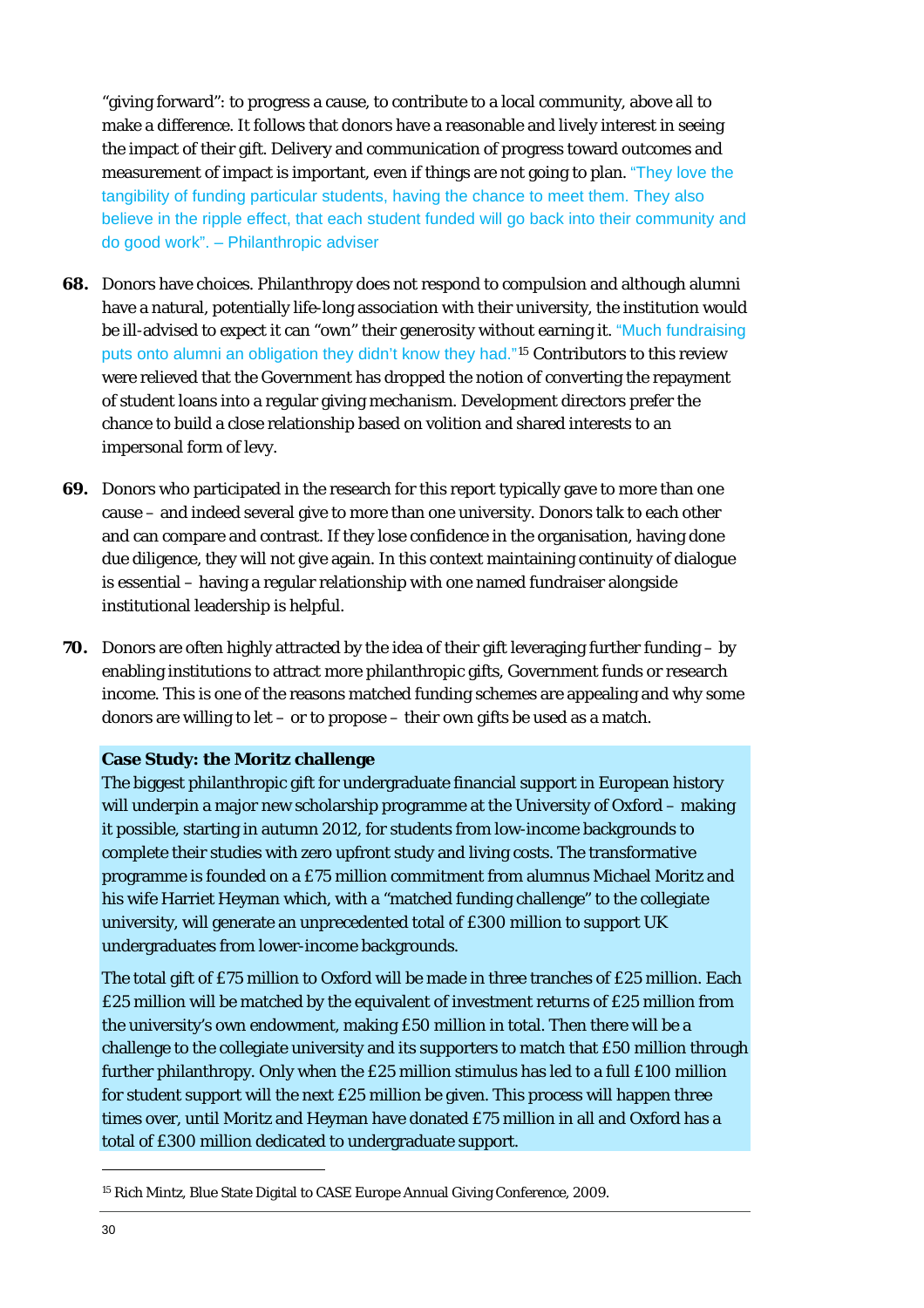"giving forward": to progress a cause, to contribute to a local community, above all to make a difference. It follows that donors have a reasonable and lively interest in seeing the impact of their gift. Delivery and communication of progress toward outcomes and measurement of impact is important, even if things are not going to plan. "They love the tangibility of funding particular students, having the chance to meet them. They also believe in the ripple effect, that each student funded will go back into their community and do good work". – Philanthropic adviser

**68.** Donors have choices. Philanthropy does not respond to compulsion and although alumni have a natural, potentially life-long association with their university, the institution would be ill-advised to expect it can "own" their generosity without earning it. "Much fundraising puts onto alumni an obligation they didn't know they had."[15] Contributors to this review were relieved that the Government has dropped the notion of converting the repayment of student loans into a regular giving mechanism. Development directors prefer the chance to build a close relationship based on volition and shared interests to an impersonal form of levy.

**69.** Donors who participated in the research for this report typically gave to more than one cause – and indeed several give to more than one university. Donors talk to each other and can compare and contrast. If they lose confidence in the organisation, having done due diligence, they will not give again. In this context maintaining continuity of dialogue is essential – having a regular relationship with one named fundraiser alongside institutional leadership is helpful.

**70.** Donors are often highly attracted by the idea of their gift leveraging further funding – by enabling institutions to attract more philanthropic gifts, Government funds or research income. This is one of the reasons matched funding schemes are appealing and why some donors are willing to let – or to propose – their own gifts be used as a match.

**Case Study: the Moritz challenge**

The biggest philanthropic gift for undergraduate financial support in European history will underpin a major new scholarship programme at the University of Oxford – making it possible, starting in autumn 2012, for students from low-income backgrounds to complete their studies with zero upfront study and living costs. The transformative programme is founded on a £75 million commitment from alumnus Michael Moritz and his wife Harriet Heyman which, with a "matched funding challenge" to the collegiate university, will generate an unprecedented total of £300 million to support UK undergraduates from lower-income backgrounds.

The total gift of £75 million to Oxford will be made in three tranches of £25 million. Each £25 million will be matched by the equivalent of investment returns of £25 million from the university's own endowment, making £50 million in total. Then there will be a challenge to the collegiate university and its supporters to match that £50 million through further philanthropy. Only when the £25 million stimulus has led to a full £100 million for student support will the next £25 million be given. This process will happen three times over, until Moritz and Heyman have donated £75 million in all and Oxford has a total of £300 million dedicated to undergraduate support.

[15] Rich Mintz, Blue State Digital to CASE Europe Annual Giving Conference, 2009.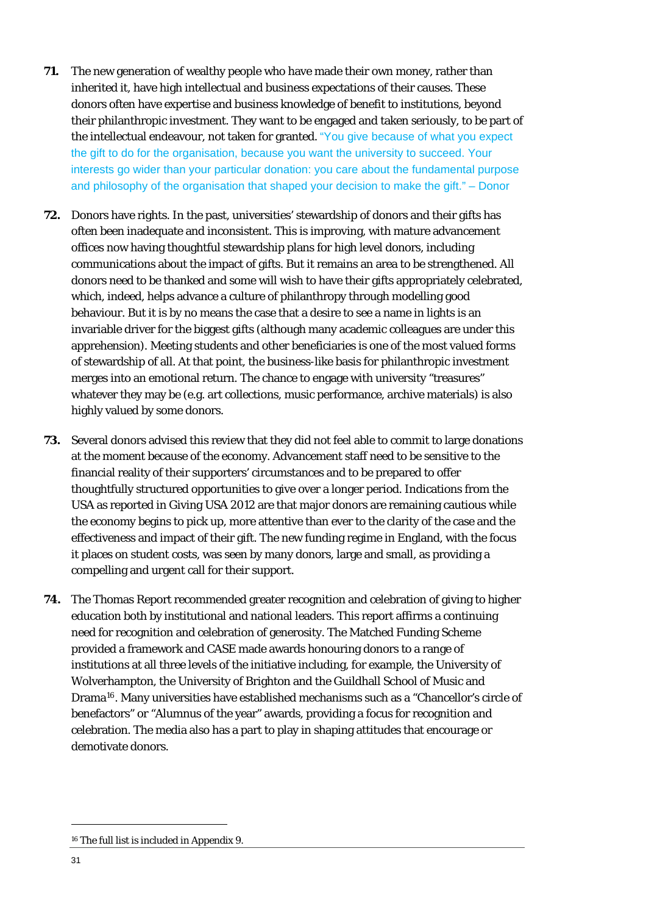**71.** The new generation of wealthy people who have made their own money, rather than inherited it, have high intellectual and business expectations of their causes. These donors often have expertise and business knowledge of benefit to institutions, beyond their philanthropic investment. They want to be engaged and taken seriously, to be part of the intellectual endeavour, not taken for granted. "You give because of what you expect the gift to do for the organisation, because you want the university to succeed. Your interests go wider than your particular donation: you care about the fundamental purpose and philosophy of the organisation that shaped your decision to make the gift." – Donor

**72.** Donors have rights. In the past, universities' stewardship of donors and their gifts has often been inadequate and inconsistent. This is improving, with mature advancement offices now having thoughtful stewardship plans for high level donors, including communications about the impact of gifts. But it remains an area to be strengthened. All donors need to be thanked and some will wish to have their gifts appropriately celebrated, which, indeed, helps advance a culture of philanthropy through modelling good behaviour. But it is by no means the case that a desire to see a name in lights is an invariable driver for the biggest gifts (although many academic colleagues are under this apprehension). Meeting students and other beneficiaries is one of the most valued forms of stewardship of all. At that point, the business-like basis for philanthropic investment merges into an emotional return. The chance to engage with university "treasures" whatever they may be (e.g. art collections, music performance, archive materials) is also highly valued by some donors.

**73.** Several donors advised this review that they did not feel able to commit to large donations at the moment because of the economy. Advancement staff need to be sensitive to the financial reality of their supporters' circumstances and to be prepared to offer thoughtfully structured opportunities to give over a longer period. Indications from the USA as reported in Giving USA 2012 are that major donors are remaining cautious while the economy begins to pick up, more attentive than ever to the clarity of the case and the effectiveness and impact of their gift. The new funding regime in England, with the focus it places on student costs, was seen by many donors, large and small, as providing a compelling and urgent call for their support.

**74.** The Thomas Report recommended greater recognition and celebration of giving to higher education both by institutional and national leaders. This report affirms a continuing need for recognition and celebration of generosity. The Matched Funding Scheme provided a framework and CASE made awards honouring donors to a range of institutions at all three levels of the initiative including, for example, the University of Wolverhampton, the University of Brighton and the Guildhall School of Music and Drama[16]. Many universities have established mechanisms such as a "Chancellor's circle of benefactors" or "Alumnus of the year" awards, providing a focus for recognition and celebration. The media also has a part to play in shaping attitudes that encourage or demotivate donors.

---

[16] The full list is included in Appendix 9.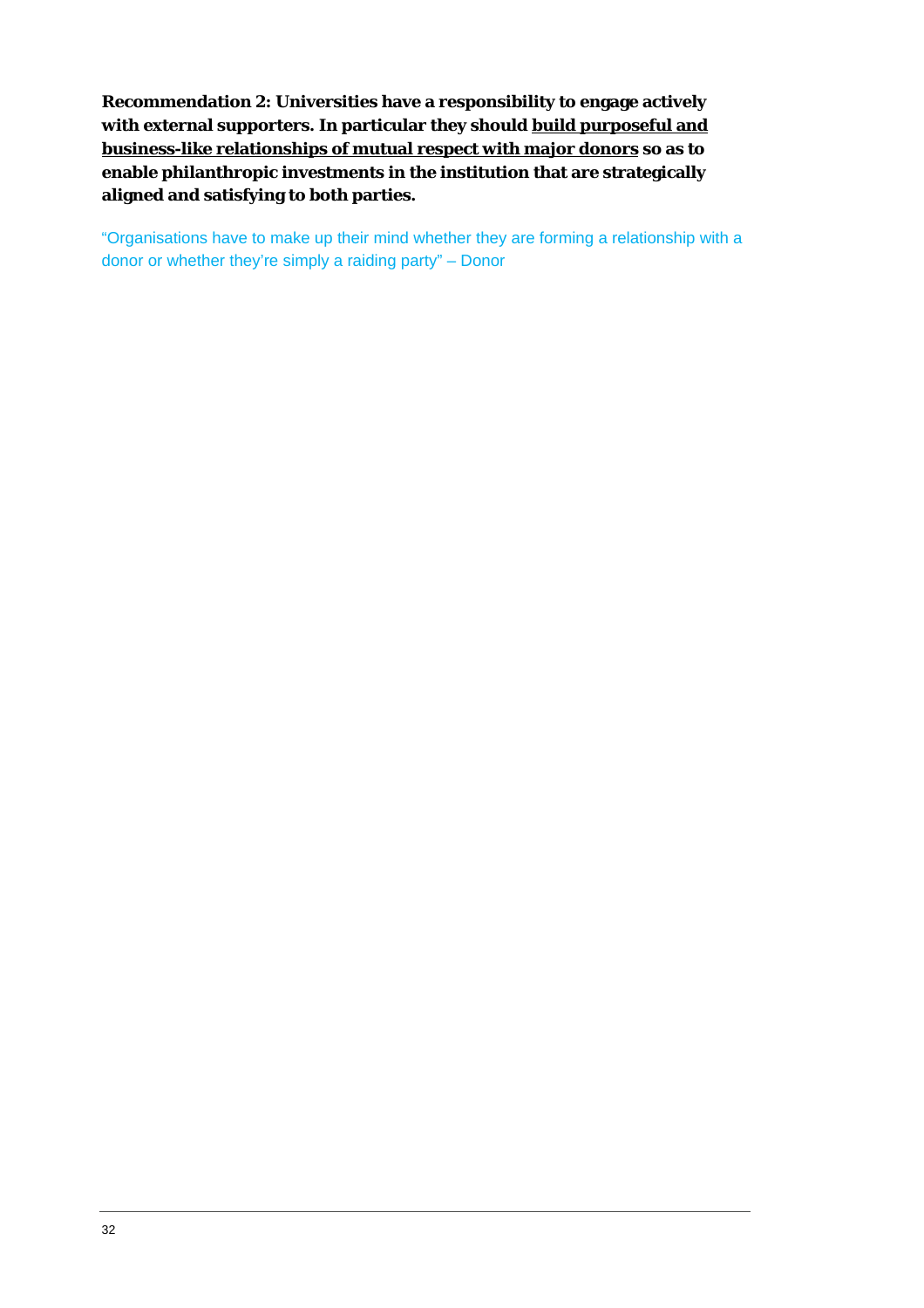**Recommendation 2: Universities have a responsibility to engage actively with external supporters. In particular they should <u>build purposeful and business-like relationships of mutual respect with major donors</u> so as to enable philanthropic investments in the institution that are strategically aligned and satisfying to both parties.**

"Organisations have to make up their mind whether they are forming a relationship with a donor or whether they're simply a raiding party" – Donor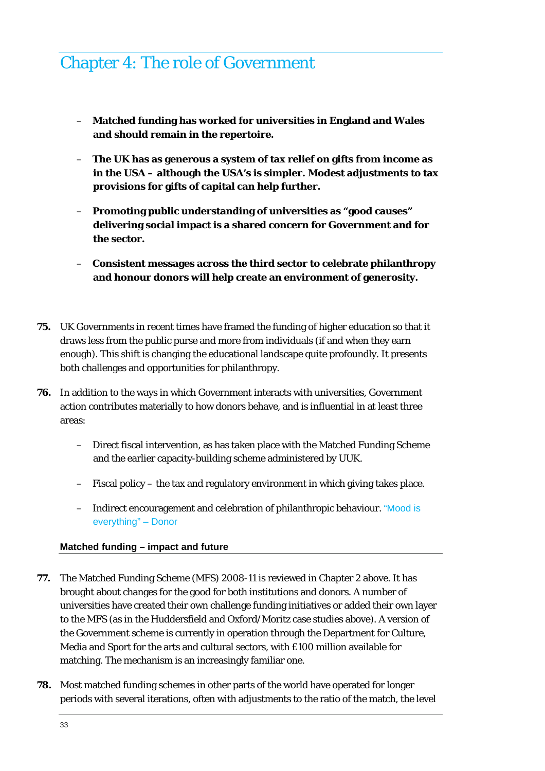# Chapter 4: The role of Government

- **Matched funding has worked for universities in England and Wales and should remain in the repertoire.**
- **The UK has as generous a system of tax relief on gifts from income as in the USA – although the USA's is simpler. Modest adjustments to tax provisions for gifts of capital can help further.**
- **Promoting public understanding of universities as "good causes" delivering social impact is a shared concern for Government and for the sector.**
- **Consistent messages across the third sector to celebrate philanthropy and honour donors will help create an environment of generosity.**

**75.** UK Governments in recent times have framed the funding of higher education so that it draws less from the public purse and more from individuals (if and when they earn enough). This shift is changing the educational landscape quite profoundly. It presents both challenges and opportunities for philanthropy.

**76.** In addition to the ways in which Government interacts with universities, Government action contributes materially to how donors behave, and is influential in at least three areas:

- Direct fiscal intervention, as has taken place with the Matched Funding Scheme and the earlier capacity-building scheme administered by UUK.
- Fiscal policy – the tax and regulatory environment in which giving takes place.
- Indirect encouragement and celebration of philanthropic behaviour. "Mood is everything" – Donor

### Matched funding – impact and future

**77.** The Matched Funding Scheme (MFS) 2008-11 is reviewed in Chapter 2 above. It has brought about changes for the good for both institutions and donors. A number of universities have created their own challenge funding initiatives or added their own layer to the MFS (as in the Huddersfield and Oxford/Moritz case studies above). A version of the Government scheme is currently in operation through the Department for Culture, Media and Sport for the arts and cultural sectors, with £100 million available for matching. The mechanism is an increasingly familiar one.

**78.** Most matched funding schemes in other parts of the world have operated for longer periods with several iterations, often with adjustments to the ratio of the match, the level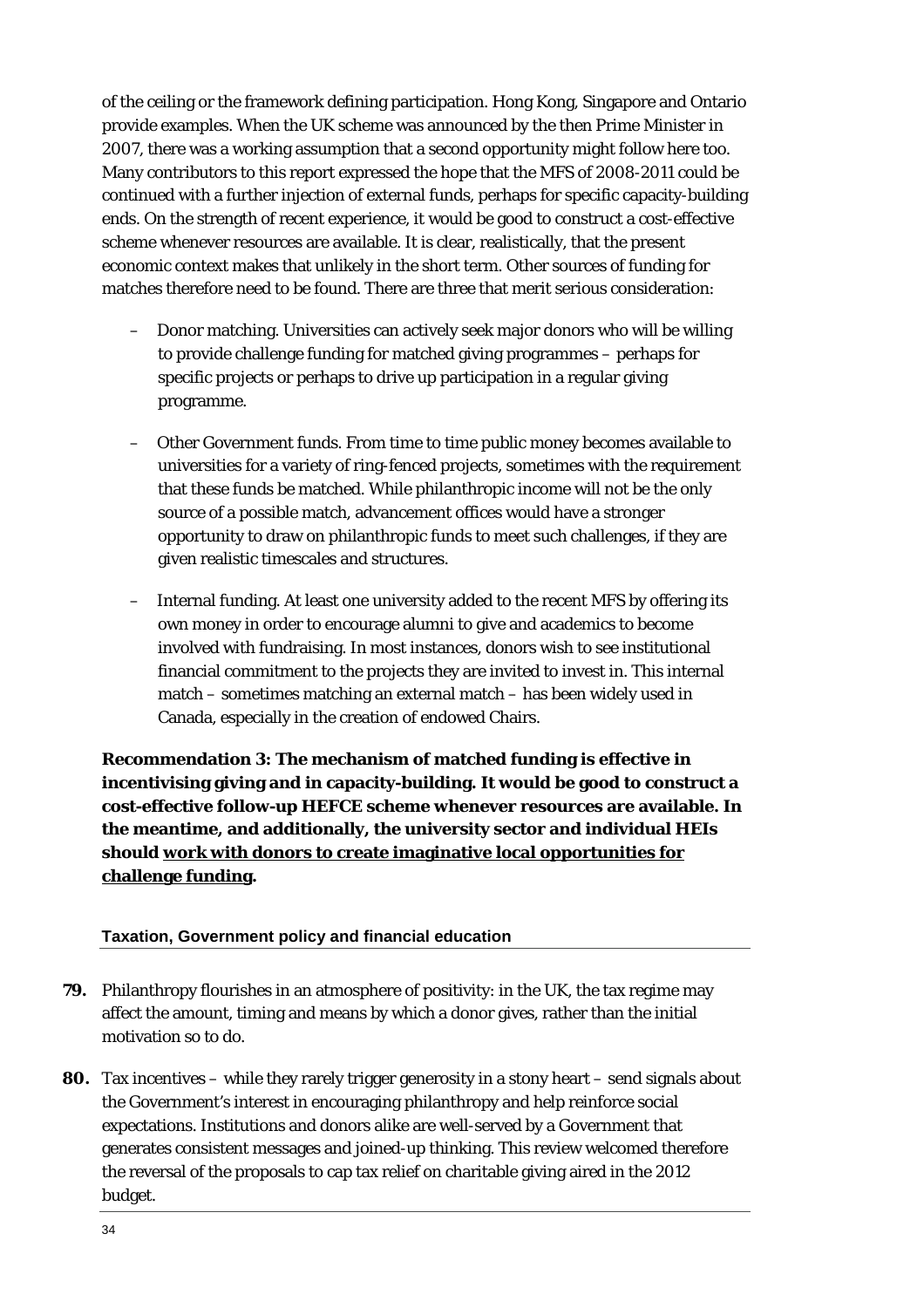of the ceiling or the framework defining participation. Hong Kong, Singapore and Ontario provide examples. When the UK scheme was announced by the then Prime Minister in 2007, there was a working assumption that a second opportunity might follow here too. Many contributors to this report expressed the hope that the MFS of 2008-2011 could be continued with a further injection of external funds, perhaps for specific capacity-building ends. On the strength of recent experience, it would be good to construct a cost-effective scheme whenever resources are available. It is clear, realistically, that the present economic context makes that unlikely in the short term. Other sources of funding for matches therefore need to be found. There are three that merit serious consideration:

- Donor matching. Universities can actively seek major donors who will be willing to provide challenge funding for matched giving programmes – perhaps for specific projects or perhaps to drive up participation in a regular giving programme.
- Other Government funds. From time to time public money becomes available to universities for a variety of ring-fenced projects, sometimes with the requirement that these funds be matched. While philanthropic income will not be the only source of a possible match, advancement offices would have a stronger opportunity to draw on philanthropic funds to meet such challenges, if they are given realistic timescales and structures.
- Internal funding. At least one university added to the recent MFS by offering its own money in order to encourage alumni to give and academics to become involved with fundraising. In most instances, donors wish to see institutional financial commitment to the projects they are invited to invest in. This internal match – sometimes matching an external match – has been widely used in Canada, especially in the creation of endowed Chairs.

**Recommendation 3: The mechanism of matched funding is effective in incentivising giving and in capacity-building. It would be good to construct a cost-effective follow-up HEFCE scheme whenever resources are available. In the meantime, and additionally, the university sector and individual HEIs should <u>work with donors to create imaginative local opportunities for challenge funding</u>.**

### Taxation, Government policy and financial education

**79.** Philanthropy flourishes in an atmosphere of positivity: in the UK, the tax regime may affect the amount, timing and means by which a donor gives, rather than the initial motivation so to do.

**80.** Tax incentives – while they rarely trigger generosity in a stony heart – send signals about the Government's interest in encouraging philanthropy and help reinforce social expectations. Institutions and donors alike are well-served by a Government that generates consistent messages and joined-up thinking. This review welcomed therefore the reversal of the proposals to cap tax relief on charitable giving aired in the 2012 budget.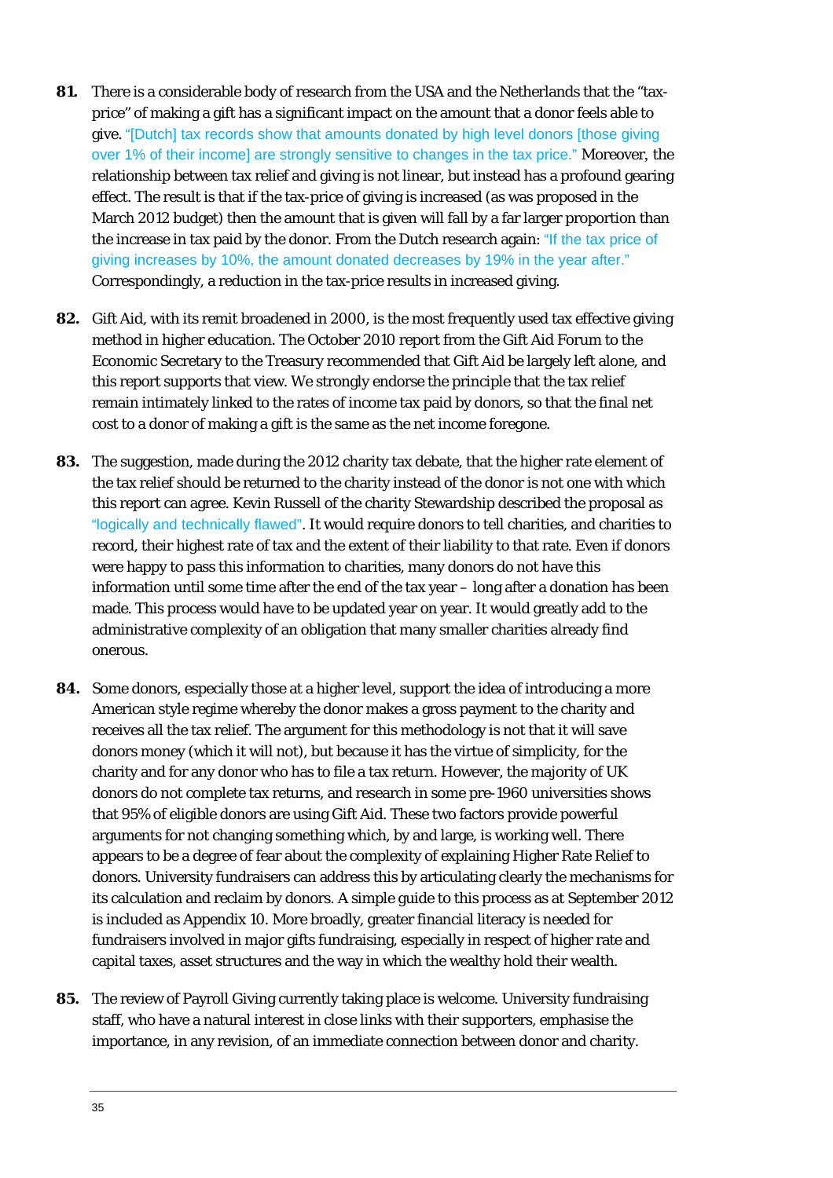**81.** There is a considerable body of research from the USA and the Netherlands that the "tax-price" of making a gift has a significant impact on the amount that a donor feels able to give. "[Dutch] tax records show that amounts donated by high level donors [those giving over 1% of their income] are strongly sensitive to changes in the tax price." Moreover, the relationship between tax relief and giving is not linear, but instead has a profound gearing effect. The result is that if the tax-price of giving is increased (as was proposed in the March 2012 budget) then the amount that is given will fall by a far larger proportion than the increase in tax paid by the donor. From the Dutch research again: "If the tax price of giving increases by 10%, the amount donated decreases by 19% in the year after." Correspondingly, a reduction in the tax-price results in increased giving.

**82.** Gift Aid, with its remit broadened in 2000, is the most frequently used tax effective giving method in higher education. The October 2010 report from the Gift Aid Forum to the Economic Secretary to the Treasury recommended that Gift Aid be largely left alone, and this report supports that view. We strongly endorse the principle that the tax relief remain intimately linked to the rates of income tax paid by donors, so that the final net cost to a donor of making a gift is the same as the net income foregone.

**83.** The suggestion, made during the 2012 charity tax debate, that the higher rate element of the tax relief should be returned to the charity instead of the donor is not one with which this report can agree. Kevin Russell of the charity Stewardship described the proposal as "logically and technically flawed". It would require donors to tell charities, and charities to record, their highest rate of tax and the extent of their liability to that rate. Even if donors were happy to pass this information to charities, many donors do not have this information until some time after the end of the tax year – long after a donation has been made. This process would have to be updated year on year. It would greatly add to the administrative complexity of an obligation that many smaller charities already find onerous.

**84.** Some donors, especially those at a higher level, support the idea of introducing a more American style regime whereby the donor makes a gross payment to the charity and receives all the tax relief. The argument for this methodology is not that it will save donors money (which it will not), but because it has the virtue of simplicity, for the charity and for any donor who has to file a tax return. However, the majority of UK donors do not complete tax returns, and research in some pre-1960 universities shows that 95% of eligible donors are using Gift Aid. These two factors provide powerful arguments for not changing something which, by and large, is working well. There appears to be a degree of fear about the complexity of explaining Higher Rate Relief to donors. University fundraisers can address this by articulating clearly the mechanisms for its calculation and reclaim by donors. A simple guide to this process as at September 2012 is included as Appendix 10. More broadly, greater financial literacy is needed for fundraisers involved in major gifts fundraising, especially in respect of higher rate and capital taxes, asset structures and the way in which the wealthy hold their wealth.

**85.** The review of Payroll Giving currently taking place is welcome. University fundraising staff, who have a natural interest in close links with their supporters, emphasise the importance, in any revision, of an immediate connection between donor and charity.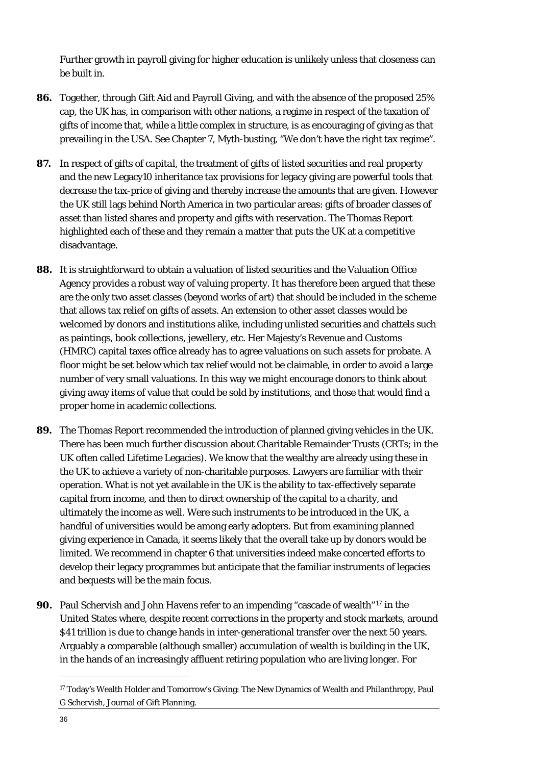Further growth in payroll giving for higher education is unlikely unless that closeness can be built in.

**86.** Together, through Gift Aid and Payroll Giving, and with the absence of the proposed 25% cap, the UK has, in comparison with other nations, a regime in respect of the taxation of gifts of income that, while a little complex in structure, is as encouraging of giving as that prevailing in the USA. See Chapter 7, Myth-busting, "We don't have the right tax regime".

**87.** In respect of gifts of *capital*, the treatment of gifts of listed securities and real property and the new Legacy10 inheritance tax provisions for legacy giving are powerful tools that decrease the tax-price of giving and thereby increase the amounts that are given. However the UK still lags behind North America in two particular areas: gifts of broader classes of asset than listed shares and property and gifts with reservation. The Thomas Report highlighted each of these and they remain a matter that puts the UK at a competitive disadvantage.

**88.** It is straightforward to obtain a valuation of listed securities and the Valuation Office Agency provides a robust way of valuing property. It has therefore been argued that these are the only two asset classes (beyond works of art) that should be included in the scheme that allows tax relief on gifts of assets. An extension to other asset classes would be welcomed by donors and institutions alike, including unlisted securities and chattels such as paintings, book collections, jewellery, etc. Her Majesty's Revenue and Customs (HMRC) capital taxes office already has to agree valuations on such assets for probate. A floor might be set below which tax relief would not be claimable, in order to avoid a large number of very small valuations. In this way we might encourage donors to think about giving away items of value that could be sold by institutions, and those that would find a proper home in academic collections.

**89.** The Thomas Report recommended the introduction of planned giving vehicles in the UK. There has been much further discussion about Charitable Remainder Trusts (CRTs; in the UK often called Lifetime Legacies). We know that the wealthy are already using these in the UK to achieve a variety of non-charitable purposes. Lawyers are familiar with their operation. What is not yet available in the UK is the ability to tax-effectively separate capital from income, and then to direct ownership of the capital to a charity, and ultimately the income as well. Were such instruments to be introduced in the UK, a handful of universities would be among early adopters. But from examining planned giving experience in Canada, it seems likely that the overall take up by donors would be limited. We recommend in chapter 6 that universities indeed make concerted efforts to develop their legacy programmes but anticipate that the familiar instruments of legacies and bequests will be the main focus.

**90.** Paul Schervish and John Havens refer to an impending "cascade of wealth"[17] in the United States where, despite recent corrections in the property and stock markets, around \$41 trillion is due to change hands in inter-generational transfer over the next 50 years. Arguably a comparable (although smaller) accumulation of wealth is building in the UK, in the hands of an increasingly affluent retiring population who are living longer. For

---

[17] Today's Wealth Holder and Tomorrow's Giving: The New Dynamics of Wealth and Philanthropy, Paul G Schervish, Journal of Gift Planning.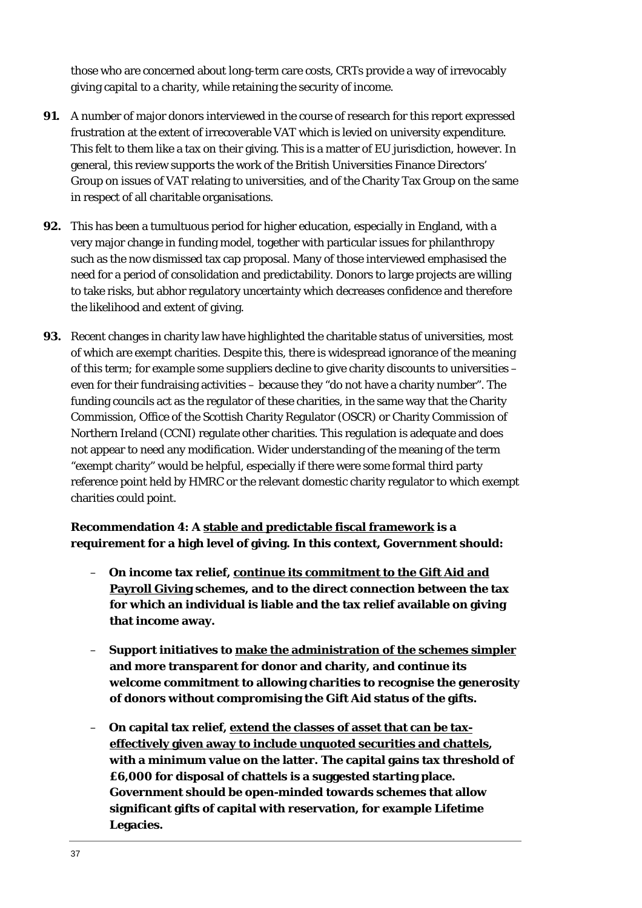those who are concerned about long-term care costs, CRTs provide a way of irrevocably giving capital to a charity, while retaining the security of income.

**91.** A number of major donors interviewed in the course of research for this report expressed frustration at the extent of irrecoverable VAT which is levied on university expenditure. This felt to them like a tax on their giving. This is a matter of EU jurisdiction, however. In general, this review supports the work of the British Universities Finance Directors' Group on issues of VAT relating to universities, and of the Charity Tax Group on the same in respect of all charitable organisations.

**92.** This has been a tumultuous period for higher education, especially in England, with a very major change in funding model, together with particular issues for philanthropy such as the now dismissed tax cap proposal. Many of those interviewed emphasised the need for a period of consolidation and predictability. Donors to large projects are willing to take risks, but abhor regulatory uncertainty which decreases confidence and therefore the likelihood and extent of giving.

**93.** Recent changes in charity law have highlighted the charitable status of universities, most of which are exempt charities. Despite this, there is widespread ignorance of the meaning of this term; for example some suppliers decline to give charity discounts to universities – even for their fundraising activities – because they "do not have a charity number". The funding councils act as the regulator of these charities, in the same way that the Charity Commission, Office of the Scottish Charity Regulator (OSCR) or Charity Commission of Northern Ireland (CCNI) regulate other charities. This regulation is adequate and does not appear to need any modification. Wider understanding of the meaning of the term "exempt charity" would be helpful, especially if there were some formal third party reference point held by HMRC or the relevant domestic charity regulator to which exempt charities could point.

**Recommendation 4: A stable and predictable fiscal framework is a requirement for a high level of giving. In this context, Government should:**

- **On income tax relief, continue its commitment to the Gift Aid and Payroll Giving schemes, and to the direct connection between the tax for which an individual is liable and the tax relief available on giving that income away.**
- **Support initiatives to make the administration of the schemes simpler and more transparent for donor and charity, and continue its welcome commitment to allowing charities to recognise the generosity of donors without compromising the Gift Aid status of the gifts.**
- **On capital tax relief, extend the classes of asset that can be tax-effectively given away to include unquoted securities and chattels, with a minimum value on the latter. The capital gains tax threshold of £6,000 for disposal of chattels is a suggested starting place. Government should be open-minded towards schemes that allow significant gifts of capital with reservation, for example Lifetime Legacies.**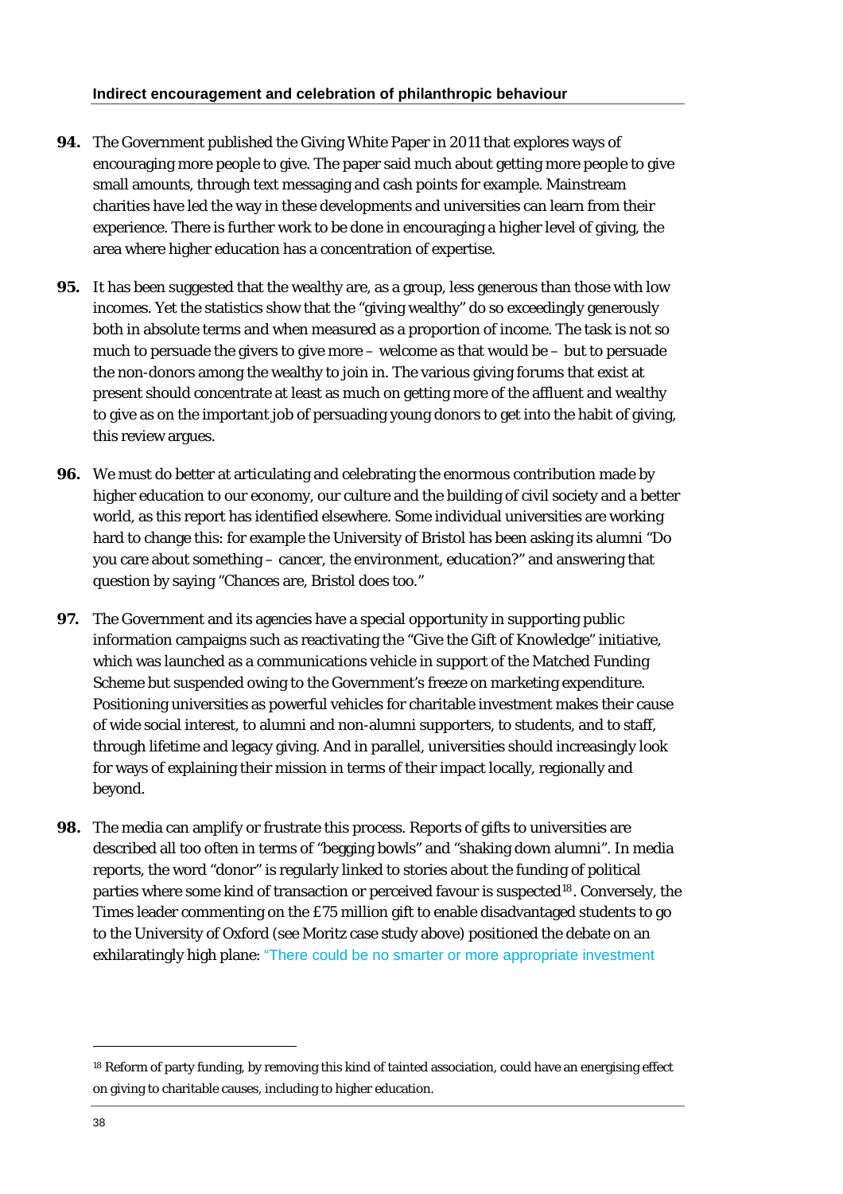**Indirect encouragement and celebration of philanthropic behaviour**

**94.** The Government published the Giving White Paper in 2011 that explores ways of encouraging more people to give. The paper said much about getting more people to give small amounts, through text messaging and cash points for example. Mainstream charities have led the way in these developments and universities can learn from their experience. There is further work to be done in encouraging a higher level of giving, the area where higher education has a concentration of expertise.

**95.** It has been suggested that the wealthy are, as a group, less generous than those with low incomes. Yet the statistics show that the "giving wealthy" do so exceedingly generously both in absolute terms and when measured as a proportion of income. The task is not so much to persuade the givers to give more – welcome as that would be – but to persuade the non-donors among the wealthy to join in. The various giving forums that exist at present should concentrate at least as much on getting more of the affluent and wealthy to give as on the important job of persuading young donors to get into the habit of giving, this review argues.

**96.** We must do better at articulating and celebrating the enormous contribution made by higher education to our economy, our culture and the building of civil society and a better world, as this report has identified elsewhere. Some individual universities are working hard to change this: for example the University of Bristol has been asking its alumni "Do you care about something – cancer, the environment, education?" and answering that question by saying "Chances are, Bristol does too."

**97.** The Government and its agencies have a special opportunity in supporting public information campaigns such as reactivating the "Give the Gift of Knowledge" initiative, which was launched as a communications vehicle in support of the Matched Funding Scheme but suspended owing to the Government's freeze on marketing expenditure. Positioning universities as powerful vehicles for charitable investment makes their cause of wide social interest, to alumni and non-alumni supporters, to students, and to staff, through lifetime and legacy giving. And in parallel, universities should increasingly look for ways of explaining their mission in terms of their impact locally, regionally and beyond.

**98.** The media can amplify or frustrate this process. Reports of gifts to universities are described all too often in terms of "begging bowls" and "shaking down alumni". In media reports, the word "donor" is regularly linked to stories about the funding of political parties where some kind of transaction or perceived favour is suspected[18]. Conversely, the Times leader commenting on the £75 million gift to enable disadvantaged students to go to the University of Oxford (see Moritz case study above) positioned the debate on an exhilaratingly high plane: "There could be no smarter or more appropriate investment

[18] Reform of party funding, by removing this kind of tainted association, could have an energising effect on giving to charitable causes, including to higher education.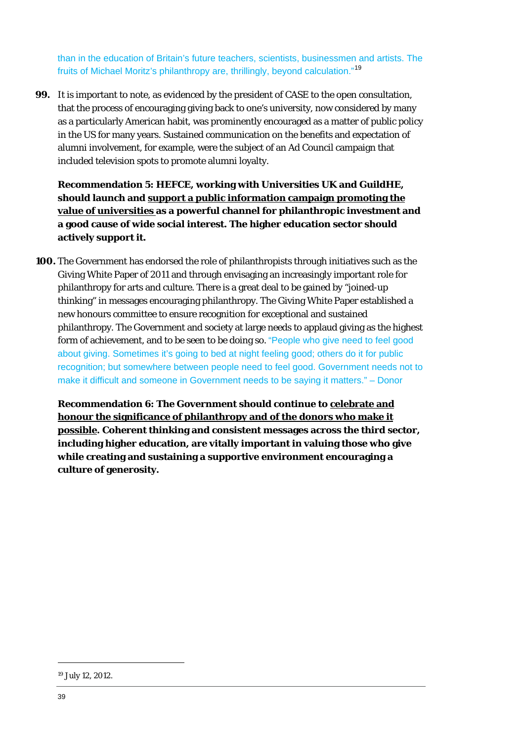than in the education of Britain's future teachers, scientists, businessmen and artists. The fruits of Michael Moritz's philanthropy are, thrillingly, beyond calculation."[19]

**99.** It is important to note, as evidenced by the president of CASE to the open consultation, that the process of encouraging giving back to one's university, now considered by many as a particularly American habit, was prominently encouraged as a matter of public policy in the US for many years. Sustained communication on the benefits and expectation of alumni involvement, for example, were the subject of an Ad Council campaign that included television spots to promote alumni loyalty.

**Recommendation 5: HEFCE, working with Universities UK and GuildHE, should launch and <u>support a public information campaign promoting the value of universities</u> as a powerful channel for philanthropic investment and a good cause of wide social interest. The higher education sector should actively support it.**

**100.** The Government has endorsed the role of philanthropists through initiatives such as the Giving White Paper of 2011 and through envisaging an increasingly important role for philanthropy for arts and culture. There is a great deal to be gained by "joined-up thinking" in messages encouraging philanthropy. The Giving White Paper established a new honours committee to ensure recognition for exceptional and sustained philanthropy. The Government and society at large needs to applaud giving as the highest form of achievement, and to be seen to be doing so. "People who give need to feel good about giving. Sometimes it's going to bed at night feeling good; others do it for public recognition; but somewhere between people need to feel good. Government needs not to make it difficult and someone in Government needs to be saying it matters." – Donor

**Recommendation 6: The Government should continue to <u>celebrate and honour the significance of philanthropy and of the donors who make it possible</u>. Coherent thinking and consistent messages across the third sector, including higher education, are vitally important in valuing those who give while creating and sustaining a supportive environment encouraging a culture of generosity.**

---

[19] July 12, 2012.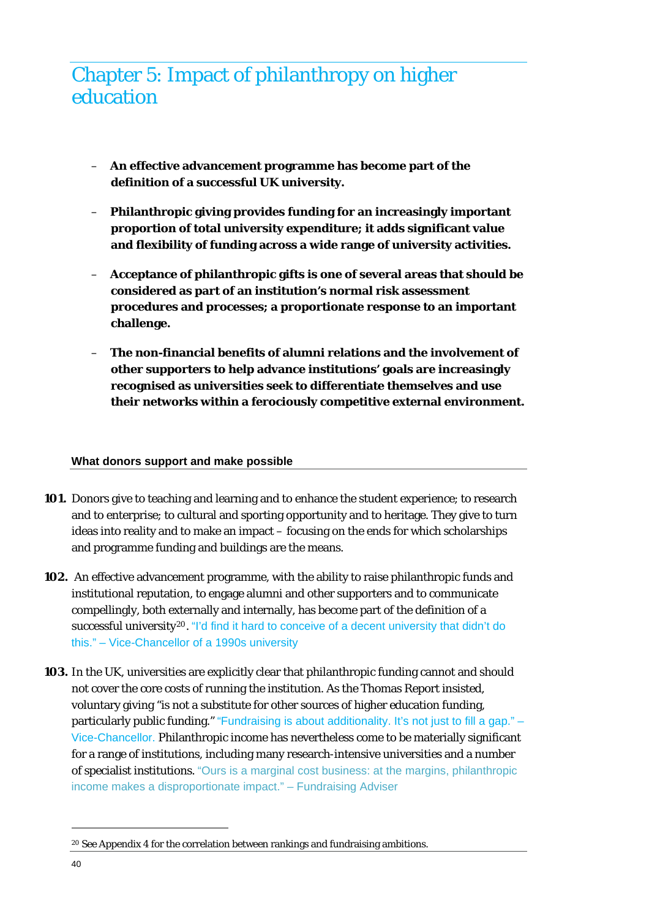# Chapter 5: Impact of philanthropy on higher education

- **An effective advancement programme has become part of the definition of a successful UK university.**
- **Philanthropic giving provides funding for an increasingly important proportion of total university expenditure; it adds significant value and flexibility of funding across a wide range of university activities.**
- **Acceptance of philanthropic gifts is one of several areas that should be considered as part of an institution's normal risk assessment procedures and processes; a proportionate response to an important challenge.**
- **The non-financial benefits of alumni relations and the involvement of other supporters to help advance institutions' goals are increasingly recognised as universities seek to differentiate themselves and use their networks within a ferociously competitive external environment.**

### What donors support and make possible

**101.** Donors give to teaching and learning and to enhance the student experience; to research and to enterprise; to cultural and sporting opportunity and to heritage. They give to turn ideas into reality and to make an impact – focusing on the ends for which scholarships and programme funding and buildings are the means.

**102.** An effective advancement programme, with the ability to raise philanthropic funds and institutional reputation, to engage alumni and other supporters and to communicate compellingly, both externally and internally, has become part of the definition of a successful university[20]. "I'd find it hard to conceive of a decent university that didn't do this." – Vice-Chancellor of a 1990s university

**103.** In the UK, universities are explicitly clear that philanthropic funding cannot and should not cover the core costs of running the institution. As the Thomas Report insisted, voluntary giving "is not a substitute for other sources of higher education funding, particularly public funding." "Fundraising is about additionality. It's not just to fill a gap." – Vice-Chancellor. Philanthropic income has nevertheless come to be materially significant for a range of institutions, including many research-intensive universities and a number of specialist institutions. "Ours is a marginal cost business: at the margins, philanthropic income makes a disproportionate impact." – Fundraising Adviser

[20] See Appendix 4 for the correlation between rankings and fundraising ambitions.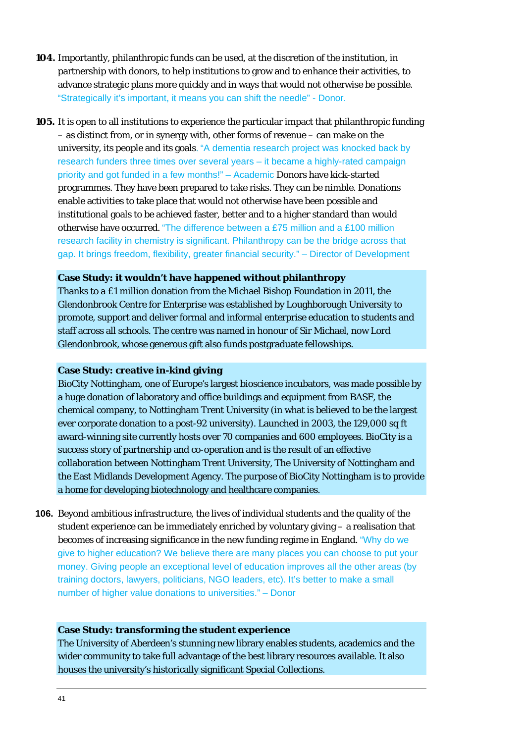**104.** Importantly, philanthropic funds can be used, at the discretion of the institution, in partnership with donors, to help institutions to grow and to enhance their activities, to advance strategic plans more quickly and in ways that would not otherwise be possible. "Strategically it's important, it means you can shift the needle" - Donor.

**105.** It is open to all institutions to experience the particular impact that philanthropic funding – as distinct from, or in synergy with, other forms of revenue – can make on the university, its people and its goals. "A dementia research project was knocked back by research funders three times over several years – it became a highly-rated campaign priority and got funded in a few months!" – Academic Donors have kick-started programmes. They have been prepared to take risks. They can be nimble. Donations enable activities to take place that would not otherwise have been possible and institutional goals to be achieved faster, better and to a higher standard than would otherwise have occurred. "The difference between a £75 million and a £100 million research facility in chemistry is significant. Philanthropy can be the bridge across that gap. It brings freedom, flexibility, greater financial security." – Director of Development

**Case Study: it wouldn't have happened without philanthropy**
Thanks to a £1 million donation from the Michael Bishop Foundation in 2011, the Glendonbrook Centre for Enterprise was established by Loughborough University to promote, support and deliver formal and informal enterprise education to students and staff across all schools. The centre was named in honour of Sir Michael, now Lord Glendonbrook, whose generous gift also funds postgraduate fellowships.

**Case Study: creative in-kind giving**
BioCity Nottingham, one of Europe's largest bioscience incubators, was made possible by a huge donation of laboratory and office buildings and equipment from BASF, the chemical company, to Nottingham Trent University (in what is believed to be the largest ever corporate donation to a post-92 university). Launched in 2003, the 129,000 sq ft award-winning site currently hosts over 70 companies and 600 employees. BioCity is a success story of partnership and co-operation and is the result of an effective collaboration between Nottingham Trent University, The University of Nottingham and the East Midlands Development Agency. The purpose of BioCity Nottingham is to provide a home for developing biotechnology and healthcare companies.

**106.** Beyond ambitious infrastructure, the lives of individual students and the quality of the student experience can be immediately enriched by voluntary giving – a realisation that becomes of increasing significance in the new funding regime in England. "Why do we give to higher education? We believe there are many places you can choose to put your money. Giving people an exceptional level of education improves all the other areas (by training doctors, lawyers, politicians, NGO leaders, etc). It's better to make a small number of higher value donations to universities." – Donor

**Case Study: transforming the student experience**
The University of Aberdeen's stunning new library enables students, academics and the wider community to take full advantage of the best library resources available. It also houses the university's historically significant Special Collections.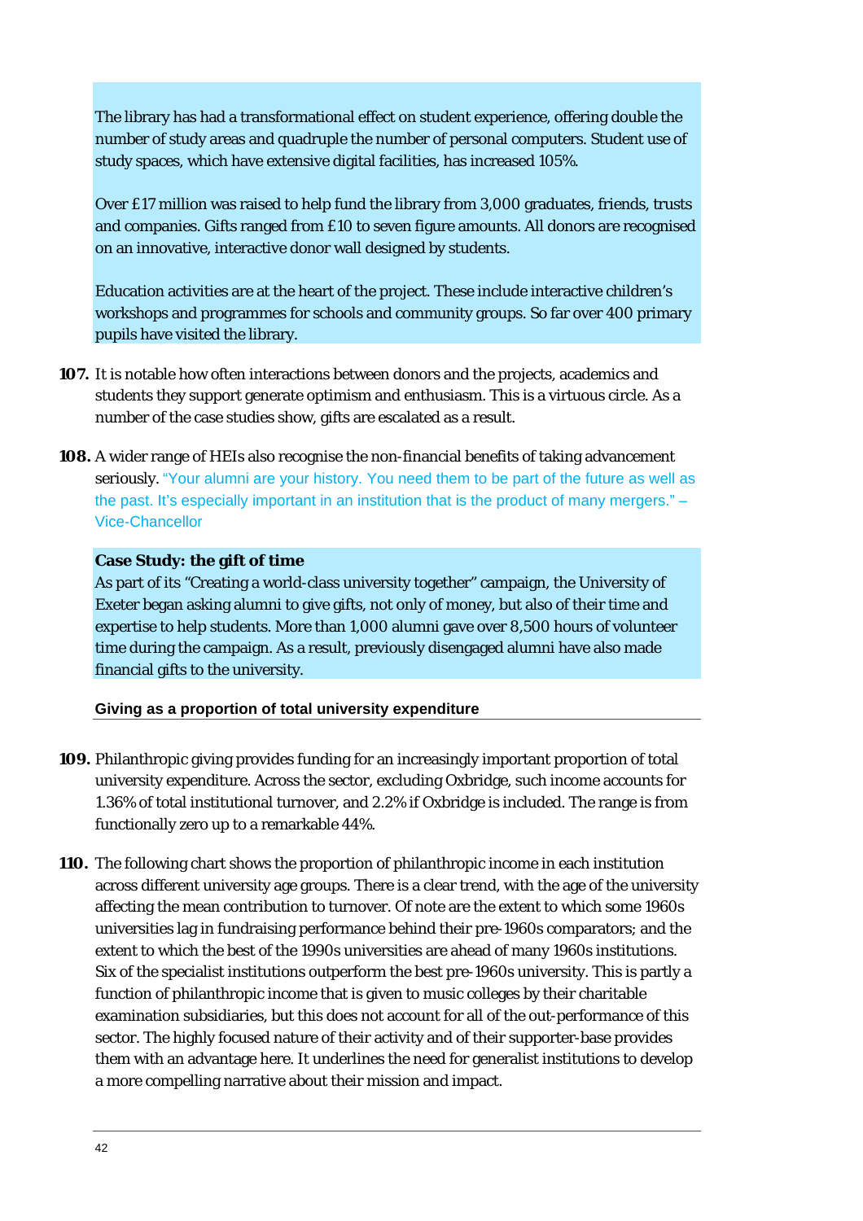The library has had a transformational effect on student experience, offering double the number of study areas and quadruple the number of personal computers. Student use of study spaces, which have extensive digital facilities, has increased 105%.

Over £17 million was raised to help fund the library from 3,000 graduates, friends, trusts and companies. Gifts ranged from £10 to seven figure amounts. All donors are recognised on an innovative, interactive donor wall designed by students.

Education activities are at the heart of the project. These include interactive children's workshops and programmes for schools and community groups. So far over 400 primary pupils have visited the library.

**107.** It is notable how often interactions between donors and the projects, academics and students they support generate optimism and enthusiasm. This is a virtuous circle. As a number of the case studies show, gifts are escalated as a result.

**108.** A wider range of HEIs also recognise the non-financial benefits of taking advancement seriously. "Your alumni are your history. You need them to be part of the future as well as the past. It's especially important in an institution that is the product of many mergers." – Vice-Chancellor

**Case Study: the gift of time**

As part of its "Creating a world-class university together" campaign, the University of Exeter began asking alumni to give gifts, not only of money, but also of their time and expertise to help students. More than 1,000 alumni gave over 8,500 hours of volunteer time during the campaign. As a result, previously disengaged alumni have also made financial gifts to the university.

### Giving as a proportion of total university expenditure

**109.** Philanthropic giving provides funding for an increasingly important proportion of total university expenditure. Across the sector, excluding Oxbridge, such income accounts for 1.36% of total institutional turnover, and 2.2% if Oxbridge is included. The range is from functionally zero up to a remarkable 44%.

**110.** The following chart shows the proportion of philanthropic income in each institution across different university age groups. There is a clear trend, with the age of the university affecting the mean contribution to turnover. Of note are the extent to which some 1960s universities lag in fundraising performance behind their pre-1960s comparators; and the extent to which the best of the 1990s universities are ahead of many 1960s institutions. Six of the specialist institutions outperform the best pre-1960s university. This is partly a function of philanthropic income that is given to music colleges by their charitable examination subsidiaries, but this does not account for all of the out-performance of this sector. The highly focused nature of their activity and of their supporter-base provides them with an advantage here. It underlines the need for generalist institutions to develop a more compelling narrative about their mission and impact.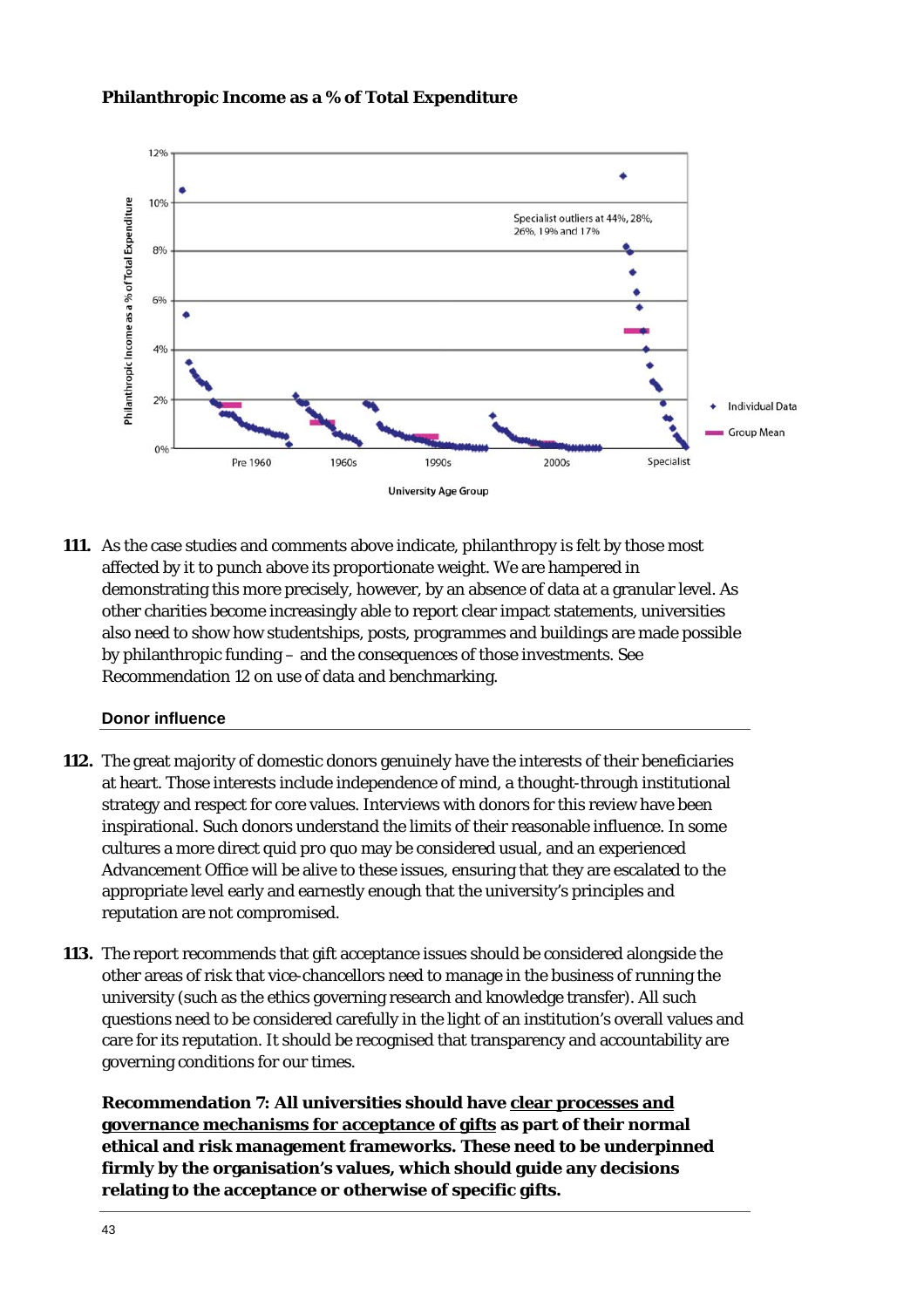**Philanthropic Income as a % of Total Expenditure**

**111.** As the case studies and comments above indicate, philanthropy is felt by those most affected by it to punch above its proportionate weight. We are hampered in demonstrating this more precisely, however, by an absence of data at a granular level. As other charities become increasingly able to report clear impact statements, universities also need to show how studentships, posts, programmes and buildings are made possible by philanthropic funding – and the consequences of those investments. See Recommendation 12 on use of data and benchmarking.

### Donor influence

**112.** The great majority of domestic donors genuinely have the interests of their beneficiaries at heart. Those interests include independence of mind, a thought-through institutional strategy and respect for core values. Interviews with donors for this review have been inspirational. Such donors understand the limits of their reasonable influence. In some cultures a more direct quid pro quo may be considered usual, and an experienced Advancement Office will be alive to these issues, ensuring that they are escalated to the appropriate level early and earnestly enough that the university's principles and reputation are not compromised.

**113.** The report recommends that gift acceptance issues should be considered alongside the other areas of risk that vice-chancellors need to manage in the business of running the university (such as the ethics governing research and knowledge transfer). All such questions need to be considered carefully in the light of an institution's overall values and care for its reputation. It should be recognised that transparency and accountability are governing conditions for our times.

**Recommendation 7: All universities should have clear processes and governance mechanisms for acceptance of gifts as part of their normal ethical and risk management frameworks. These need to be underpinned firmly by the organisation's values, which should guide any decisions relating to the acceptance or otherwise of specific gifts.**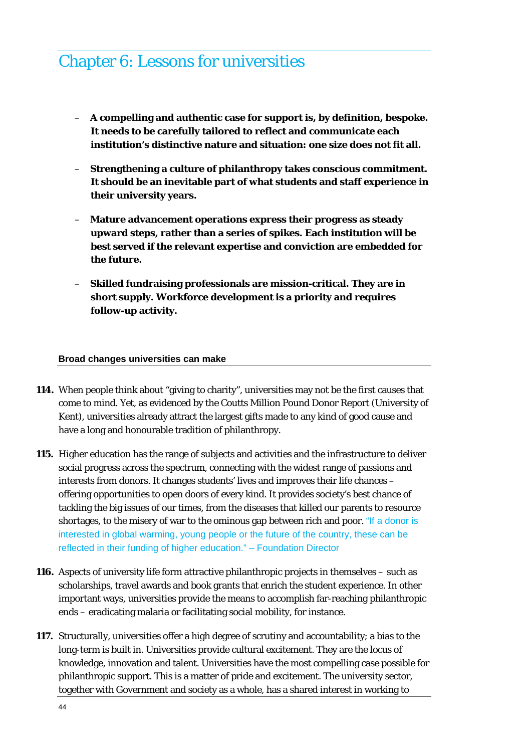# Chapter 6: Lessons for universities

- **A compelling and authentic case for support is, by definition, bespoke. It needs to be carefully tailored to reflect and communicate each institution's distinctive nature and situation: one size does not fit all.**

- **Strengthening a culture of philanthropy takes conscious commitment. It should be an inevitable part of what students and staff experience in their university years.**

- **Mature advancement operations express their progress as steady upward steps, rather than a series of spikes. Each institution will be best served if the relevant expertise and conviction are embedded for the future.**

- **Skilled fundraising professionals are mission-critical. They are in short supply. Workforce development is a priority and requires follow-up activity.**

### Broad changes universities can make

**114.** When people think about "giving to charity", universities may not be the first causes that come to mind. Yet, as evidenced by the Coutts Million Pound Donor Report (University of Kent), universities already attract the largest gifts made to any kind of good cause and have a long and honourable tradition of philanthropy.

**115.** Higher education has the range of subjects and activities and the infrastructure to deliver social progress across the spectrum, connecting with the widest range of passions and interests from donors. It changes students' lives and improves their life chances – offering opportunities to open doors of every kind. It provides society's best chance of tackling the big issues of our times, from the diseases that killed our parents to resource shortages, to the misery of war to the ominous gap between rich and poor. "If a donor is interested in global warming, young people or the future of the country, these can be reflected in their funding of higher education." – Foundation Director

**116.** Aspects of university life form attractive philanthropic projects in themselves – such as scholarships, travel awards and book grants that enrich the student experience. In other important ways, universities provide the means to accomplish far-reaching philanthropic ends – eradicating malaria or facilitating social mobility, for instance.

**117.** Structurally, universities offer a high degree of scrutiny and accountability; a bias to the long-term is built in. Universities provide cultural excitement. They are the locus of knowledge, innovation and talent. Universities have the most compelling case possible for philanthropic support. This is a matter of pride and excitement. The university sector, together with Government and society as a whole, has a shared interest in working to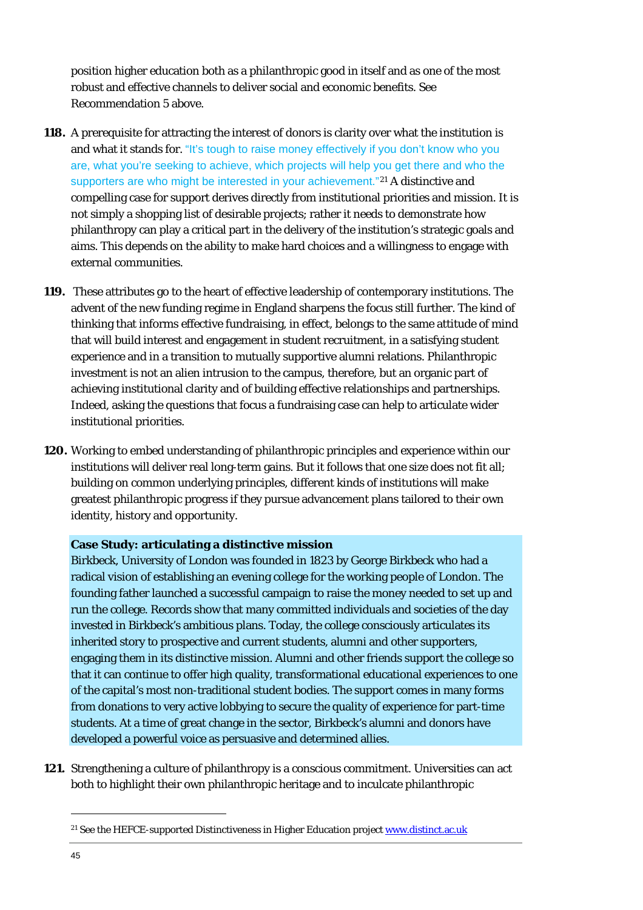position higher education both as a philanthropic good in itself and as one of the most robust and effective channels to deliver social and economic benefits. See Recommendation 5 above.

**118.** A prerequisite for attracting the interest of donors is clarity over what the institution is and what it stands for. "It's tough to raise money effectively if you don't know who you are, what you're seeking to achieve, which projects will help you get there and who the supporters are who might be interested in your achievement."[21] A distinctive and compelling case for support derives directly from institutional priorities and mission. It is not simply a shopping list of desirable projects; rather it needs to demonstrate how philanthropy can play a critical part in the delivery of the institution's strategic goals and aims. This depends on the ability to make hard choices and a willingness to engage with external communities.

**119.** These attributes go to the heart of effective leadership of contemporary institutions. The advent of the new funding regime in England sharpens the focus still further. The kind of thinking that informs effective fundraising, in effect, belongs to the same attitude of mind that will build interest and engagement in student recruitment, in a satisfying student experience and in a transition to mutually supportive alumni relations. Philanthropic investment is not an alien intrusion to the campus, therefore, but an organic part of achieving institutional clarity and of building effective relationships and partnerships. Indeed, asking the questions that focus a fundraising case can help to articulate wider institutional priorities.

**120.** Working to embed understanding of philanthropic principles and experience within our institutions will deliver real long-term gains. But it follows that one size does not fit all; building on common underlying principles, different kinds of institutions will make greatest philanthropic progress if they pursue advancement plans tailored to their own identity, history and opportunity.

**Case Study: articulating a distinctive mission**

Birkbeck, University of London was founded in 1823 by George Birkbeck who had a radical vision of establishing an evening college for the working people of London. The founding father launched a successful campaign to raise the money needed to set up and run the college. Records show that many committed individuals and societies of the day invested in Birkbeck's ambitious plans. Today, the college consciously articulates its inherited story to prospective and current students, alumni and other supporters, engaging them in its distinctive mission. Alumni and other friends support the college so that it can continue to offer high quality, transformational educational experiences to one of the capital's most non-traditional student bodies. The support comes in many forms from donations to very active lobbying to secure the quality of experience for part-time students. At a time of great change in the sector, Birkbeck's alumni and donors have developed a powerful voice as persuasive and determined allies.

**121.** Strengthening a culture of philanthropy is a conscious commitment. Universities can act both to highlight their own philanthropic heritage and to inculcate philanthropic

[21] See the HEFCE-supported Distinctiveness in Higher Education project www.distinct.ac.uk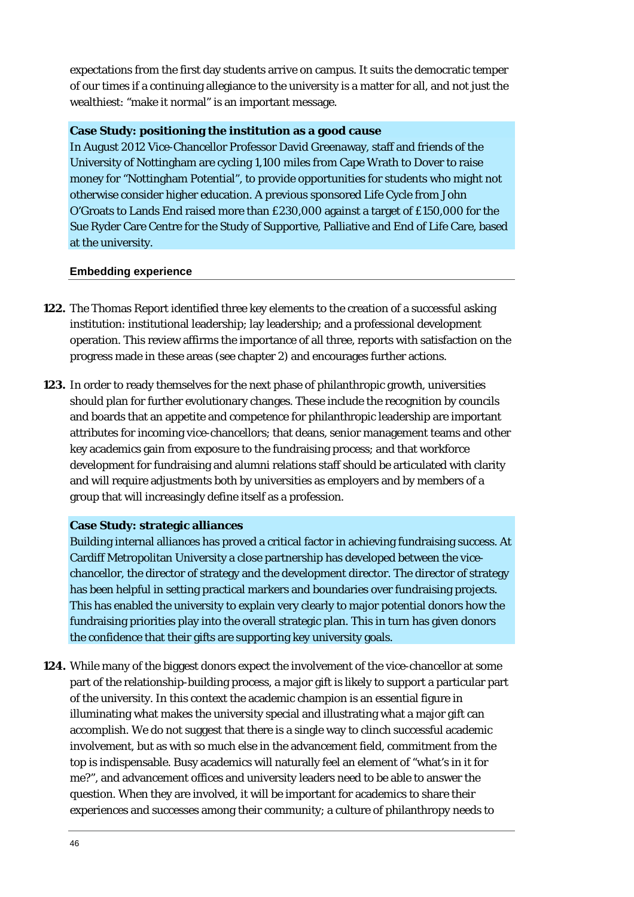expectations from the first day students arrive on campus. It suits the democratic temper of our times if a continuing allegiance to the university is a matter for all, and not just the wealthiest: "make it normal" is an important message.

> **Case Study: positioning the institution as a good cause**
> In August 2012 Vice-Chancellor Professor David Greenaway, staff and friends of the University of Nottingham are cycling 1,100 miles from Cape Wrath to Dover to raise money for "Nottingham Potential", to provide opportunities for students who might not otherwise consider higher education. A previous sponsored Life Cycle from John O'Groats to Lands End raised more than £230,000 against a target of £150,000 for the Sue Ryder Care Centre for the Study of Supportive, Palliative and End of Life Care, based at the university.

#### Embedding experience

**122.** The Thomas Report identified three key elements to the creation of a successful asking institution: institutional leadership; lay leadership; and a professional development operation. This review affirms the importance of all three, reports with satisfaction on the progress made in these areas (see chapter 2) and encourages further actions.

**123.** In order to ready themselves for the next phase of philanthropic growth, universities should plan for further evolutionary changes. These include the recognition by councils and boards that an appetite and competence for philanthropic leadership are important attributes for incoming vice-chancellors; that deans, senior management teams and other key academics gain from exposure to the fundraising process; and that workforce development for fundraising and alumni relations staff should be articulated with clarity and will require adjustments both by universities as employers and by members of a group that will increasingly define itself as a profession.

> **Case Study: strategic alliances**
> Building internal alliances has proved a critical factor in achieving fundraising success. At Cardiff Metropolitan University a close partnership has developed between the vice-chancellor, the director of strategy and the development director. The director of strategy has been helpful in setting practical markers and boundaries over fundraising projects. This has enabled the university to explain very clearly to major potential donors how the fundraising priorities play into the overall strategic plan. This in turn has given donors the confidence that their gifts are supporting key university goals.

**124.** While many of the biggest donors expect the involvement of the vice-chancellor at some part of the relationship-building process, a major gift is likely to support a particular part of the university. In this context the academic champion is an essential figure in illuminating what makes the university special and illustrating what a major gift can accomplish. We do not suggest that there is a single way to clinch successful academic involvement, but as with so much else in the advancement field, commitment from the top is indispensable. Busy academics will naturally feel an element of "what's in it for me?", and advancement offices and university leaders need to be able to answer the question. When they are involved, it will be important for academics to share their experiences and successes among their community; a culture of philanthropy needs to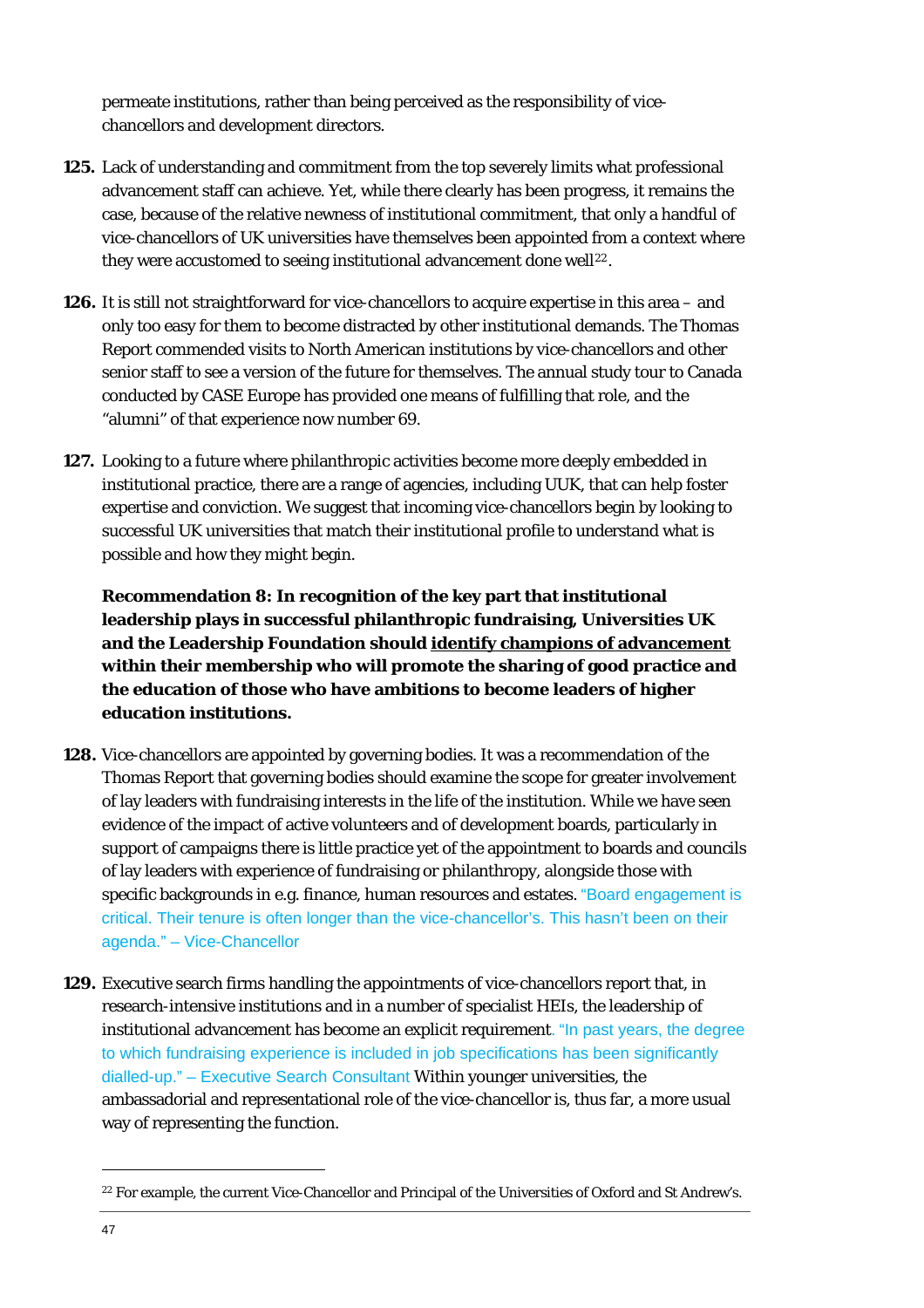permeate institutions, rather than being perceived as the responsibility of vice-chancellors and development directors.

**125.** Lack of understanding and commitment from the top severely limits what professional advancement staff can achieve. Yet, while there clearly has been progress, it remains the case, because of the relative newness of institutional commitment, that only a handful of vice-chancellors of UK universities have themselves been appointed from a context where they were accustomed to seeing institutional advancement done well[22].

**126.** It is still not straightforward for vice-chancellors to acquire expertise in this area – and only too easy for them to become distracted by other institutional demands. The Thomas Report commended visits to North American institutions by vice-chancellors and other senior staff to see a version of the future for themselves. The annual study tour to Canada conducted by CASE Europe has provided one means of fulfilling that role, and the "alumni" of that experience now number 69.

**127.** Looking to a future where philanthropic activities become more deeply embedded in institutional practice, there are a range of agencies, including UUK, that can help foster expertise and conviction. We suggest that incoming vice-chancellors begin by looking to successful UK universities that match their institutional profile to understand what is possible and how they might begin.

**Recommendation 8: In recognition of the key part that institutional leadership plays in successful philanthropic fundraising, Universities UK and the Leadership Foundation should <u>identify champions of advancement</u> within their membership who will promote the sharing of good practice and the education of those who have ambitions to become leaders of higher education institutions.**

**128.** Vice-chancellors are appointed by governing bodies. It was a recommendation of the Thomas Report that governing bodies should examine the scope for greater involvement of lay leaders with fundraising interests in the life of the institution. While we have seen evidence of the impact of active volunteers and of development boards, particularly in support of campaigns there is little practice yet of the appointment to boards and councils of lay leaders with experience of fundraising or philanthropy, alongside those with specific backgrounds in e.g. finance, human resources and estates. "Board engagement is critical. Their tenure is often longer than the vice-chancellor's. This hasn't been on their agenda." – Vice-Chancellor

**129.** Executive search firms handling the appointments of vice-chancellors report that, in research-intensive institutions and in a number of specialist HEIs, the leadership of institutional advancement has become an explicit requirement. "In past years, the degree to which fundraising experience is included in job specifications has been significantly dialled-up." – Executive Search Consultant Within younger universities, the ambassadorial and representational role of the vice-chancellor is, thus far, a more usual way of representing the function.

[22] For example, the current Vice-Chancellor and Principal of the Universities of Oxford and St Andrew's.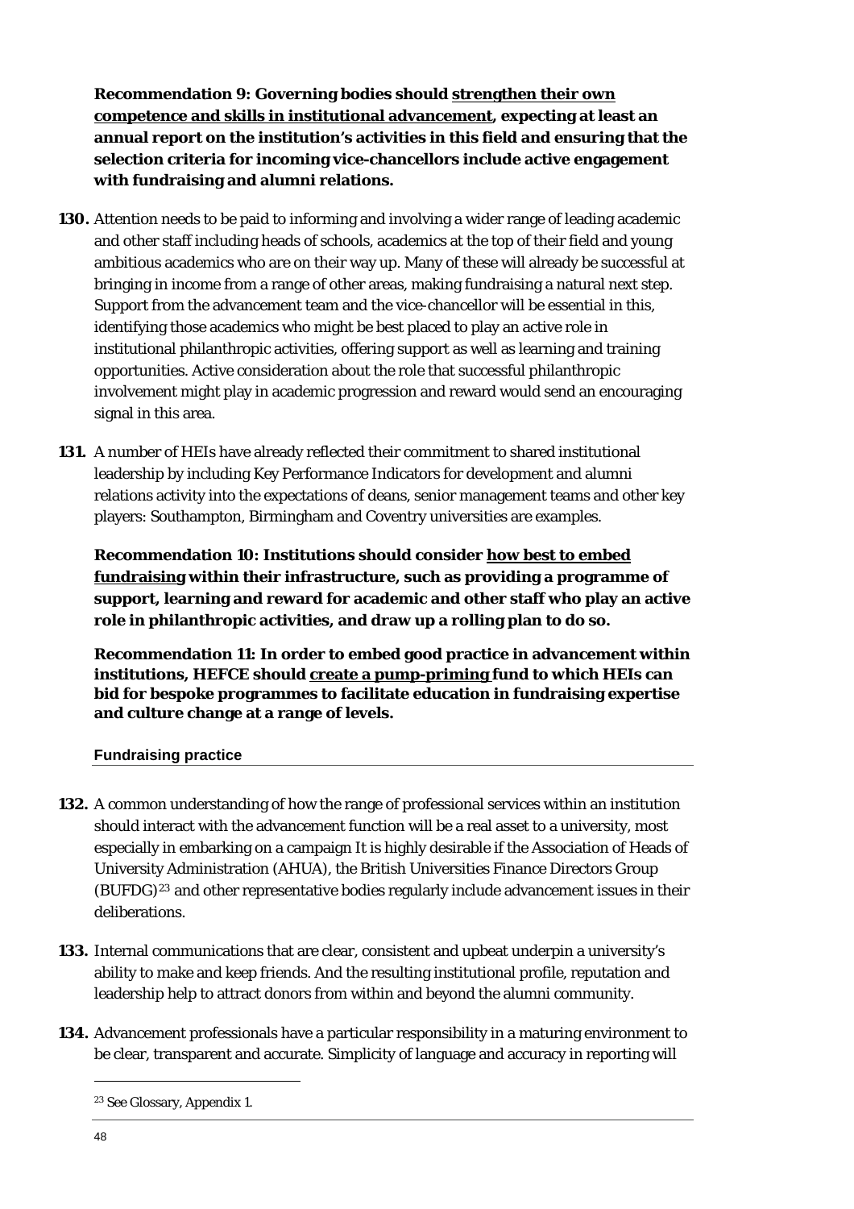**Recommendation 9: Governing bodies should <u>strengthen their own competence and skills in institutional advancement</u>, expecting at least an annual report on the institution's activities in this field and ensuring that the selection criteria for incoming vice-chancellors include active engagement with fundraising and alumni relations.**

**130.** Attention needs to be paid to informing and involving a wider range of leading academic and other staff including heads of schools, academics at the top of their field and young ambitious academics who are on their way up. Many of these will already be successful at bringing in income from a range of other areas, making fundraising a natural next step. Support from the advancement team and the vice-chancellor will be essential in this, identifying those academics who might be best placed to play an active role in institutional philanthropic activities, offering support as well as learning and training opportunities. Active consideration about the role that successful philanthropic involvement might play in academic progression and reward would send an encouraging signal in this area.

**131.** A number of HEIs have already reflected their commitment to shared institutional leadership by including Key Performance Indicators for development and alumni relations activity into the expectations of deans, senior management teams and other key players: Southampton, Birmingham and Coventry universities are examples.

**Recommendation 10: Institutions should consider <u>how best to embed fundraising</u> within their infrastructure, such as providing a programme of support, learning and reward for academic and other staff who play an active role in philanthropic activities, and draw up a rolling plan to do so.**

**Recommendation 11: In order to embed good practice in advancement within institutions, HEFCE should <u>create a pump-priming</u> fund to which HEIs can bid for bespoke programmes to facilitate education in fundraising expertise and culture change at a range of levels.**

### Fundraising practice

**132.** A common understanding of how the range of professional services within an institution should interact with the advancement function will be a real asset to a university, most especially in embarking on a campaign It is highly desirable if the Association of Heads of University Administration (AHUA), the British Universities Finance Directors Group (BUFDG)[23] and other representative bodies regularly include advancement issues in their deliberations.

**133.** Internal communications that are clear, consistent and upbeat underpin a university's ability to make and keep friends. And the resulting institutional profile, reputation and leadership help to attract donors from within and beyond the alumni community.

**134.** Advancement professionals have a particular responsibility in a maturing environment to be clear, transparent and accurate. Simplicity of language and accuracy in reporting will

---

[23] See Glossary, Appendix 1.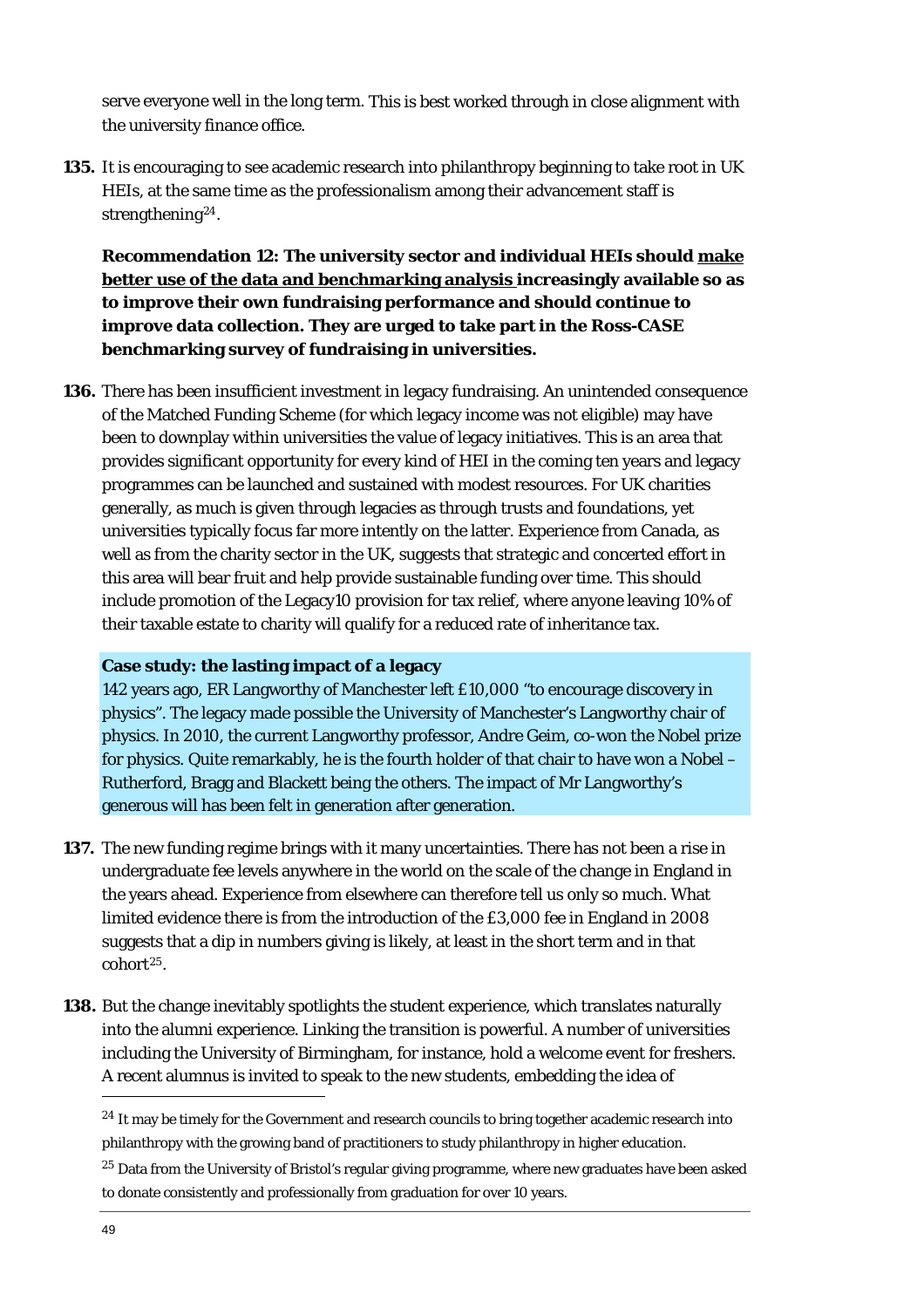serve everyone well in the long term. This is best worked through in close alignment with the university finance office.

**135.** It is encouraging to see academic research into philanthropy beginning to take root in UK HEIs, at the same time as the professionalism among their advancement staff is strengthening[24].

**Recommendation 12: The university sector and individual HEIs should <u>make better use of the data and benchmarking analysis</u> increasingly available so as to improve their own fundraising performance and should continue to improve data collection. They are urged to take part in the Ross-CASE benchmarking survey of fundraising in universities.**

**136.** There has been insufficient investment in legacy fundraising. An unintended consequence of the Matched Funding Scheme (for which legacy income was not eligible) may have been to downplay within universities the value of legacy initiatives. This is an area that provides significant opportunity for every kind of HEI in the coming ten years and legacy programmes can be launched and sustained with modest resources. For UK charities generally, as much is given through legacies as through trusts and foundations, yet universities typically focus far more intently on the latter. Experience from Canada, as well as from the charity sector in the UK, suggests that strategic and concerted effort in this area will bear fruit and help provide sustainable funding over time. This should include promotion of the Legacy10 provision for tax relief, where anyone leaving 10% of their taxable estate to charity will qualify for a reduced rate of inheritance tax.

**Case study: the lasting impact of a legacy**

142 years ago, ER Langworthy of Manchester left £10,000 "to encourage discovery in physics". The legacy made possible the University of Manchester's Langworthy chair of physics. In 2010, the current Langworthy professor, Andre Geim, co-won the Nobel prize for physics. Quite remarkably, he is the fourth holder of that chair to have won a Nobel – Rutherford, Bragg and Blackett being the others. The impact of Mr Langworthy's generous will has been felt in generation after generation.

**137.** The new funding regime brings with it many uncertainties. There has not been a rise in undergraduate fee levels anywhere in the world on the scale of the change in England in the years ahead. Experience from elsewhere can therefore tell us only so much. What limited evidence there is from the introduction of the £3,000 fee in England in 2008 suggests that a dip in numbers giving is likely, at least in the short term and in that cohort[25].

**138.** But the change inevitably spotlights the student experience, which translates naturally into the alumni experience. Linking the transition is powerful. A number of universities including the University of Birmingham, for instance, hold a welcome event for freshers. A recent alumnus is invited to speak to the new students, embedding the idea of

---

[24] It may be timely for the Government and research councils to bring together academic research into philanthropy with the growing band of practitioners to study philanthropy in higher education.

[25] Data from the University of Bristol's regular giving programme, where new graduates have been asked to donate consistently and professionally from graduation for over 10 years.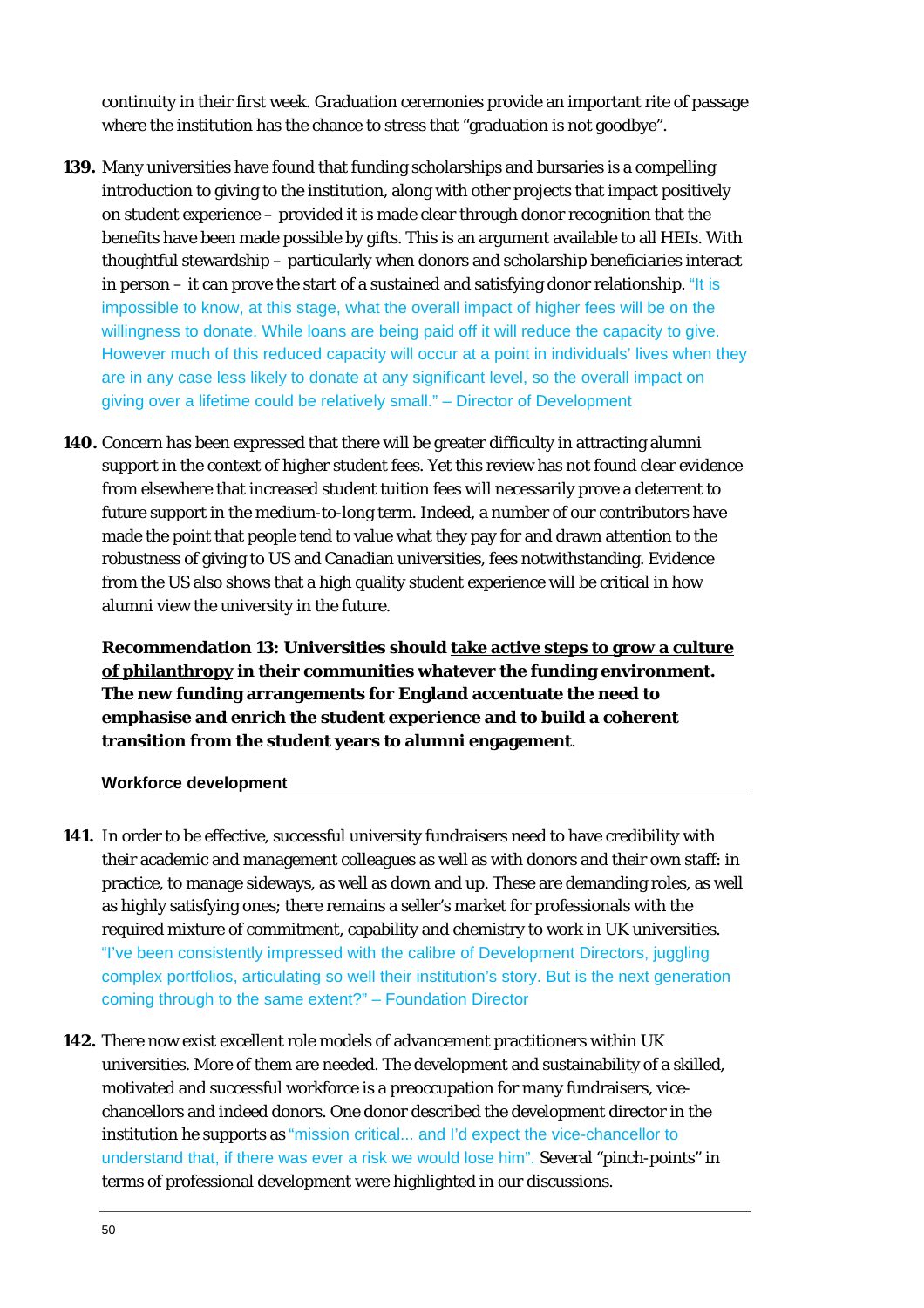continuity in their first week. Graduation ceremonies provide an important rite of passage where the institution has the chance to stress that "graduation is not goodbye".

**139.** Many universities have found that funding scholarships and bursaries is a compelling introduction to giving to the institution, along with other projects that impact positively on student experience – provided it is made clear through donor recognition that the benefits have been made possible by gifts. This is an argument available to all HEIs. With thoughtful stewardship – particularly when donors and scholarship beneficiaries interact in person – it can prove the start of a sustained and satisfying donor relationship. "It is impossible to know, at this stage, what the overall impact of higher fees will be on the willingness to donate. While loans are being paid off it will reduce the capacity to give. However much of this reduced capacity will occur at a point in individuals' lives when they are in any case less likely to donate at any significant level, so the overall impact on giving over a lifetime could be relatively small." – Director of Development

**140.** Concern has been expressed that there will be greater difficulty in attracting alumni support in the context of higher student fees. Yet this review has not found clear evidence from elsewhere that increased student tuition fees will necessarily prove a deterrent to future support in the medium-to-long term. Indeed, a number of our contributors have made the point that people tend to value what they pay for and drawn attention to the robustness of giving to US and Canadian universities, fees notwithstanding. Evidence from the US also shows that a high quality student experience will be critical in how alumni view the university in the future.

**Recommendation 13: Universities should take active steps to grow a culture of philanthropy in their communities whatever the funding environment. The new funding arrangements for England accentuate the need to emphasise and enrich the student experience and to build a coherent transition from the student years to alumni engagement**.

#### Workforce development

**141.** In order to be effective, successful university fundraisers need to have credibility with their academic and management colleagues as well as with donors and their own staff: in practice, to manage sideways, as well as down and up. These are demanding roles, as well as highly satisfying ones; there remains a seller's market for professionals with the required mixture of commitment, capability and chemistry to work in UK universities. "I've been consistently impressed with the calibre of Development Directors, juggling complex portfolios, articulating so well their institution's story. But is the next generation coming through to the same extent?" – Foundation Director

**142.** There now exist excellent role models of advancement practitioners within UK universities. More of them are needed. The development and sustainability of a skilled, motivated and successful workforce is a preoccupation for many fundraisers, vice-chancellors and indeed donors. One donor described the development director in the institution he supports as "mission critical... and I'd expect the vice-chancellor to understand that, if there was ever a risk we would lose him". Several "pinch-points" in terms of professional development were highlighted in our discussions.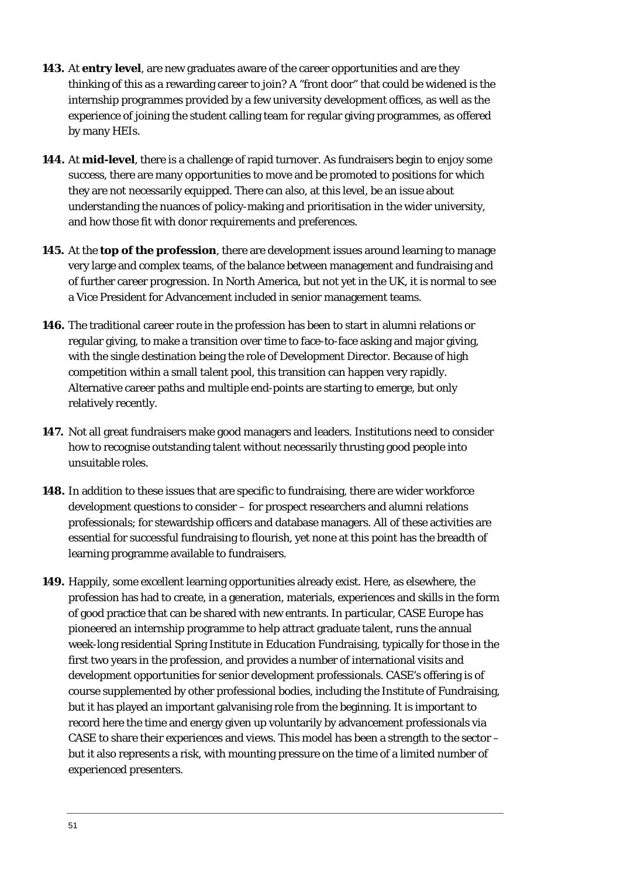**143.** At **entry level**, are new graduates aware of the career opportunities and are they thinking of this as a rewarding career to join? A "front door" that could be widened is the internship programmes provided by a few university development offices, as well as the experience of joining the student calling team for regular giving programmes, as offered by many HEIs.

**144.** At **mid-level**, there is a challenge of rapid turnover. As fundraisers begin to enjoy some success, there are many opportunities to move and be promoted to positions for which they are not necessarily equipped. There can also, at this level, be an issue about understanding the nuances of policy-making and prioritisation in the wider university, and how those fit with donor requirements and preferences.

**145.** At the **top of the profession**, there are development issues around learning to manage very large and complex teams, of the balance between management and fundraising and of further career progression. In North America, but not yet in the UK, it is normal to see a Vice President for Advancement included in senior management teams.

**146.** The traditional career route in the profession has been to start in alumni relations or regular giving, to make a transition over time to face-to-face asking and major giving, with the single destination being the role of Development Director. Because of high competition within a small talent pool, this transition can happen very rapidly. Alternative career paths and multiple end-points are starting to emerge, but only relatively recently.

**147.** Not all great fundraisers make good managers and leaders. Institutions need to consider how to recognise outstanding talent without necessarily thrusting good people into unsuitable roles.

**148.** In addition to these issues that are specific to fundraising, there are wider workforce development questions to consider – for prospect researchers and alumni relations professionals; for stewardship officers and database managers. All of these activities are essential for successful fundraising to flourish, yet none at this point has the breadth of learning programme available to fundraisers.

**149.** Happily, some excellent learning opportunities already exist. Here, as elsewhere, the profession has had to create, in a generation, materials, experiences and skills in the form of good practice that can be shared with new entrants. In particular, CASE Europe has pioneered an internship programme to help attract graduate talent, runs the annual week-long residential Spring Institute in Education Fundraising, typically for those in the first two years in the profession, and provides a number of international visits and development opportunities for senior development professionals. CASE's offering is of course supplemented by other professional bodies, including the Institute of Fundraising, but it has played an important galvanising role from the beginning. It is important to record here the time and energy given up voluntarily by advancement professionals via CASE to share their experiences and views. This model has been a strength to the sector – but it also represents a risk, with mounting pressure on the time of a limited number of experienced presenters.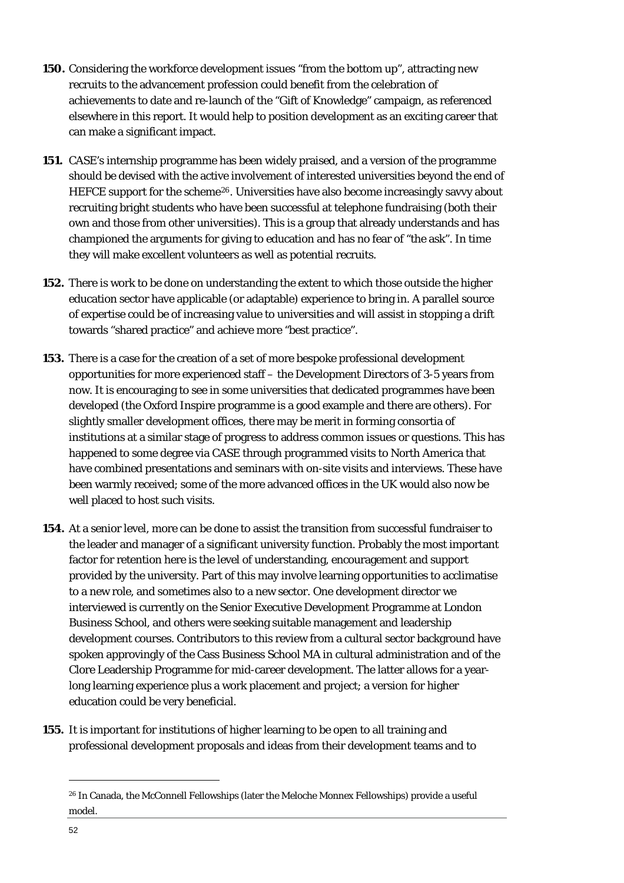**150.** Considering the workforce development issues "from the bottom up", attracting new recruits to the advancement profession could benefit from the celebration of achievements to date and re-launch of the "Gift of Knowledge" campaign, as referenced elsewhere in this report. It would help to position development as an exciting career that can make a significant impact.

**151.** CASE's internship programme has been widely praised, and a version of the programme should be devised with the active involvement of interested universities beyond the end of HEFCE support for the scheme[26]. Universities have also become increasingly savvy about recruiting bright students who have been successful at telephone fundraising (both their own and those from other universities). This is a group that already understands and has championed the arguments for giving to education and has no fear of "the ask". In time they will make excellent volunteers as well as potential recruits.

**152.** There is work to be done on understanding the extent to which those outside the higher education sector have applicable (or adaptable) experience to bring in. A parallel source of expertise could be of increasing value to universities and will assist in stopping a drift towards "shared practice" and achieve more "best practice".

**153.** There is a case for the creation of a set of more bespoke professional development opportunities for more experienced staff – the Development Directors of 3-5 years from now. It is encouraging to see in some universities that dedicated programmes have been developed (the Oxford Inspire programme is a good example and there are others). For slightly smaller development offices, there may be merit in forming consortia of institutions at a similar stage of progress to address common issues or questions. This has happened to some degree via CASE through programmed visits to North America that have combined presentations and seminars with on-site visits and interviews. These have been warmly received; some of the more advanced offices in the UK would also now be well placed to host such visits.

**154.** At a senior level, more can be done to assist the transition from successful fundraiser to the leader and manager of a significant university function. Probably the most important factor for retention here is the level of understanding, encouragement and support provided by the university. Part of this may involve learning opportunities to acclimatise to a new role, and sometimes also to a new sector. One development director we interviewed is currently on the Senior Executive Development Programme at London Business School, and others were seeking suitable management and leadership development courses. Contributors to this review from a cultural sector background have spoken approvingly of the Cass Business School MA in cultural administration and of the Clore Leadership Programme for mid-career development. The latter allows for a year-long learning experience plus a work placement and project; a version for higher education could be very beneficial.

**155.** It is important for institutions of higher learning to be open to all training and professional development proposals and ideas from their development teams and to

---

[26] In Canada, the McConnell Fellowships (later the Meloche Monnex Fellowships) provide a useful model.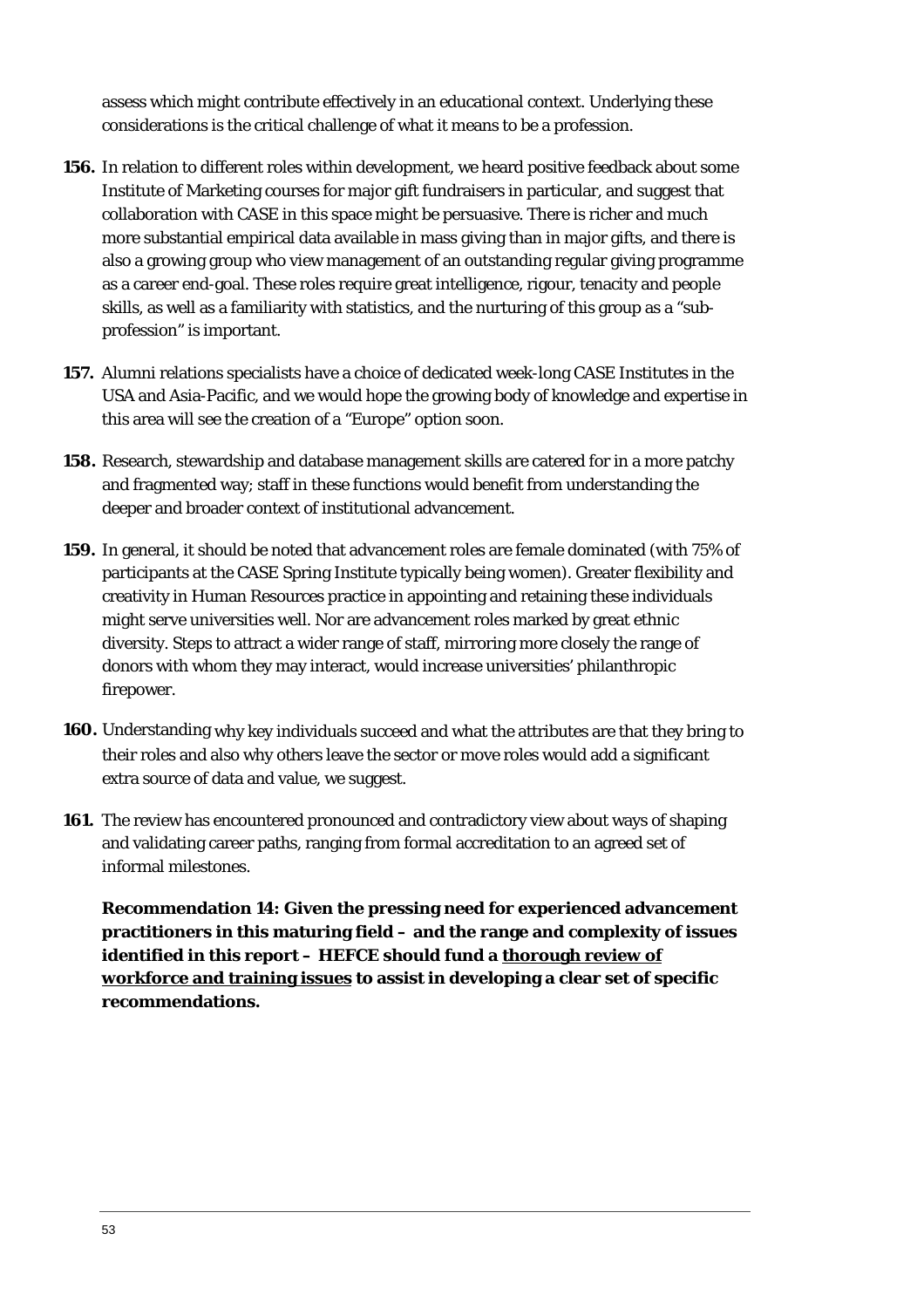assess which might contribute effectively in an educational context. Underlying these considerations is the critical challenge of what it means to be a profession.

**156.** In relation to different roles within development, we heard positive feedback about some Institute of Marketing courses for major gift fundraisers in particular, and suggest that collaboration with CASE in this space might be persuasive. There is richer and much more substantial empirical data available in mass giving than in major gifts, and there is also a growing group who view management of an outstanding regular giving programme as a career end-goal. These roles require great intelligence, rigour, tenacity and people skills, as well as a familiarity with statistics, and the nurturing of this group as a "sub-profession" is important.

**157.** Alumni relations specialists have a choice of dedicated week-long CASE Institutes in the USA and Asia-Pacific, and we would hope the growing body of knowledge and expertise in this area will see the creation of a "Europe" option soon.

**158.** Research, stewardship and database management skills are catered for in a more patchy and fragmented way; staff in these functions would benefit from understanding the deeper and broader context of institutional advancement.

**159.** In general, it should be noted that advancement roles are female dominated (with 75% of participants at the CASE Spring Institute typically being women). Greater flexibility and creativity in Human Resources practice in appointing and retaining these individuals might serve universities well. Nor are advancement roles marked by great ethnic diversity. Steps to attract a wider range of staff, mirroring more closely the range of donors with whom they may interact, would increase universities' philanthropic firepower.

**160.** Understanding why key individuals succeed and what the attributes are that they bring to their roles and also why others leave the sector or move roles would add a significant extra source of data and value, we suggest.

**161.** The review has encountered pronounced and contradictory view about ways of shaping and validating career paths, ranging from formal accreditation to an agreed set of informal milestones.

**Recommendation 14: Given the pressing need for experienced advancement practitioners in this maturing field – and the range and complexity of issues identified in this report – HEFCE should fund a <u>thorough review of workforce and training issues</u> to assist in developing a clear set of specific recommendations.**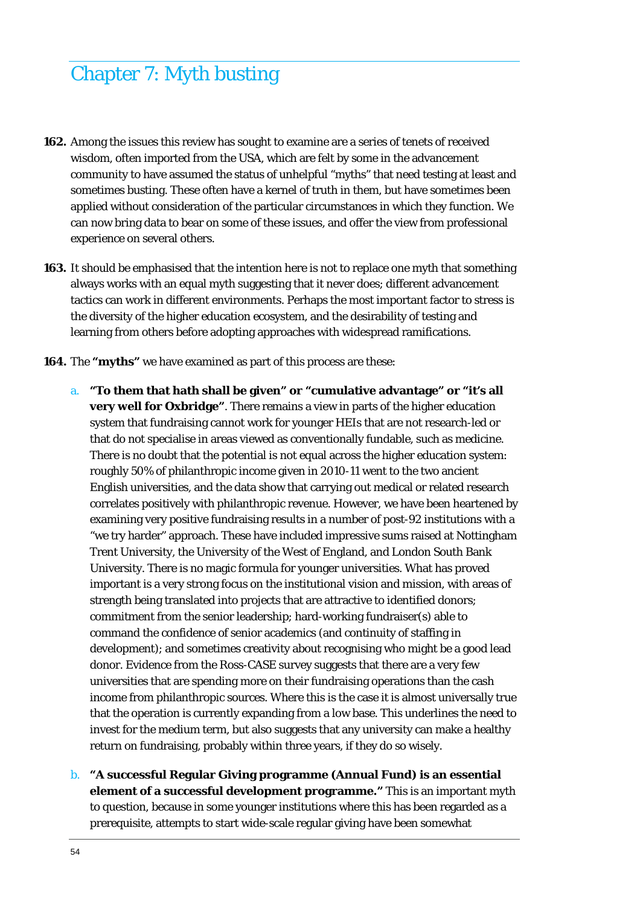# Chapter 7: Myth busting

**162.** Among the issues this review has sought to examine are a series of tenets of received wisdom, often imported from the USA, which are felt by some in the advancement community to have assumed the status of unhelpful "myths" that need testing at least and sometimes busting. These often have a kernel of truth in them, but have sometimes been applied without consideration of the particular circumstances in which they function. We can now bring data to bear on some of these issues, and offer the view from professional experience on several others.

**163.** It should be emphasised that the intention here is not to replace one myth that something always works with an equal myth suggesting that it never does; different advancement tactics can work in different environments. Perhaps the most important factor to stress is the diversity of the higher education ecosystem, and the desirability of testing and learning from others before adopting approaches with widespread ramifications.

**164.** The **"myths"** we have examined as part of this process are these:

a. **"To them that hath shall be given" or "cumulative advantage" or "it's all very well for Oxbridge"**. There remains a view in parts of the higher education system that fundraising cannot work for younger HEIs that are not research-led or that do not specialise in areas viewed as conventionally fundable, such as medicine. There is no doubt that the potential is not equal across the higher education system: roughly 50% of philanthropic income given in 2010-11 went to the two ancient English universities, and the data show that carrying out medical or related research correlates positively with philanthropic revenue. However, we have been heartened by examining very positive fundraising results in a number of post-92 institutions with a "we try harder" approach. These have included impressive sums raised at Nottingham Trent University, the University of the West of England, and London South Bank University. There is no magic formula for younger universities. What has proved important is a very strong focus on the institutional vision and mission, with areas of strength being translated into projects that are attractive to identified donors; commitment from the senior leadership; hard-working fundraiser(s) able to command the confidence of senior academics (and continuity of staffing in development); and sometimes creativity about recognising who might be a good lead donor. Evidence from the Ross-CASE survey suggests that there are a very few universities that are spending more on their fundraising operations than the cash income from philanthropic sources. Where this is the case it is almost universally true that the operation is currently expanding from a low base. This underlines the need to invest for the medium term, but also suggests that any university can make a healthy return on fundraising, probably within three years, if they do so wisely.

b. **"A successful Regular Giving programme (Annual Fund) is an essential element of a successful development programme."** This is an important myth to question, because in some younger institutions where this has been regarded as a prerequisite, attempts to start wide-scale regular giving have been somewhat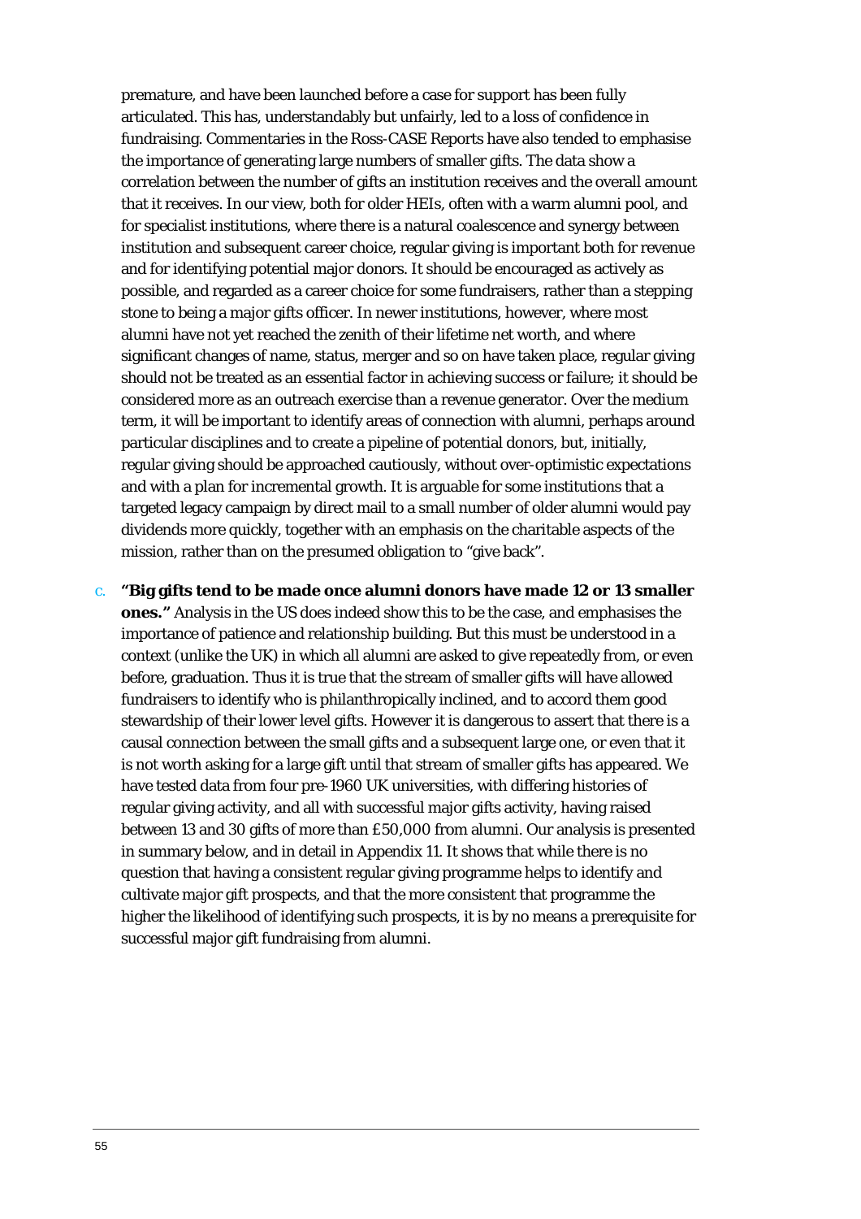premature, and have been launched before a case for support has been fully articulated. This has, understandably but unfairly, led to a loss of confidence in fundraising. Commentaries in the Ross-CASE Reports have also tended to emphasise the importance of generating large numbers of smaller gifts. The data show a correlation between the number of gifts an institution receives and the overall amount that it receives. In our view, both for older HEIs, often with a warm alumni pool, and for specialist institutions, where there is a natural coalescence and synergy between institution and subsequent career choice, regular giving is important both for revenue and for identifying potential major donors. It should be encouraged as actively as possible, and regarded as a career choice for some fundraisers, rather than a stepping stone to being a major gifts officer. In newer institutions, however, where most alumni have not yet reached the zenith of their lifetime net worth, and where significant changes of name, status, merger and so on have taken place, regular giving should not be treated as an essential factor in achieving success or failure; it should be considered more as an outreach exercise than a revenue generator. Over the medium term, it will be important to identify areas of connection with alumni, perhaps around particular disciplines and to create a pipeline of potential donors, but, initially, regular giving should be approached cautiously, without over-optimistic expectations and with a plan for incremental growth. It is arguable for some institutions that a targeted legacy campaign by direct mail to a small number of older alumni would pay dividends more quickly, together with an emphasis on the charitable aspects of the mission, rather than on the presumed obligation to "give back".

c. **"Big gifts tend to be made once alumni donors have made 12 or 13 smaller ones."** Analysis in the US does indeed show this to be the case, and emphasises the importance of patience and relationship building. But this must be understood in a context (unlike the UK) in which all alumni are asked to give repeatedly from, or even before, graduation. Thus it is true that the stream of smaller gifts will have allowed fundraisers to identify who is philanthropically inclined, and to accord them good stewardship of their lower level gifts. However it is dangerous to assert that there is a causal connection between the small gifts and a subsequent large one, or even that it is not worth asking for a large gift until that stream of smaller gifts has appeared. We have tested data from four pre-1960 UK universities, with differing histories of regular giving activity, and all with successful major gifts activity, having raised between 13 and 30 gifts of more than £50,000 from alumni. Our analysis is presented in summary below, and in detail in Appendix 11. It shows that while there is no question that having a consistent regular giving programme helps to identify and cultivate major gift prospects, and that the more consistent that programme the higher the likelihood of identifying such prospects, it is by no means a prerequisite for successful major gift fundraising from alumni.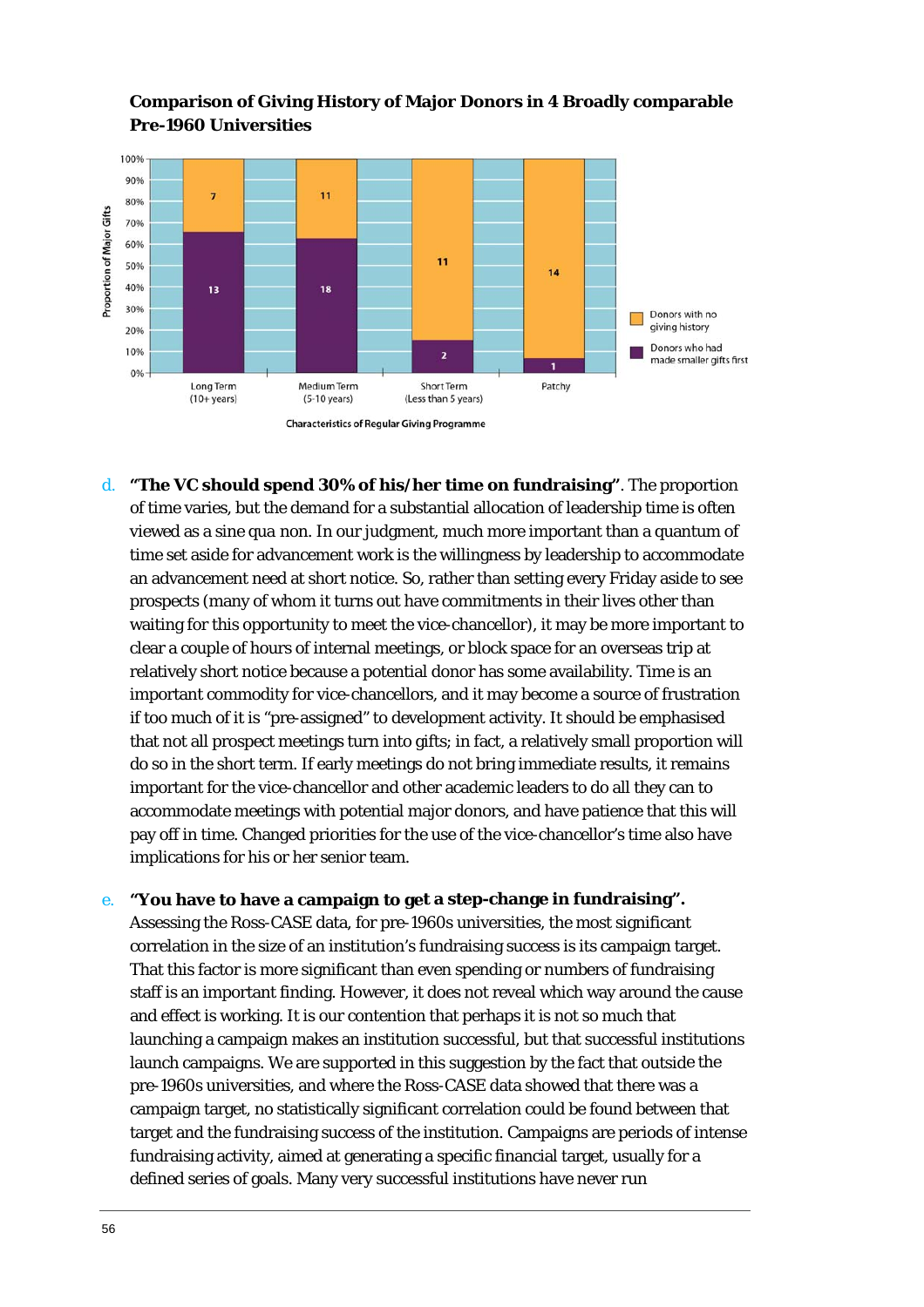**Comparison of Giving History of Major Donors in 4 Broadly comparable Pre-1960 Universities**

| Characteristics of Regular Giving Programme | Donors who had made smaller gifts first | Donors with no giving history |
|---|---|---|
| Long Term (10+ years) | 13 | 7 |
| Medium Term (5-10 years) | 18 | 11 |
| Short Term (Less than 5 years) | 2 | 11 |
| Patchy | 1 | 14 |

d. **"The VC should spend 30% of his/her time on fundraising"**. The proportion of time varies, but the demand for a substantial allocation of leadership time is often viewed as a sine qua non. In our judgment, much more important than a quantum of time set aside for advancement work is the willingness by leadership to accommodate an advancement need at short notice. So, rather than setting every Friday aside to see prospects (many of whom it turns out have commitments in their lives other than waiting for this opportunity to meet the vice-chancellor), it may be more important to clear a couple of hours of internal meetings, or block space for an overseas trip at relatively short notice because a potential donor has some availability. Time is an important commodity for vice-chancellors, and it may become a source of frustration if too much of it is "pre-assigned" to development activity. It should be emphasised that not all prospect meetings turn into gifts; in fact, a relatively small proportion will do so in the short term. If early meetings do not bring immediate results, it remains important for the vice-chancellor and other academic leaders to do all they can to accommodate meetings with potential major donors, and have patience that this will pay off in time. Changed priorities for the use of the vice-chancellor's time also have implications for his or her senior team.

e. **"You have to have a campaign to get a step-change in fundraising".** Assessing the Ross-CASE data, for pre-1960s universities, the most significant correlation in the size of an institution's fundraising success is its campaign target. That this factor is more significant than even spending or numbers of fundraising staff is an important finding. However, it does not reveal which way around the cause and effect is working. It is our contention that perhaps it is not so much that launching a campaign makes an institution successful, but that successful institutions launch campaigns. We are supported in this suggestion by the fact that outside the pre-1960s universities, and where the Ross-CASE data showed that there was a campaign target, no statistically significant correlation could be found between that target and the fundraising success of the institution. Campaigns are periods of intense fundraising activity, aimed at generating a specific financial target, usually for a defined series of goals. Many very successful institutions have never run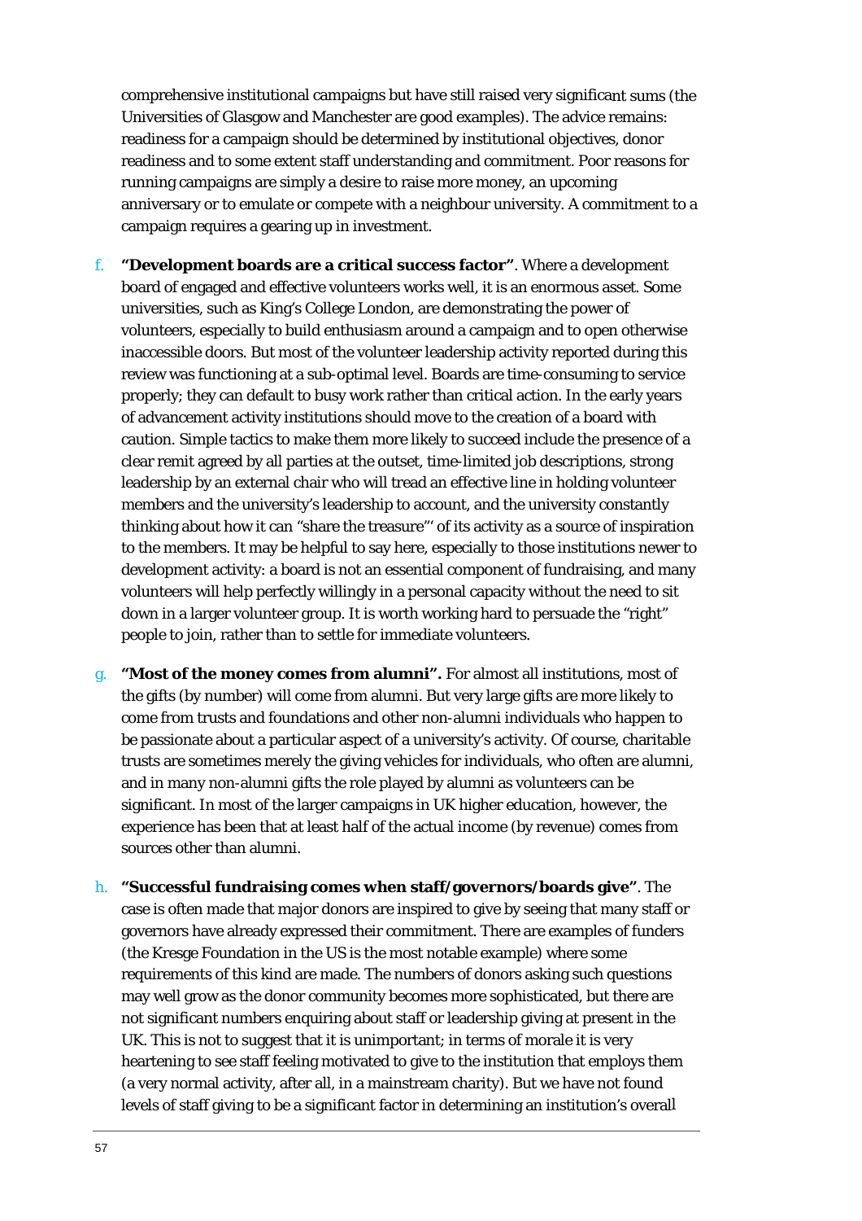comprehensive institutional campaigns but have still raised very significant sums (the Universities of Glasgow and Manchester are good examples). The advice remains: readiness for a campaign should be determined by institutional objectives, donor readiness and to some extent staff understanding and commitment. Poor reasons for running campaigns are simply a desire to raise more money, an upcoming anniversary or to emulate or compete with a neighbour university. A commitment to a campaign requires a gearing up in investment.

f. **"Development boards are a critical success factor"**. Where a development board of engaged and effective volunteers works well, it is an enormous asset. Some universities, such as King's College London, are demonstrating the power of volunteers, especially to build enthusiasm around a campaign and to open otherwise inaccessible doors. But most of the volunteer leadership activity reported during this review was functioning at a sub-optimal level. Boards are time-consuming to service properly; they can default to busy work rather than critical action. In the early years of advancement activity institutions should move to the creation of a board with caution. Simple tactics to make them more likely to succeed include the presence of a clear remit agreed by all parties at the outset, time-limited job descriptions, strong leadership by an external chair who will tread an effective line in holding volunteer members and the university's leadership to account, and the university constantly thinking about how it can "share the treasure"' of its activity as a source of inspiration to the members. It may be helpful to say here, especially to those institutions newer to development activity: a board is not an essential component of fundraising, and many volunteers will help perfectly willingly in a personal capacity without the need to sit down in a larger volunteer group. It is worth working hard to persuade the "right" people to join, rather than to settle for immediate volunteers.

g. **"Most of the money comes from alumni".** For almost all institutions, most of the gifts (by number) will come from alumni. But very large gifts are more likely to come from trusts and foundations and other non-alumni individuals who happen to be passionate about a particular aspect of a university's activity. Of course, charitable trusts are sometimes merely the giving vehicles for individuals, who often are alumni, and in many non-alumni gifts the role played by alumni as volunteers can be significant. In most of the larger campaigns in UK higher education, however, the experience has been that at least half of the actual income (by revenue) comes from sources other than alumni.

h. **"Successful fundraising comes when staff/governors/boards give"**. The case is often made that major donors are inspired to give by seeing that many staff or governors have already expressed their commitment. There are examples of funders (the Kresge Foundation in the US is the most notable example) where some requirements of this kind are made. The numbers of donors asking such questions may well grow as the donor community becomes more sophisticated, but there are not significant numbers enquiring about staff or leadership giving at present in the UK. This is not to suggest that it is unimportant; in terms of morale it is very heartening to see staff feeling motivated to give to the institution that employs them (a very normal activity, after all, in a mainstream charity). But we have not found levels of staff giving to be a significant factor in determining an institution's overall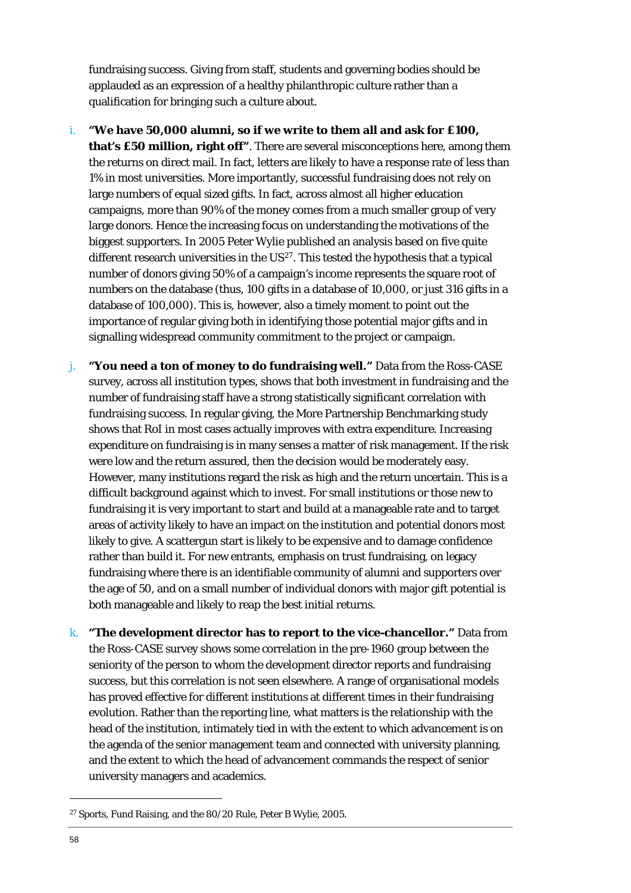fundraising success. Giving from staff, students and governing bodies should be applauded as an expression of a healthy philanthropic culture rather than a qualification for bringing such a culture about.

i. **"We have 50,000 alumni, so if we write to them all and ask for £100, that's £50 million, right off"**. There are several misconceptions here, among them the returns on direct mail. In fact, letters are likely to have a response rate of less than 1% in most universities. More importantly, successful fundraising does not rely on large numbers of equal sized gifts. In fact, across almost all higher education campaigns, more than 90% of the money comes from a much smaller group of very large donors. Hence the increasing focus on understanding the motivations of the biggest supporters. In 2005 Peter Wylie published an analysis based on five quite different research universities in the US[27]. This tested the hypothesis that a typical number of donors giving 50% of a campaign's income represents the square root of numbers on the database (thus, 100 gifts in a database of 10,000, or just 316 gifts in a database of 100,000). This is, however, also a timely moment to point out the importance of regular giving both in identifying those potential major gifts and in signalling widespread community commitment to the project or campaign.

j. **"You need a ton of money to do fundraising well."** Data from the Ross-CASE survey, across all institution types, shows that both investment in fundraising and the number of fundraising staff have a strong statistically significant correlation with fundraising success. In regular giving, the More Partnership Benchmarking study shows that RoI in most cases actually improves with extra expenditure. Increasing expenditure on fundraising is in many senses a matter of risk management. If the risk were low and the return assured, then the decision would be moderately easy. However, many institutions regard the risk as high and the return uncertain. This is a difficult background against which to invest. For small institutions or those new to fundraising it is very important to start and build at a manageable rate and to target areas of activity likely to have an impact on the institution and potential donors most likely to give. A scattergun start is likely to be expensive and to damage confidence rather than build it. For new entrants, emphasis on trust fundraising, on legacy fundraising where there is an identifiable community of alumni and supporters over the age of 50, and on a small number of individual donors with major gift potential is both manageable and likely to reap the best initial returns.

k. **"The development director has to report to the vice-chancellor."** Data from the Ross-CASE survey shows some correlation in the pre-1960 group between the seniority of the person to whom the development director reports and fundraising success, but this correlation is not seen elsewhere. A range of organisational models has proved effective for different institutions at different times in their fundraising evolution. Rather than the reporting line, what matters is the relationship with the head of the institution, intimately tied in with the extent to which advancement is on the agenda of the senior management team and connected with university planning, and the extent to which the head of advancement commands the respect of senior university managers and academics.

---

[27] Sports, Fund Raising, and the 80/20 Rule, Peter B Wylie, 2005.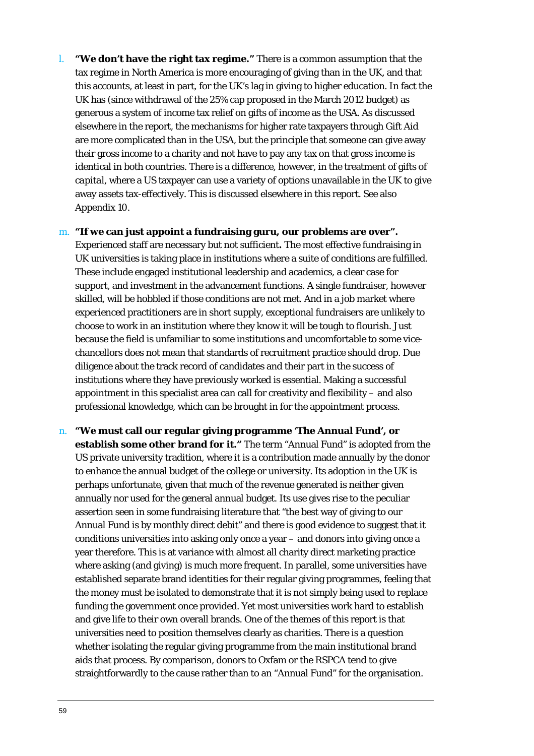l. **"We don't have the right tax regime."** There is a common assumption that the tax regime in North America is more encouraging of giving than in the UK, and that this accounts, at least in part, for the UK's lag in giving to higher education. In fact the UK has (since withdrawal of the 25% cap proposed in the March 2012 budget) as generous a system of income tax relief on gifts of income as the USA. As discussed elsewhere in the report, the mechanisms for higher rate taxpayers through Gift Aid are more complicated than in the USA, but the principle that someone can give away their gross income to a charity and not have to pay any tax on that gross income is identical in both countries. There is a difference, however, in the treatment of gifts of *capital*, where a US taxpayer can use a variety of options unavailable in the UK to give away assets tax-effectively. This is discussed elsewhere in this report. See also Appendix 10.

m. **"If we can just appoint a fundraising guru, our problems are over".** Experienced staff are necessary but not sufficient**.** The most effective fundraising in UK universities is taking place in institutions where a suite of conditions are fulfilled. These include engaged institutional leadership and academics, a clear case for support, and investment in the advancement functions. A single fundraiser, however skilled, will be hobbled if those conditions are not met. And in a job market where experienced practitioners are in short supply, exceptional fundraisers are unlikely to choose to work in an institution where they know it will be tough to flourish. Just because the field is unfamiliar to some institutions and uncomfortable to some vice-chancellors does not mean that standards of recruitment practice should drop. Due diligence about the track record of candidates and their part in the success of institutions where they have previously worked is essential. Making a successful appointment in this specialist area can call for creativity and flexibility – and also professional knowledge, which can be brought in for the appointment process.

n. **"We must call our regular giving programme 'The Annual Fund', or establish some other brand for it."** The term "Annual Fund" is adopted from the US private university tradition, where it is a contribution made annually by the donor to enhance the annual budget of the college or university. Its adoption in the UK is perhaps unfortunate, given that much of the revenue generated is neither given annually nor used for the general annual budget. Its use gives rise to the peculiar assertion seen in some fundraising literature that "the best way of giving to our Annual Fund is by monthly direct debit" and there is good evidence to suggest that it conditions universities into asking only once a year – and donors into giving once a year therefore. This is at variance with almost all charity direct marketing practice where asking (and giving) is much more frequent. In parallel, some universities have established separate brand identities for their regular giving programmes, feeling that the money must be isolated to demonstrate that it is not simply being used to replace funding the government once provided. Yet most universities work hard to establish and give life to their own overall brands. One of the themes of this report is that universities need to position themselves clearly as charities. There is a question whether isolating the regular giving programme from the main institutional brand aids that process. By comparison, donors to Oxfam or the RSPCA tend to give straightforwardly to the cause rather than to an "Annual Fund" for the organisation.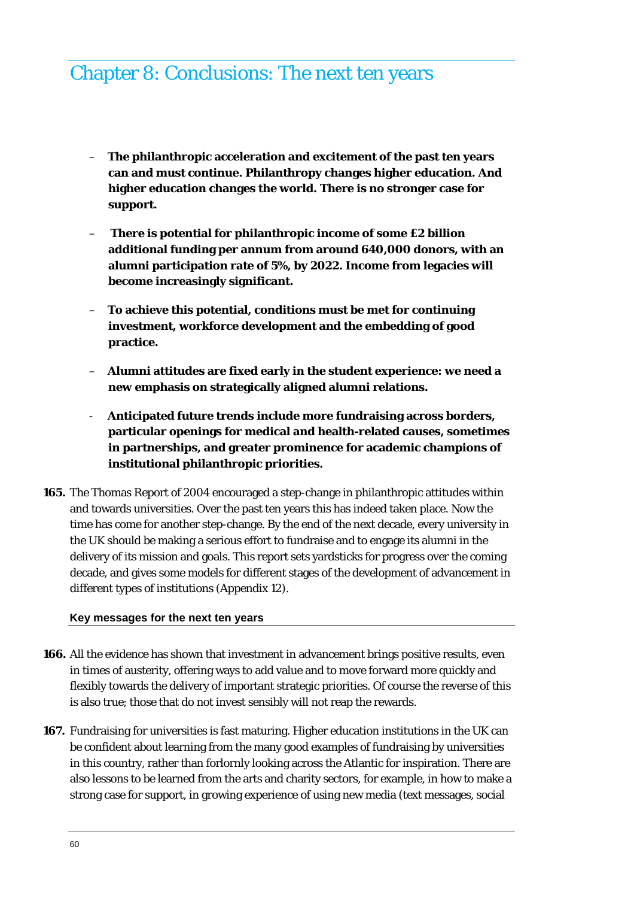# Chapter 8: Conclusions: The next ten years

- **The philanthropic acceleration and excitement of the past ten years can and must continue. Philanthropy changes higher education. And higher education changes the world. There is no stronger case for support.**
- **There is potential for philanthropic income of some £2 billion additional funding per annum from around 640,000 donors, with an alumni participation rate of 5%, by 2022. Income from legacies will become increasingly significant.**
- **To achieve this potential, conditions must be met for continuing investment, workforce development and the embedding of good practice.**
- **Alumni attitudes are fixed early in the student experience: we need a new emphasis on strategically aligned alumni relations.**
- **Anticipated future trends include more fundraising across borders, particular openings for medical and health-related causes, sometimes in partnerships, and greater prominence for academic champions of institutional philanthropic priorities.**

**165.** The Thomas Report of 2004 encouraged a step-change in philanthropic attitudes within and towards universities. Over the past ten years this has indeed taken place. Now the time has come for another step-change. By the end of the next decade, every university in the UK should be making a serious effort to fundraise and to engage its alumni in the delivery of its mission and goals. This report sets yardsticks for progress over the coming decade, and gives some models for different stages of the development of advancement in different types of institutions (Appendix 12).

### Key messages for the next ten years

**166.** All the evidence has shown that investment in advancement brings positive results, even in times of austerity, offering ways to add value and to move forward more quickly and flexibly towards the delivery of important strategic priorities. Of course the reverse of this is also true; those that do not invest sensibly will not reap the rewards.

**167.** Fundraising for universities is fast maturing. Higher education institutions in the UK can be confident about learning from the many good examples of fundraising by universities in this country, rather than forlornly looking across the Atlantic for inspiration. There are also lessons to be learned from the arts and charity sectors, for example, in how to make a strong case for support, in growing experience of using new media (text messages, social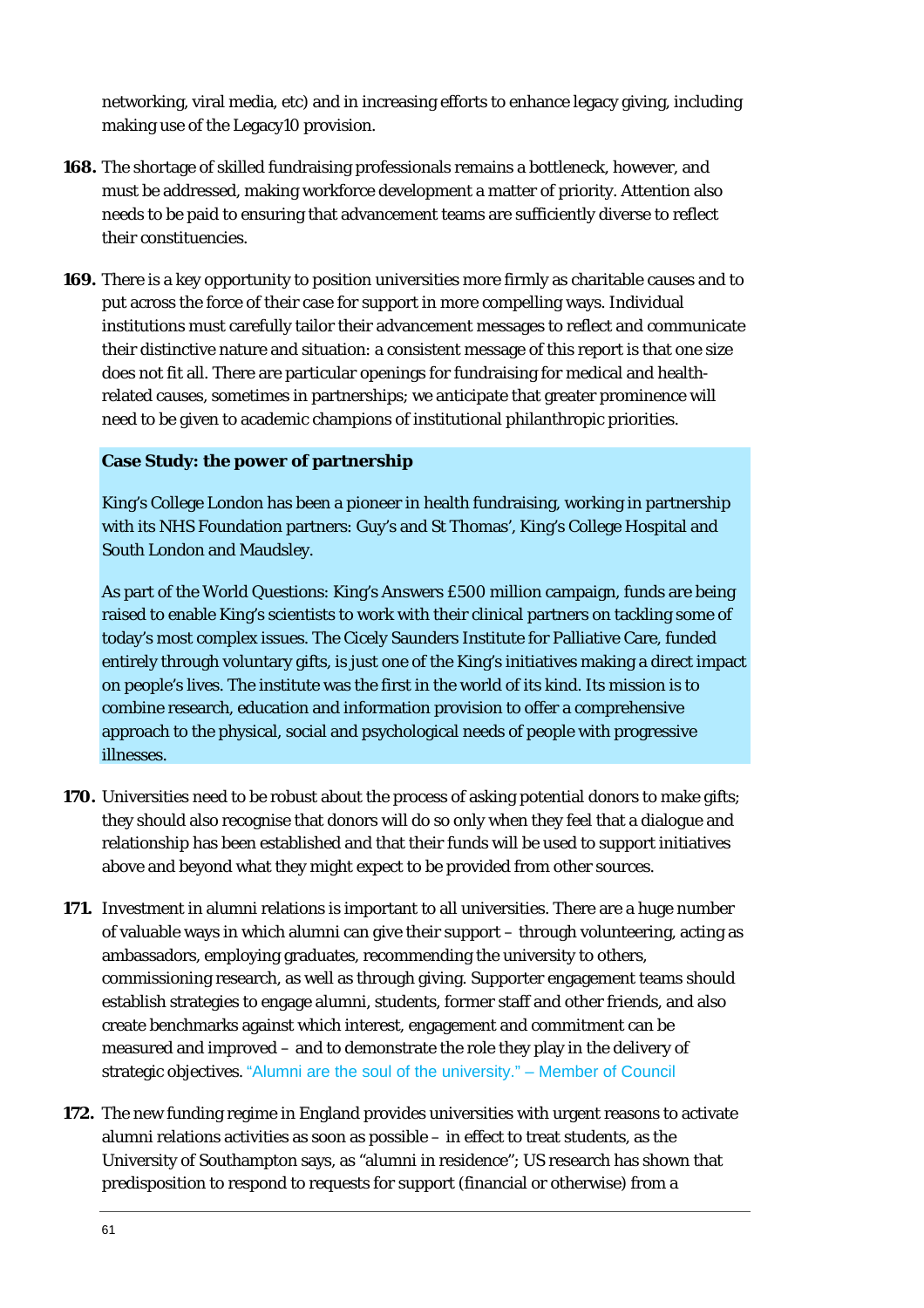networking, viral media, etc) and in increasing efforts to enhance legacy giving, including making use of the Legacy10 provision.

**168.** The shortage of skilled fundraising professionals remains a bottleneck, however, and must be addressed, making workforce development a matter of priority. Attention also needs to be paid to ensuring that advancement teams are sufficiently diverse to reflect their constituencies.

**169.** There is a key opportunity to position universities more firmly as charitable causes and to put across the force of their case for support in more compelling ways. Individual institutions must carefully tailor their advancement messages to reflect and communicate their distinctive nature and situation: a consistent message of this report is that one size does not fit all. There are particular openings for fundraising for medical and health-related causes, sometimes in partnerships; we anticipate that greater prominence will need to be given to academic champions of institutional philanthropic priorities.

**Case Study: the power of partnership**

King's College London has been a pioneer in health fundraising, working in partnership with its NHS Foundation partners: Guy's and St Thomas', King's College Hospital and South London and Maudsley.

As part of the World Questions: King's Answers £500 million campaign, funds are being raised to enable King's scientists to work with their clinical partners on tackling some of today's most complex issues. The Cicely Saunders Institute for Palliative Care, funded entirely through voluntary gifts, is just one of the King's initiatives making a direct impact on people's lives. The institute was the first in the world of its kind. Its mission is to combine research, education and information provision to offer a comprehensive approach to the physical, social and psychological needs of people with progressive illnesses.

**170.** Universities need to be robust about the process of asking potential donors to make gifts; they should also recognise that donors will do so only when they feel that a dialogue and relationship has been established and that their funds will be used to support initiatives above and beyond what they might expect to be provided from other sources.

**171.** Investment in alumni relations is important to all universities. There are a huge number of valuable ways in which alumni can give their support – through volunteering, acting as ambassadors, employing graduates, recommending the university to others, commissioning research, as well as through giving. Supporter engagement teams should establish strategies to engage alumni, students, former staff and other friends, and also create benchmarks against which interest, engagement and commitment can be measured and improved – and to demonstrate the role they play in the delivery of strategic objectives. "Alumni are the soul of the university." – Member of Council

**172.** The new funding regime in England provides universities with urgent reasons to activate alumni relations activities as soon as possible – in effect to treat students, as the University of Southampton says, as "alumni in residence"; US research has shown that predisposition to respond to requests for support (financial or otherwise) from a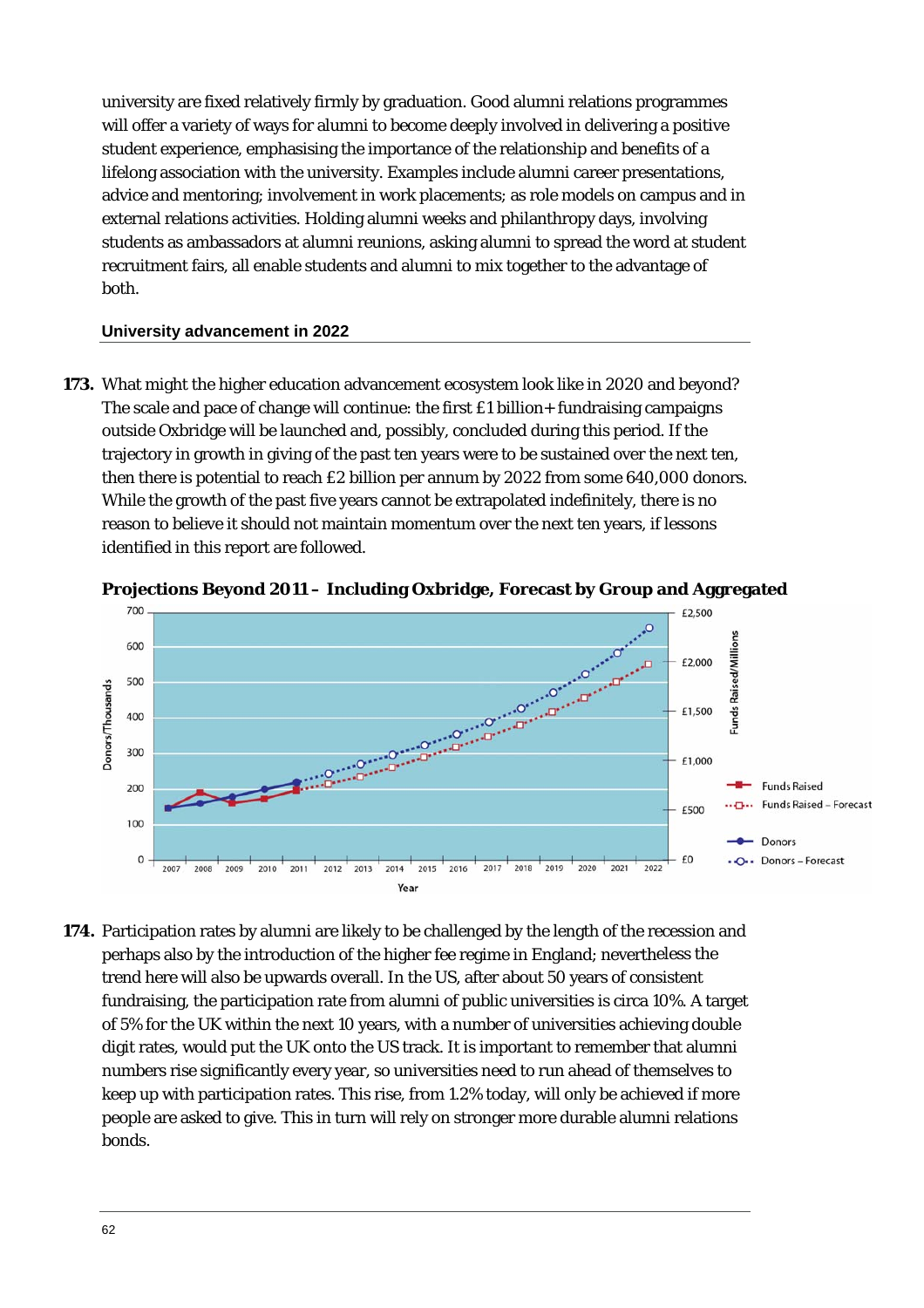university are fixed relatively firmly by graduation. Good alumni relations programmes will offer a variety of ways for alumni to become deeply involved in delivering a positive student experience, emphasising the importance of the relationship and benefits of a lifelong association with the university. Examples include alumni career presentations, advice and mentoring; involvement in work placements; as role models on campus and in external relations activities. Holding alumni weeks and philanthropy days, involving students as ambassadors at alumni reunions, asking alumni to spread the word at student recruitment fairs, all enable students and alumni to mix together to the advantage of both.

#### University advancement in 2022

**173.** What might the higher education advancement ecosystem look like in 2020 and beyond? The scale and pace of change will continue: the first £1 billion+ fundraising campaigns outside Oxbridge will be launched and, possibly, concluded during this period. If the trajectory in growth in giving of the past ten years were to be sustained over the next ten, then there is potential to reach £2 billion per annum by 2022 from some 640,000 donors. While the growth of the past five years cannot be extrapolated indefinitely, there is no reason to believe it should not maintain momentum over the next ten years, if lessons identified in this report are followed.

**Projections Beyond 2011 – Including Oxbridge, Forecast by Group and Aggregated**

**174.** Participation rates by alumni are likely to be challenged by the length of the recession and perhaps also by the introduction of the higher fee regime in England; nevertheless the trend here will also be upwards overall. In the US, after about 50 years of consistent fundraising, the participation rate from alumni of public universities is circa 10%. A target of 5% for the UK within the next 10 years, with a number of universities achieving double digit rates, would put the UK onto the US track. It is important to remember that alumni numbers rise significantly every year, so universities need to run ahead of themselves to keep up with participation rates. This rise, from 1.2% today, will only be achieved if more people are asked to give. This in turn will rely on stronger more durable alumni relations bonds.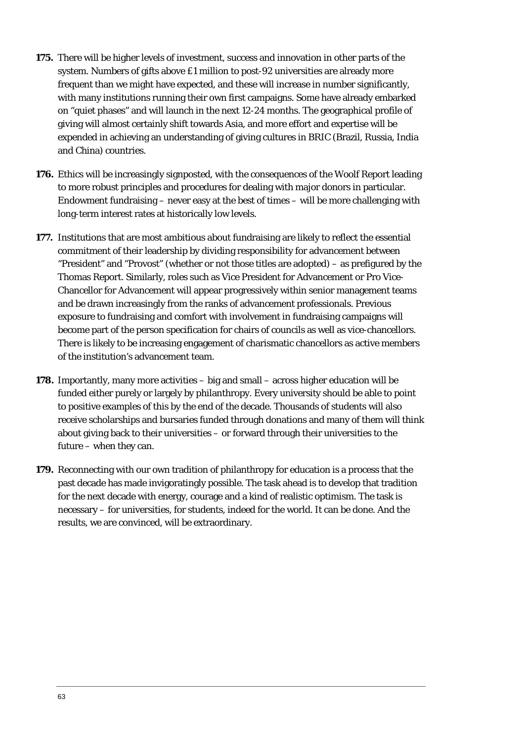**175.** There will be higher levels of investment, success and innovation in other parts of the system. Numbers of gifts above £1 million to post-92 universities are already more frequent than we might have expected, and these will increase in number significantly, with many institutions running their own first campaigns. Some have already embarked on "quiet phases" and will launch in the next 12-24 months. The geographical profile of giving will almost certainly shift towards Asia, and more effort and expertise will be expended in achieving an understanding of giving cultures in BRIC (Brazil, Russia, India and China) countries.

**176.** Ethics will be increasingly signposted, with the consequences of the Woolf Report leading to more robust principles and procedures for dealing with major donors in particular. Endowment fundraising – never easy at the best of times – will be more challenging with long-term interest rates at historically low levels.

**177.** Institutions that are most ambitious about fundraising are likely to reflect the essential commitment of their leadership by dividing responsibility for advancement between "President" and "Provost" (whether or not those titles are adopted) – as prefigured by the Thomas Report. Similarly, roles such as Vice President for Advancement or Pro Vice-Chancellor for Advancement will appear progressively within senior management teams and be drawn increasingly from the ranks of advancement professionals. Previous exposure to fundraising and comfort with involvement in fundraising campaigns will become part of the person specification for chairs of councils as well as vice-chancellors. There is likely to be increasing engagement of charismatic chancellors as active members of the institution's advancement team.

**178.** Importantly, many more activities – big and small – across higher education will be funded either purely or largely by philanthropy. Every university should be able to point to positive examples of this by the end of the decade. Thousands of students will also receive scholarships and bursaries funded through donations and many of them will think about giving back to their universities – or forward through their universities to the future – when they can.

**179.** Reconnecting with our own tradition of philanthropy for education is a process that the past decade has made invigoratingly possible. The task ahead is to develop that tradition for the next decade with energy, courage and a kind of realistic optimism. The task is necessary – for universities, for students, indeed for the world. It can be done. And the results, we are convinced, will be extraordinary.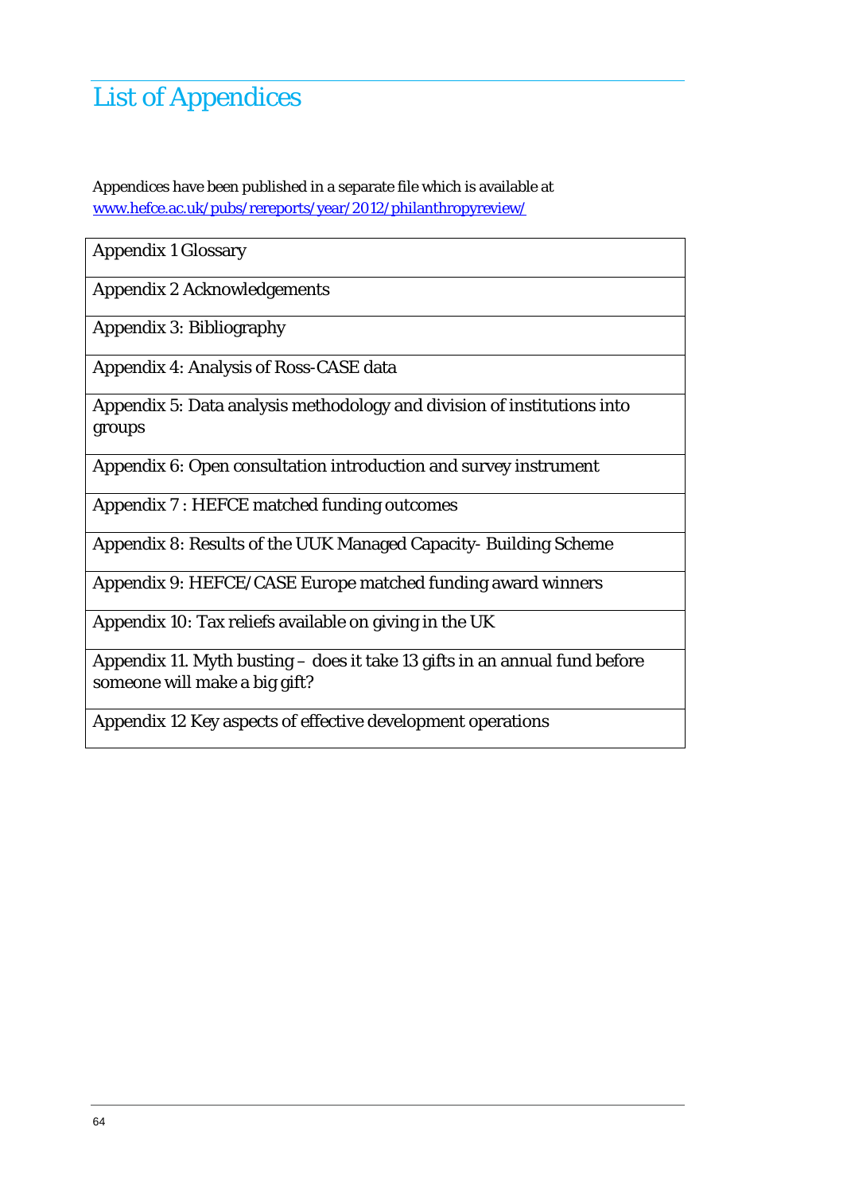# List of Appendices

Appendices have been published in a separate file which is available at [www.hefce.ac.uk/pubs/rereports/year/2012/philanthropyreview/](www.hefce.ac.uk/pubs/rereports/year/2012/philanthropyreview/)

| |
|---|
| Appendix 1 Glossary |
| Appendix 2 Acknowledgements |
| Appendix 3: Bibliography |
| Appendix 4: Analysis of Ross-CASE data |
| Appendix 5: Data analysis methodology and division of institutions into groups |
| Appendix 6: Open consultation introduction and survey instrument |
| Appendix 7 : HEFCE matched funding outcomes |
| Appendix 8: Results of the UUK Managed Capacity- Building Scheme |
| Appendix 9: HEFCE/CASE Europe matched funding award winners |
| Appendix 10: Tax reliefs available on giving in the UK |
| Appendix 11. Myth busting – does it take 13 gifts in an annual fund before someone will make a big gift? |
| Appendix 12 Key aspects of effective development operations |